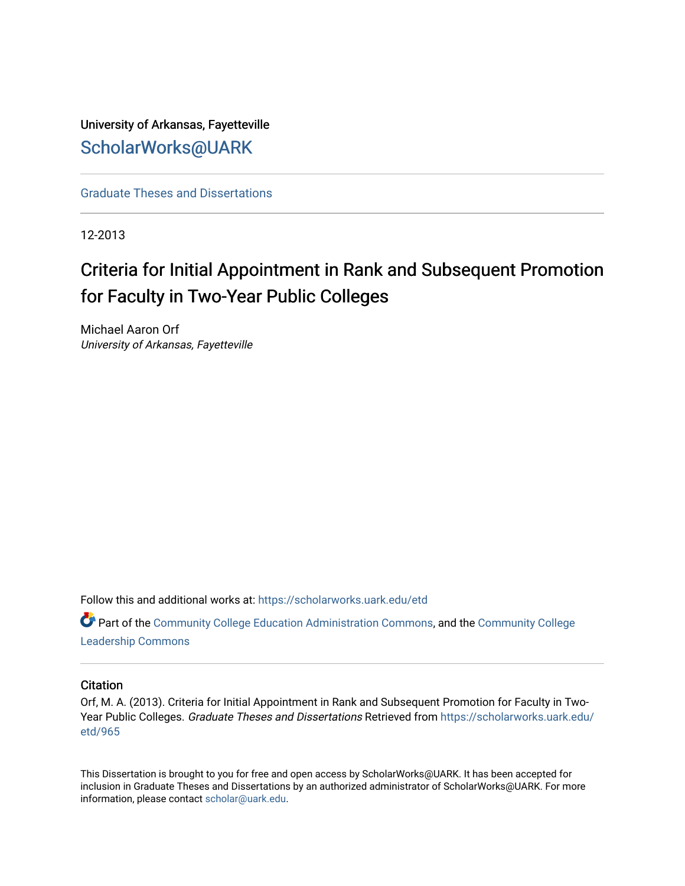University of Arkansas, Fayetteville

# ScholarWorks@UARK

Graduate Theses and Dissertations

12-2013

# Criteria for Initial Appointment in Rank and Subsequent Promotion for Faculty in Two-Year Public Colleges

Michael Aaron Orf
*University of Arkansas, Fayetteville*

Follow this and additional works at: https://scholarworks.uark.edu/etd

Part of the Community College Education Administration Commons, and the Community College Leadership Commons

## Citation

Orf, M. A. (2013). Criteria for Initial Appointment in Rank and Subsequent Promotion for Faculty in Two-Year Public Colleges. *Graduate Theses and Dissertations* Retrieved from https://scholarworks.uark.edu/etd/965

This Dissertation is brought to you for free and open access by ScholarWorks@UARK. It has been accepted for inclusion in Graduate Theses and Dissertations by an authorized administrator of ScholarWorks@UARK. For more information, please contact scholar@uark.edu.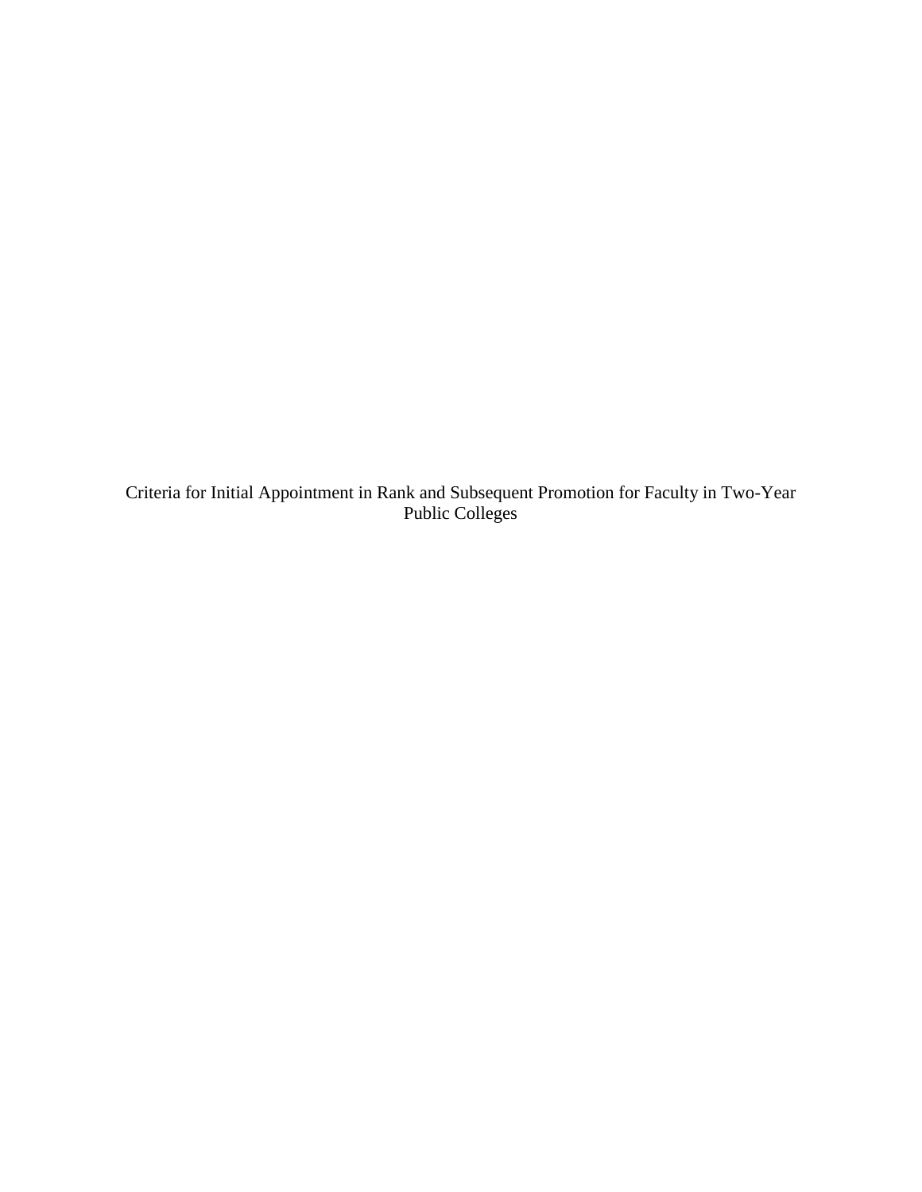Criteria for Initial Appointment in Rank and Subsequent Promotion for Faculty in Two-Year Public Colleges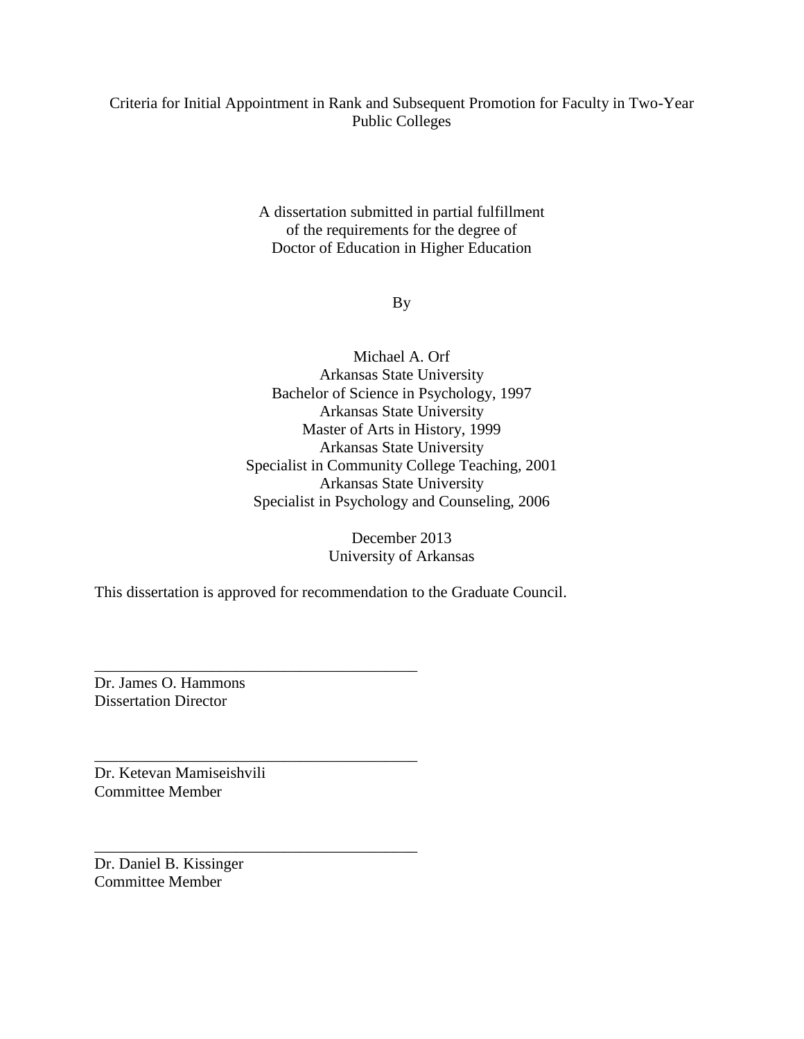Criteria for Initial Appointment in Rank and Subsequent Promotion for Faculty in Two-Year Public Colleges

A dissertation submitted in partial fulfillment
of the requirements for the degree of
Doctor of Education in Higher Education

By

Michael A. Orf
Arkansas State University
Bachelor of Science in Psychology, 1997
Arkansas State University
Master of Arts in History, 1999
Arkansas State University
Specialist in Community College Teaching, 2001
Arkansas State University
Specialist in Psychology and Counseling, 2006

December 2013
University of Arkansas

This dissertation is approved for recommendation to the Graduate Council.

\_\_\_\_\_\_\_\_\_\_\_\_\_\_\_\_\_\_\_\_\_\_\_\_\_\_\_\_\_\_\_\_\_\_\_\_\_\_\_\_
Dr. James O. Hammons
Dissertation Director

\_\_\_\_\_\_\_\_\_\_\_\_\_\_\_\_\_\_\_\_\_\_\_\_\_\_\_\_\_\_\_\_\_\_\_\_\_\_\_\_
Dr. Ketevan Mamiseishvili
Committee Member

\_\_\_\_\_\_\_\_\_\_\_\_\_\_\_\_\_\_\_\_\_\_\_\_\_\_\_\_\_\_\_\_\_\_\_\_\_\_\_\_
Dr. Daniel B. Kissinger
Committee Member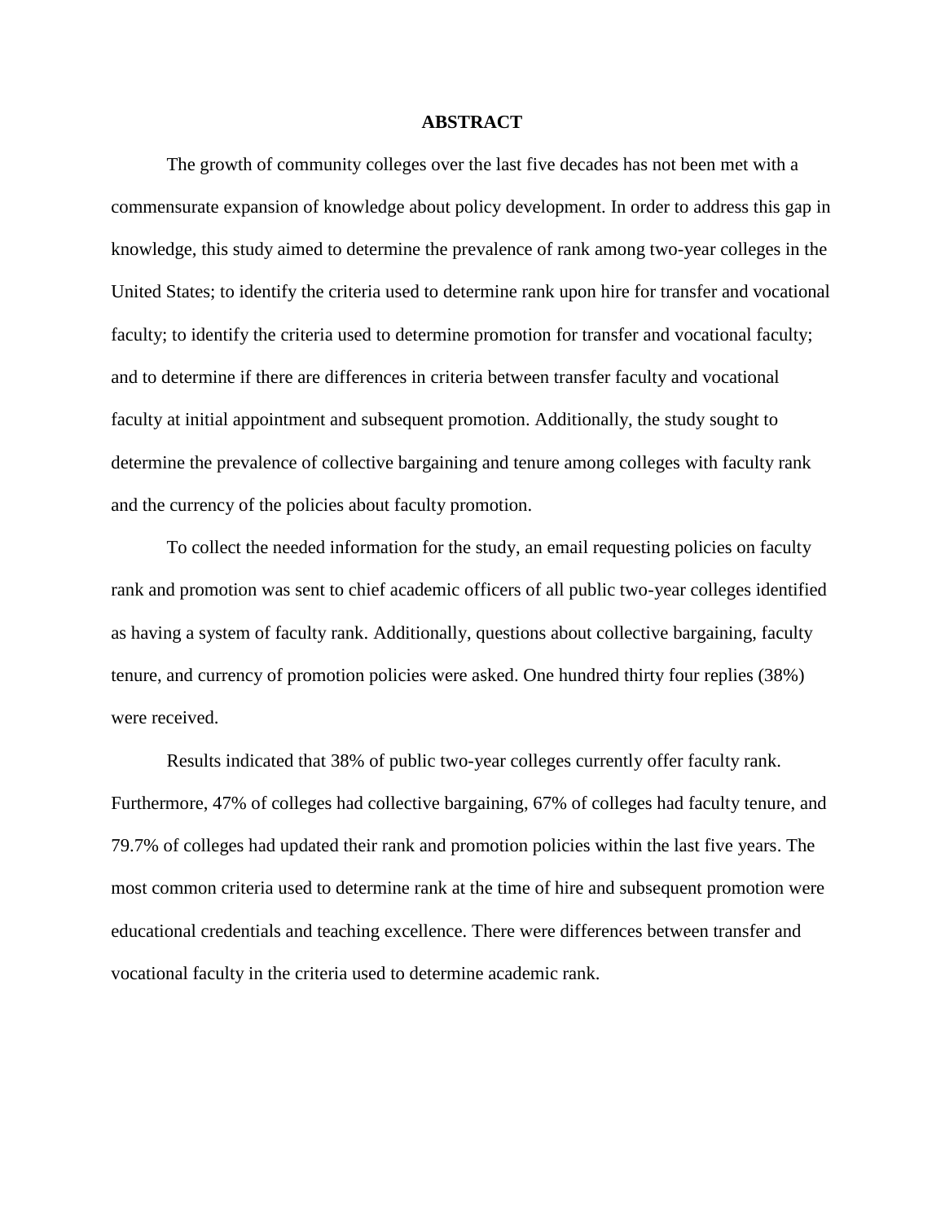# ABSTRACT

The growth of community colleges over the last five decades has not been met with a commensurate expansion of knowledge about policy development. In order to address this gap in knowledge, this study aimed to determine the prevalence of rank among two-year colleges in the United States; to identify the criteria used to determine rank upon hire for transfer and vocational faculty; to identify the criteria used to determine promotion for transfer and vocational faculty; and to determine if there are differences in criteria between transfer faculty and vocational faculty at initial appointment and subsequent promotion. Additionally, the study sought to determine the prevalence of collective bargaining and tenure among colleges with faculty rank and the currency of the policies about faculty promotion.

To collect the needed information for the study, an email requesting policies on faculty rank and promotion was sent to chief academic officers of all public two-year colleges identified as having a system of faculty rank. Additionally, questions about collective bargaining, faculty tenure, and currency of promotion policies were asked. One hundred thirty four replies (38%) were received.

Results indicated that 38% of public two-year colleges currently offer faculty rank. Furthermore, 47% of colleges had collective bargaining, 67% of colleges had faculty tenure, and 79.7% of colleges had updated their rank and promotion policies within the last five years. The most common criteria used to determine rank at the time of hire and subsequent promotion were educational credentials and teaching excellence. There were differences between transfer and vocational faculty in the criteria used to determine academic rank.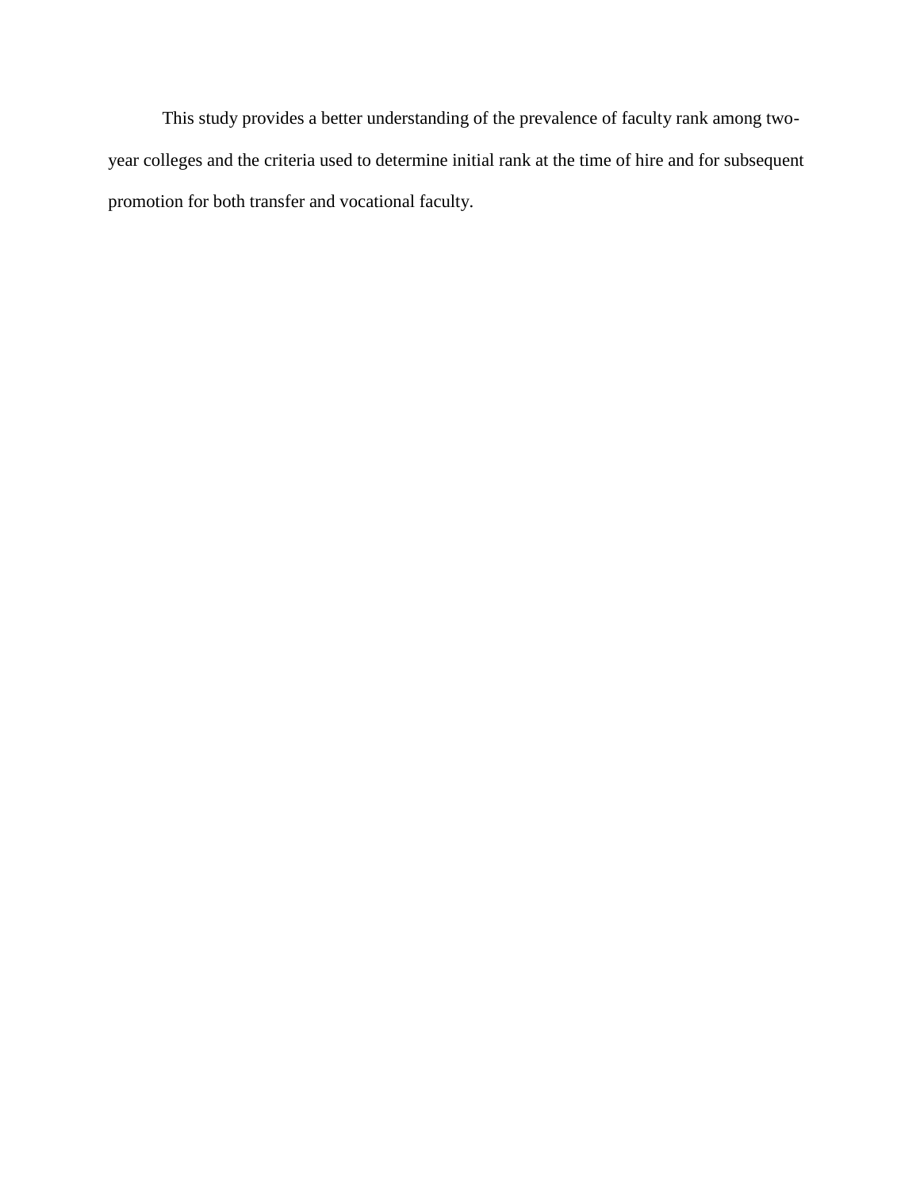This study provides a better understanding of the prevalence of faculty rank among two-year colleges and the criteria used to determine initial rank at the time of hire and for subsequent promotion for both transfer and vocational faculty.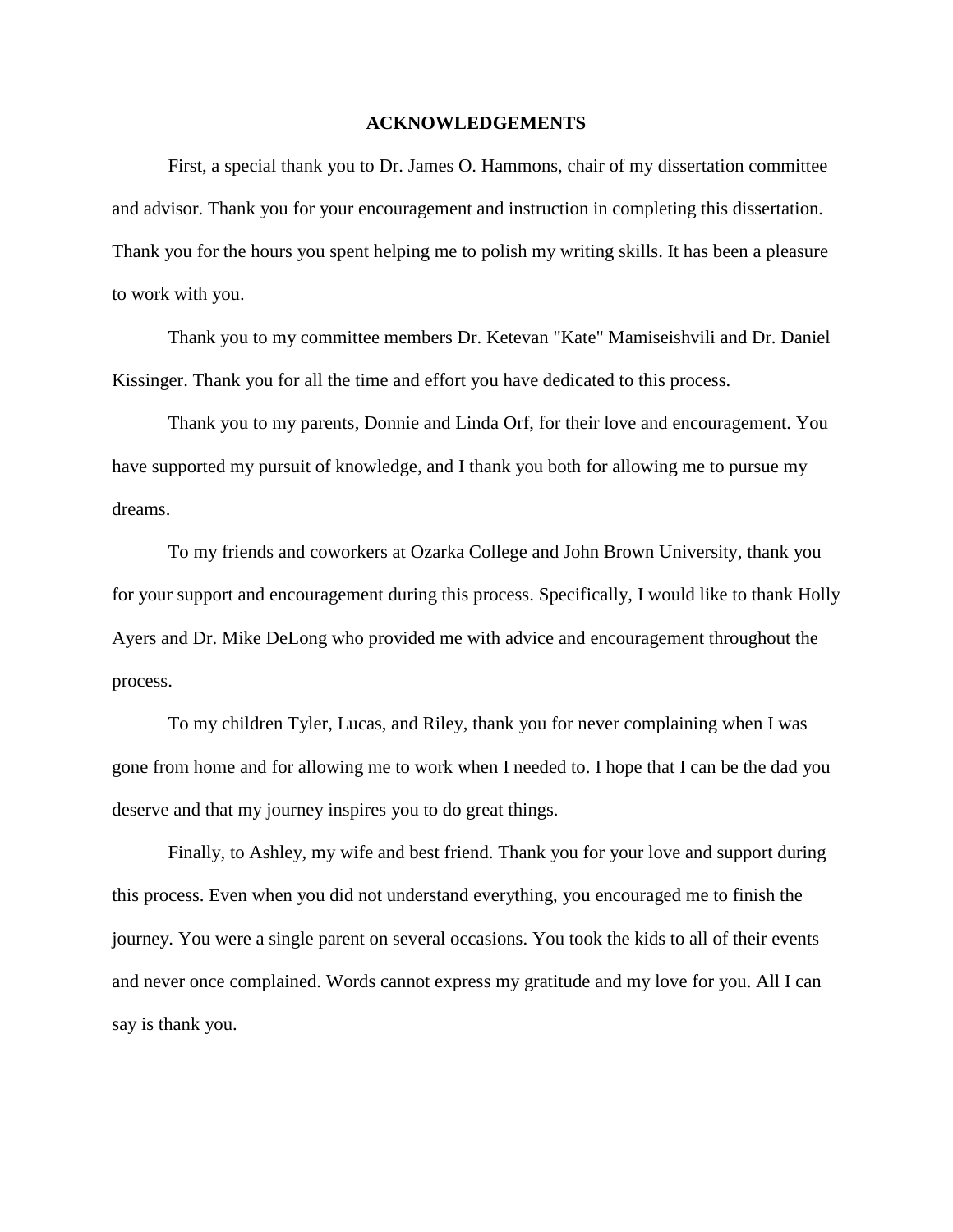# ACKNOWLEDGEMENTS

First, a special thank you to Dr. James O. Hammons, chair of my dissertation committee and advisor. Thank you for your encouragement and instruction in completing this dissertation. Thank you for the hours you spent helping me to polish my writing skills. It has been a pleasure to work with you.

Thank you to my committee members Dr. Ketevan "Kate" Mamiseishvili and Dr. Daniel Kissinger. Thank you for all the time and effort you have dedicated to this process.

Thank you to my parents, Donnie and Linda Orf, for their love and encouragement. You have supported my pursuit of knowledge, and I thank you both for allowing me to pursue my dreams.

To my friends and coworkers at Ozarka College and John Brown University, thank you for your support and encouragement during this process. Specifically, I would like to thank Holly Ayers and Dr. Mike DeLong who provided me with advice and encouragement throughout the process.

To my children Tyler, Lucas, and Riley, thank you for never complaining when I was gone from home and for allowing me to work when I needed to. I hope that I can be the dad you deserve and that my journey inspires you to do great things.

Finally, to Ashley, my wife and best friend. Thank you for your love and support during this process. Even when you did not understand everything, you encouraged me to finish the journey. You were a single parent on several occasions. You took the kids to all of their events and never once complained. Words cannot express my gratitude and my love for you. All I can say is thank you.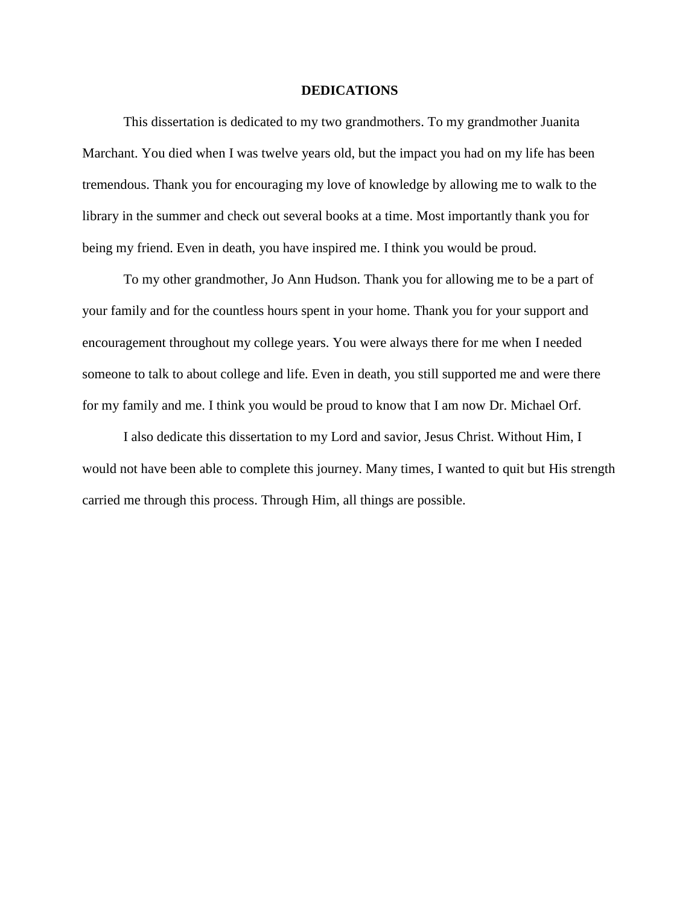# DEDICATIONS

This dissertation is dedicated to my two grandmothers. To my grandmother Juanita Marchant. You died when I was twelve years old, but the impact you had on my life has been tremendous. Thank you for encouraging my love of knowledge by allowing me to walk to the library in the summer and check out several books at a time. Most importantly thank you for being my friend. Even in death, you have inspired me. I think you would be proud.

To my other grandmother, Jo Ann Hudson. Thank you for allowing me to be a part of your family and for the countless hours spent in your home. Thank you for your support and encouragement throughout my college years. You were always there for me when I needed someone to talk to about college and life. Even in death, you still supported me and were there for my family and me. I think you would be proud to know that I am now Dr. Michael Orf.

I also dedicate this dissertation to my Lord and savior, Jesus Christ. Without Him, I would not have been able to complete this journey. Many times, I wanted to quit but His strength carried me through this process. Through Him, all things are possible.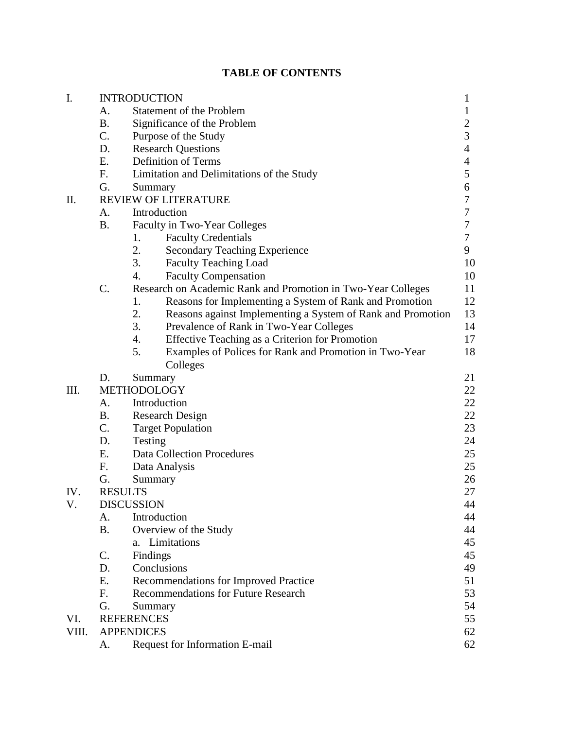# TABLE OF CONTENTS

| | | | |
|---|---|---|---|
| I. | INTRODUCTION | | 1 |
| | A. | Statement of the Problem | 1 |
| | B. | Significance of the Problem | 2 |
| | C. | Purpose of the Study | 3 |
| | D. | Research Questions | 4 |
| | E. | Definition of Terms | 4 |
| | F. | Limitation and Delimitations of the Study | 5 |
| | G. | Summary | 6 |
| II. | REVIEW OF LITERATURE | | 7 |
| | A. | Introduction | 7 |
| | B. | Faculty in Two-Year Colleges | 7 |
| | | 1. Faculty Credentials | 7 |
| | | 2. Secondary Teaching Experience | 9 |
| | | 3. Faculty Teaching Load | 10 |
| | | 4. Faculty Compensation | 10 |
| | C. | Research on Academic Rank and Promotion in Two-Year Colleges | 11 |
| | | 1. Reasons for Implementing a System of Rank and Promotion | 12 |
| | | 2. Reasons against Implementing a System of Rank and Promotion | 13 |
| | | 3. Prevalence of Rank in Two-Year Colleges | 14 |
| | | 4. Effective Teaching as a Criterion for Promotion | 17 |
| | | 5. Examples of Polices for Rank and Promotion in Two-Year Colleges | 18 |
| | D. | Summary | 21 |
| III. | METHODOLOGY | | 22 |
| | A. | Introduction | 22 |
| | B. | Research Design | 22 |
| | C. | Target Population | 23 |
| | D. | Testing | 24 |
| | E. | Data Collection Procedures | 25 |
| | F. | Data Analysis | 25 |
| | G. | Summary | 26 |
| IV. | RESULTS | | 27 |
| V. | DISCUSSION | | 44 |
| | A. | Introduction | 44 |
| | B. | Overview of the Study | 44 |
| | | a. Limitations | 45 |
| | C. | Findings | 45 |
| | D. | Conclusions | 49 |
| | E. | Recommendations for Improved Practice | 51 |
| | F. | Recommendations for Future Research | 53 |
| | G. | Summary | 54 |
| VI. | REFERENCES | | 55 |
| VIII. | APPENDICES | | 62 |
| | A. | Request for Information E-mail | 62 |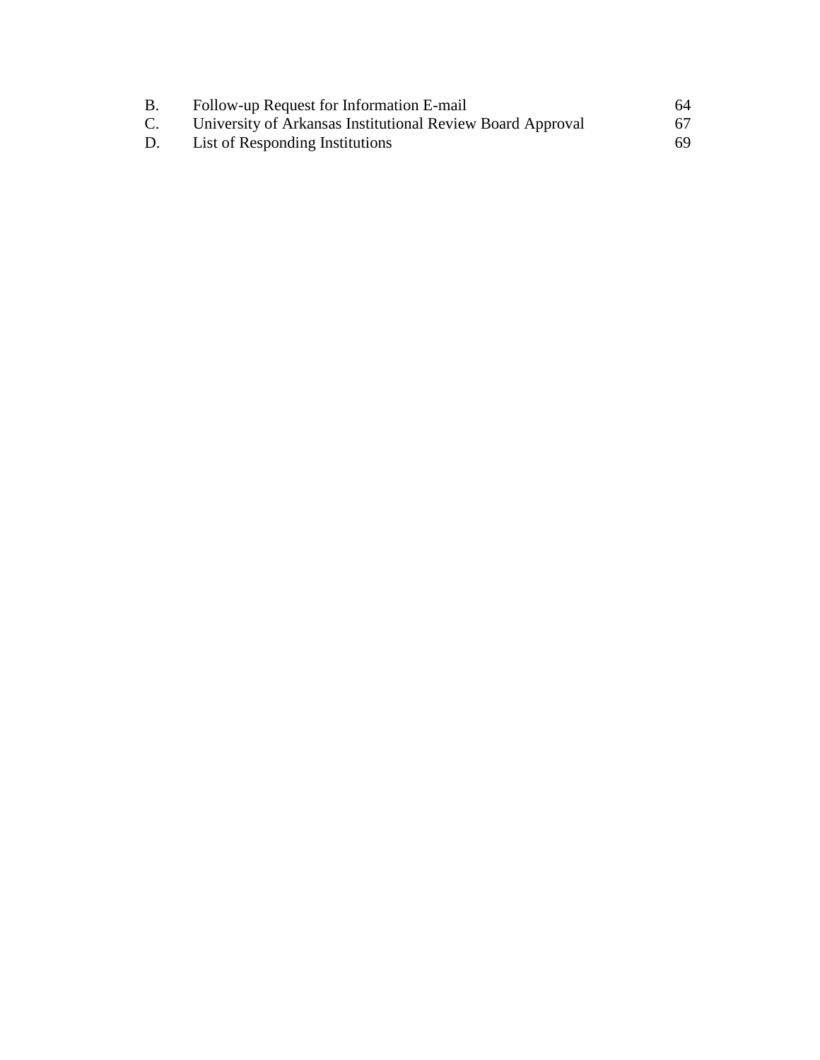| | | |
|---|---|---|
| B. | Follow-up Request for Information E-mail | 64 |
| C. | University of Arkansas Institutional Review Board Approval | 67 |
| D. | List of Responding Institutions | 69 |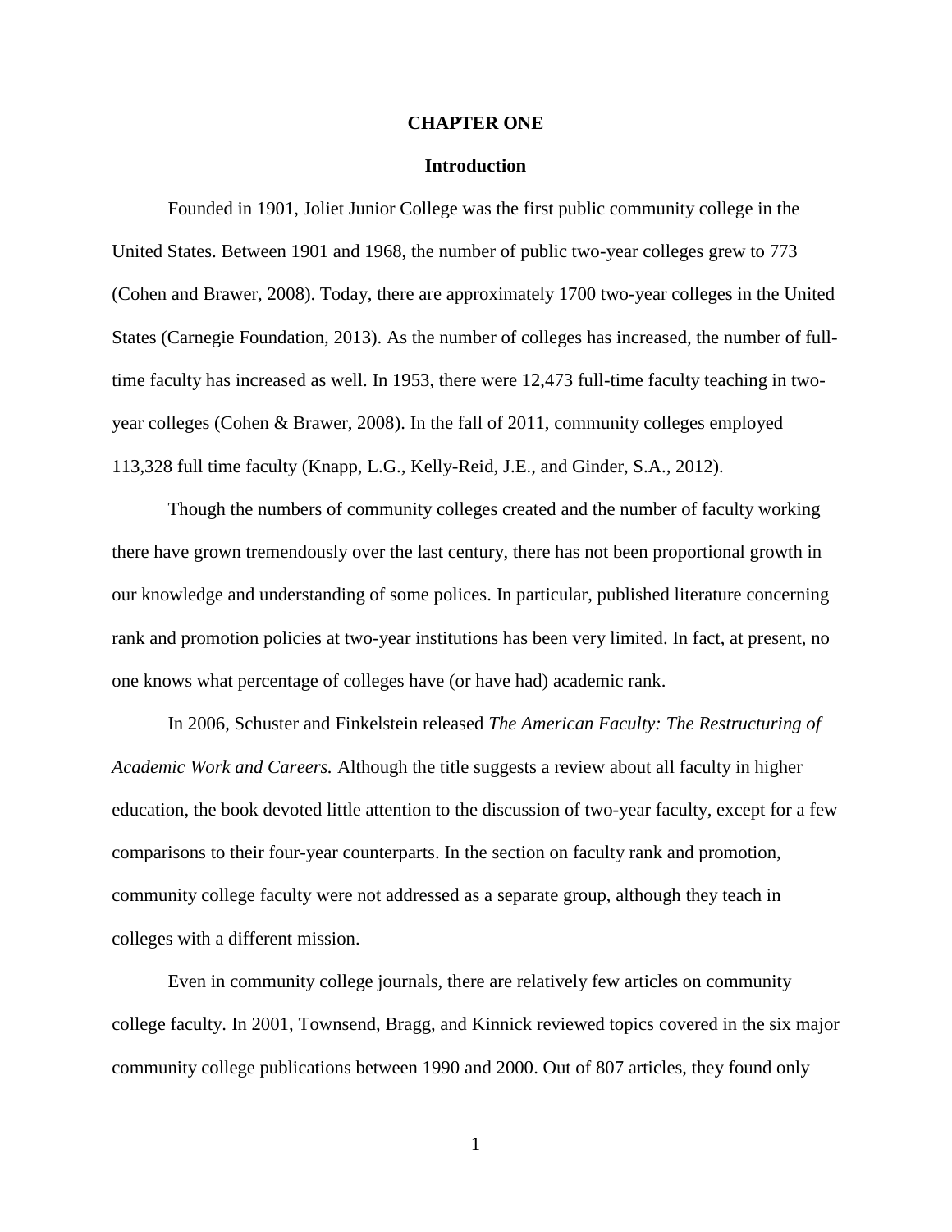# CHAPTER ONE

## Introduction

Founded in 1901, Joliet Junior College was the first public community college in the United States. Between 1901 and 1968, the number of public two-year colleges grew to 773 (Cohen and Brawer, 2008). Today, there are approximately 1700 two-year colleges in the United States (Carnegie Foundation, 2013). As the number of colleges has increased, the number of full-time faculty has increased as well. In 1953, there were 12,473 full-time faculty teaching in two-year colleges (Cohen & Brawer, 2008). In the fall of 2011, community colleges employed 113,328 full time faculty (Knapp, L.G., Kelly-Reid, J.E., and Ginder, S.A., 2012).

Though the numbers of community colleges created and the number of faculty working there have grown tremendously over the last century, there has not been proportional growth in our knowledge and understanding of some polices. In particular, published literature concerning rank and promotion policies at two-year institutions has been very limited. In fact, at present, no one knows what percentage of colleges have (or have had) academic rank.

In 2006, Schuster and Finkelstein released *The American Faculty: The Restructuring of Academic Work and Careers.* Although the title suggests a review about all faculty in higher education, the book devoted little attention to the discussion of two-year faculty, except for a few comparisons to their four-year counterparts. In the section on faculty rank and promotion, community college faculty were not addressed as a separate group, although they teach in colleges with a different mission.

Even in community college journals, there are relatively few articles on community college faculty. In 2001, Townsend, Bragg, and Kinnick reviewed topics covered in the six major community college publications between 1990 and 2000. Out of 807 articles, they found only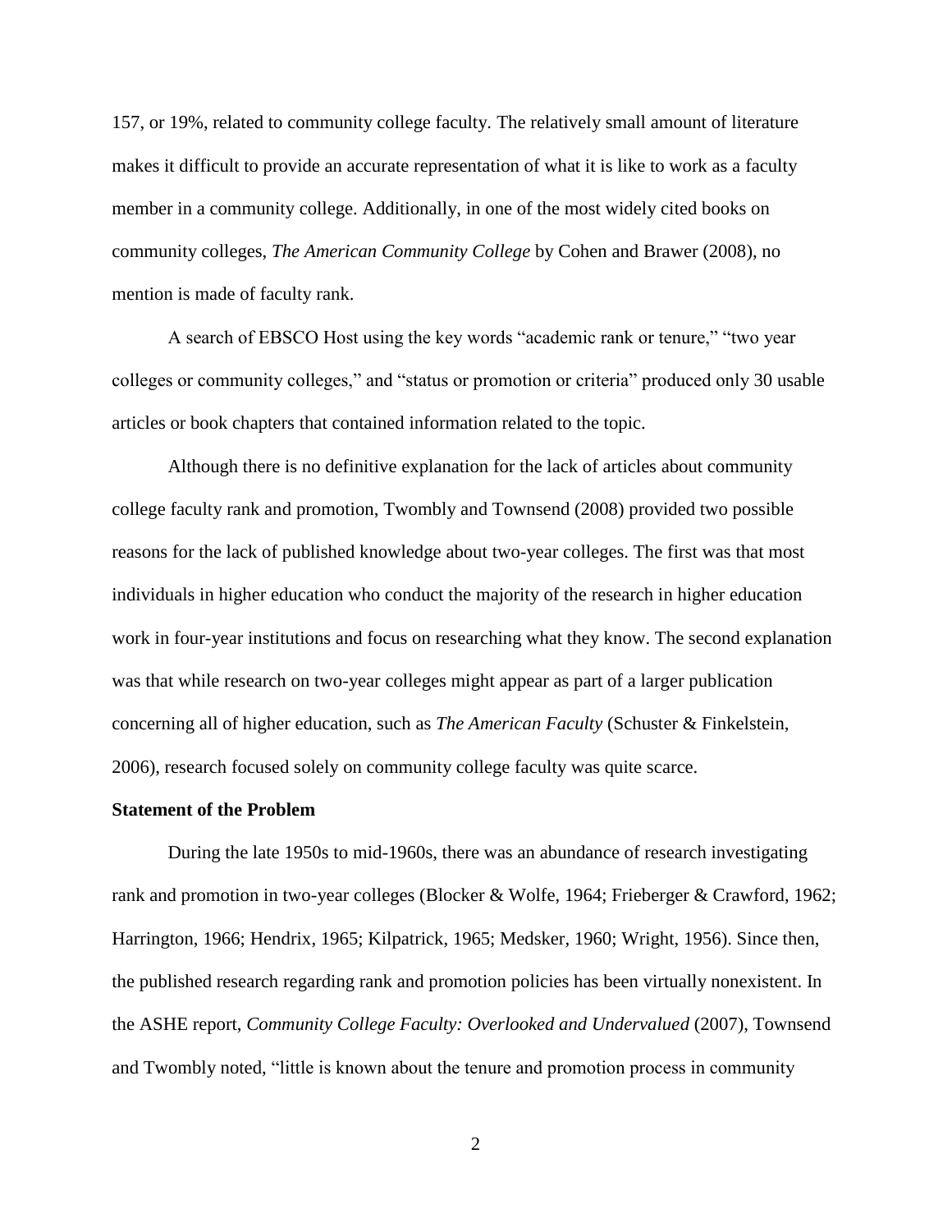157, or 19%, related to community college faculty. The relatively small amount of literature makes it difficult to provide an accurate representation of what it is like to work as a faculty member in a community college. Additionally, in one of the most widely cited books on community colleges, *The American Community College* by Cohen and Brawer (2008), no mention is made of faculty rank.

A search of EBSCO Host using the key words "academic rank or tenure," "two year colleges or community colleges," and "status or promotion or criteria" produced only 30 usable articles or book chapters that contained information related to the topic.

Although there is no definitive explanation for the lack of articles about community college faculty rank and promotion, Twombly and Townsend (2008) provided two possible reasons for the lack of published knowledge about two-year colleges. The first was that most individuals in higher education who conduct the majority of the research in higher education work in four-year institutions and focus on researching what they know. The second explanation was that while research on two-year colleges might appear as part of a larger publication concerning all of higher education, such as *The American Faculty* (Schuster & Finkelstein, 2006), research focused solely on community college faculty was quite scarce.

## Statement of the Problem

During the late 1950s to mid-1960s, there was an abundance of research investigating rank and promotion in two-year colleges (Blocker & Wolfe, 1964; Frieberger & Crawford, 1962; Harrington, 1966; Hendrix, 1965; Kilpatrick, 1965; Medsker, 1960; Wright, 1956). Since then, the published research regarding rank and promotion policies has been virtually nonexistent. In the ASHE report, *Community College Faculty: Overlooked and Undervalued* (2007), Townsend and Twombly noted, "little is known about the tenure and promotion process in community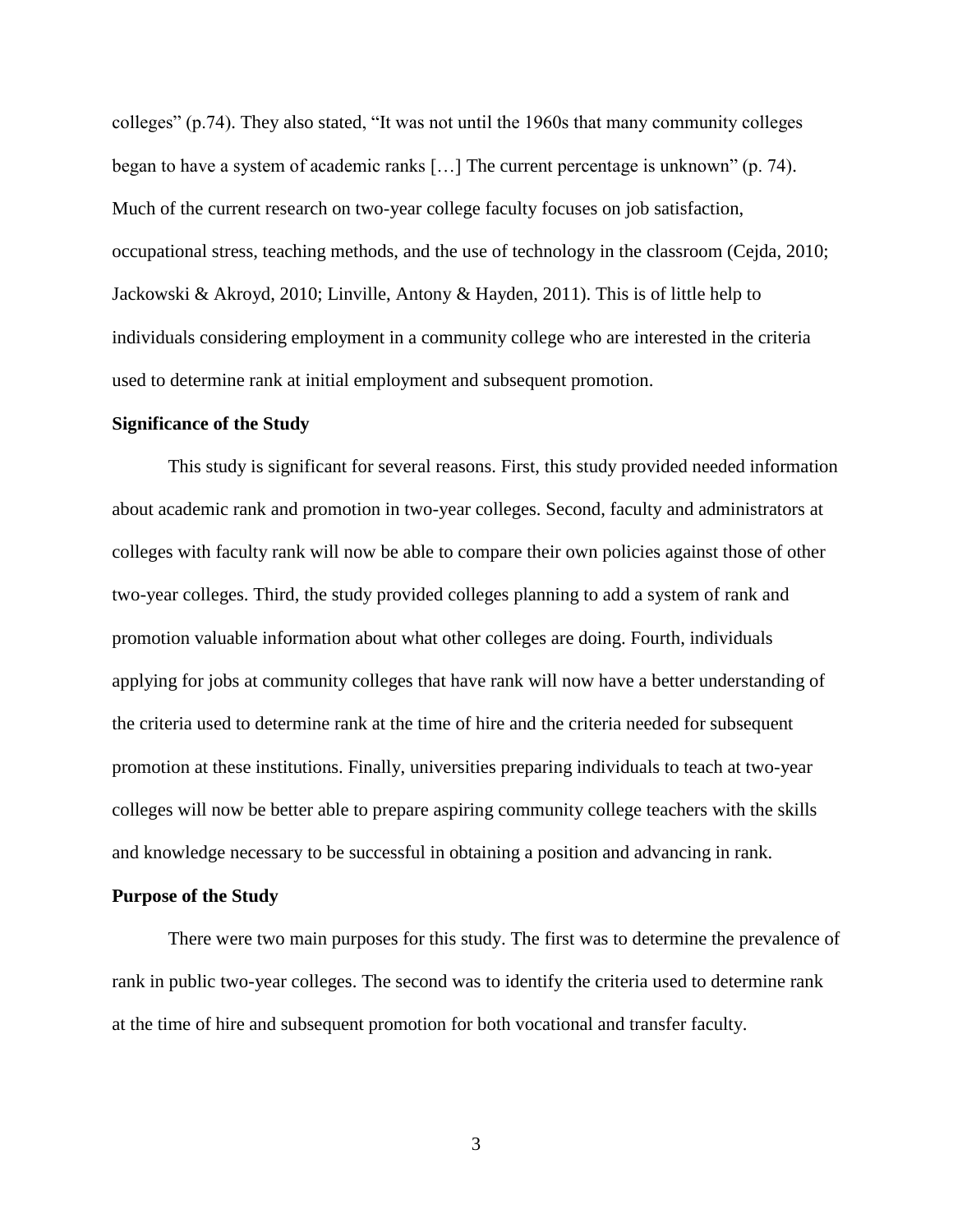colleges" (p.74). They also stated, "It was not until the 1960s that many community colleges began to have a system of academic ranks […] The current percentage is unknown" (p. 74). Much of the current research on two-year college faculty focuses on job satisfaction, occupational stress, teaching methods, and the use of technology in the classroom (Cejda, 2010; Jackowski & Akroyd, 2010; Linville, Antony & Hayden, 2011). This is of little help to individuals considering employment in a community college who are interested in the criteria used to determine rank at initial employment and subsequent promotion.

**Significance of the Study**

This study is significant for several reasons. First, this study provided needed information about academic rank and promotion in two-year colleges. Second, faculty and administrators at colleges with faculty rank will now be able to compare their own policies against those of other two-year colleges. Third, the study provided colleges planning to add a system of rank and promotion valuable information about what other colleges are doing. Fourth, individuals applying for jobs at community colleges that have rank will now have a better understanding of the criteria used to determine rank at the time of hire and the criteria needed for subsequent promotion at these institutions. Finally, universities preparing individuals to teach at two-year colleges will now be better able to prepare aspiring community college teachers with the skills and knowledge necessary to be successful in obtaining a position and advancing in rank.

**Purpose of the Study**

There were two main purposes for this study. The first was to determine the prevalence of rank in public two-year colleges. The second was to identify the criteria used to determine rank at the time of hire and subsequent promotion for both vocational and transfer faculty.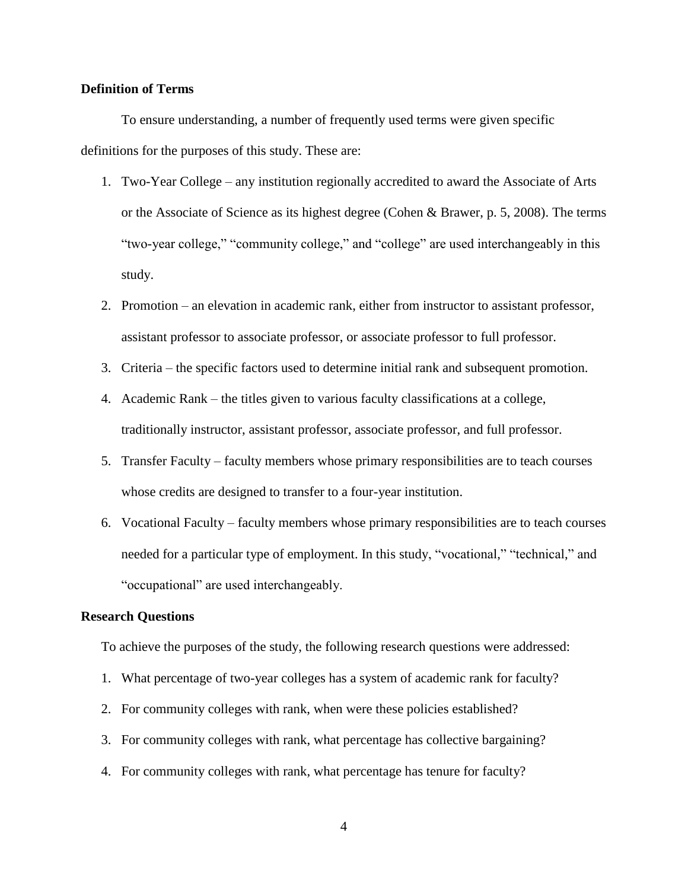**Definition of Terms**

To ensure understanding, a number of frequently used terms were given specific definitions for the purposes of this study. These are:

1. Two-Year College – any institution regionally accredited to award the Associate of Arts or the Associate of Science as its highest degree (Cohen & Brawer, p. 5, 2008). The terms "two-year college," "community college," and "college" are used interchangeably in this study.
2. Promotion – an elevation in academic rank, either from instructor to assistant professor, assistant professor to associate professor, or associate professor to full professor.
3. Criteria – the specific factors used to determine initial rank and subsequent promotion.
4. Academic Rank – the titles given to various faculty classifications at a college, traditionally instructor, assistant professor, associate professor, and full professor.
5. Transfer Faculty – faculty members whose primary responsibilities are to teach courses whose credits are designed to transfer to a four-year institution.
6. Vocational Faculty – faculty members whose primary responsibilities are to teach courses needed for a particular type of employment. In this study, "vocational," "technical," and "occupational" are used interchangeably.

**Research Questions**

To achieve the purposes of the study, the following research questions were addressed:

1. What percentage of two-year colleges has a system of academic rank for faculty?
2. For community colleges with rank, when were these policies established?
3. For community colleges with rank, what percentage has collective bargaining?
4. For community colleges with rank, what percentage has tenure for faculty?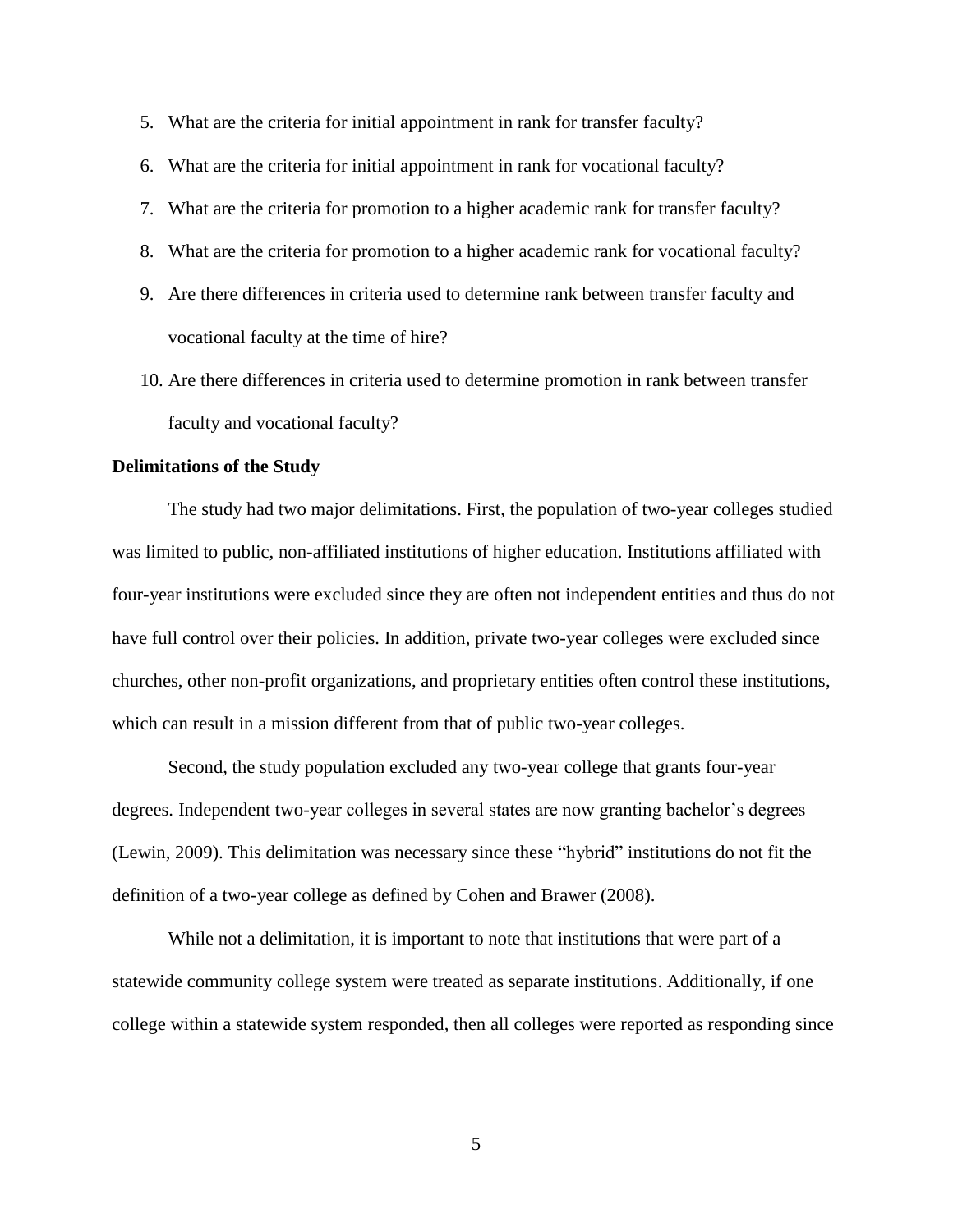5. What are the criteria for initial appointment in rank for transfer faculty?
6. What are the criteria for initial appointment in rank for vocational faculty?
7. What are the criteria for promotion to a higher academic rank for transfer faculty?
8. What are the criteria for promotion to a higher academic rank for vocational faculty?
9. Are there differences in criteria used to determine rank between transfer faculty and vocational faculty at the time of hire?
10. Are there differences in criteria used to determine promotion in rank between transfer faculty and vocational faculty?

**Delimitations of the Study**

The study had two major delimitations. First, the population of two-year colleges studied was limited to public, non-affiliated institutions of higher education. Institutions affiliated with four-year institutions were excluded since they are often not independent entities and thus do not have full control over their policies. In addition, private two-year colleges were excluded since churches, other non-profit organizations, and proprietary entities often control these institutions, which can result in a mission different from that of public two-year colleges.

Second, the study population excluded any two-year college that grants four-year degrees. Independent two-year colleges in several states are now granting bachelor's degrees (Lewin, 2009). This delimitation was necessary since these "hybrid" institutions do not fit the definition of a two-year college as defined by Cohen and Brawer (2008).

While not a delimitation, it is important to note that institutions that were part of a statewide community college system were treated as separate institutions. Additionally, if one college within a statewide system responded, then all colleges were reported as responding since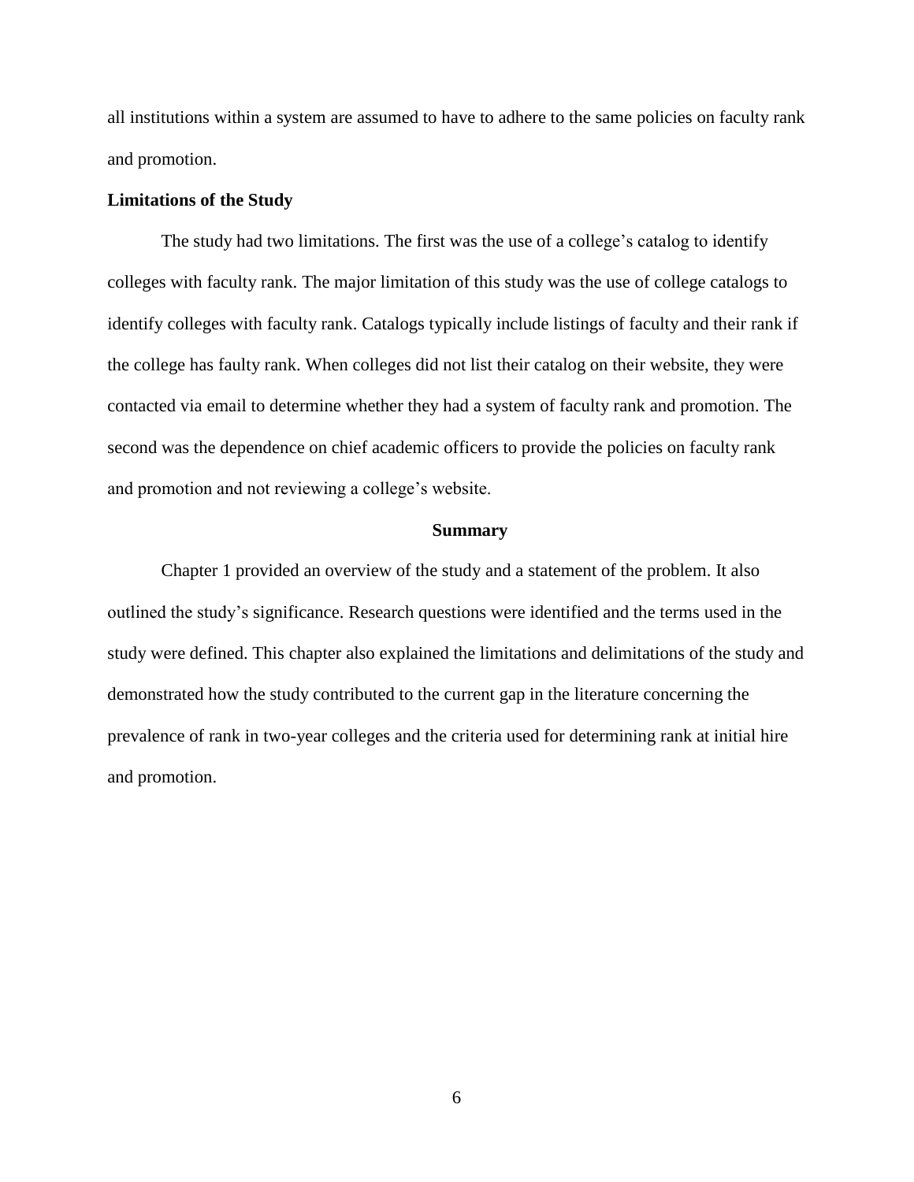all institutions within a system are assumed to have to adhere to the same policies on faculty rank and promotion.

### Limitations of the Study

The study had two limitations. The first was the use of a college's catalog to identify colleges with faculty rank. The major limitation of this study was the use of college catalogs to identify colleges with faculty rank. Catalogs typically include listings of faculty and their rank if the college has faulty rank. When colleges did not list their catalog on their website, they were contacted via email to determine whether they had a system of faculty rank and promotion. The second was the dependence on chief academic officers to provide the policies on faculty rank and promotion and not reviewing a college's website.

## Summary

Chapter 1 provided an overview of the study and a statement of the problem. It also outlined the study's significance. Research questions were identified and the terms used in the study were defined. This chapter also explained the limitations and delimitations of the study and demonstrated how the study contributed to the current gap in the literature concerning the prevalence of rank in two-year colleges and the criteria used for determining rank at initial hire and promotion.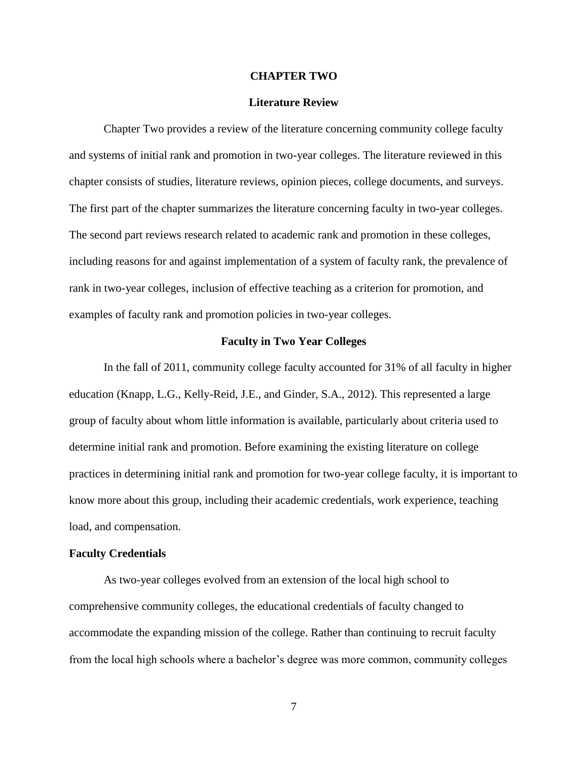# CHAPTER TWO

## Literature Review

Chapter Two provides a review of the literature concerning community college faculty and systems of initial rank and promotion in two-year colleges. The literature reviewed in this chapter consists of studies, literature reviews, opinion pieces, college documents, and surveys. The first part of the chapter summarizes the literature concerning faculty in two-year colleges. The second part reviews research related to academic rank and promotion in these colleges, including reasons for and against implementation of a system of faculty rank, the prevalence of rank in two-year colleges, inclusion of effective teaching as a criterion for promotion, and examples of faculty rank and promotion policies in two-year colleges.

## Faculty in Two Year Colleges

In the fall of 2011, community college faculty accounted for 31% of all faculty in higher education (Knapp, L.G., Kelly-Reid, J.E., and Ginder, S.A., 2012). This represented a large group of faculty about whom little information is available, particularly about criteria used to determine initial rank and promotion. Before examining the existing literature on college practices in determining initial rank and promotion for two-year college faculty, it is important to know more about this group, including their academic credentials, work experience, teaching load, and compensation.

### Faculty Credentials

As two-year colleges evolved from an extension of the local high school to comprehensive community colleges, the educational credentials of faculty changed to accommodate the expanding mission of the college. Rather than continuing to recruit faculty from the local high schools where a bachelor's degree was more common, community colleges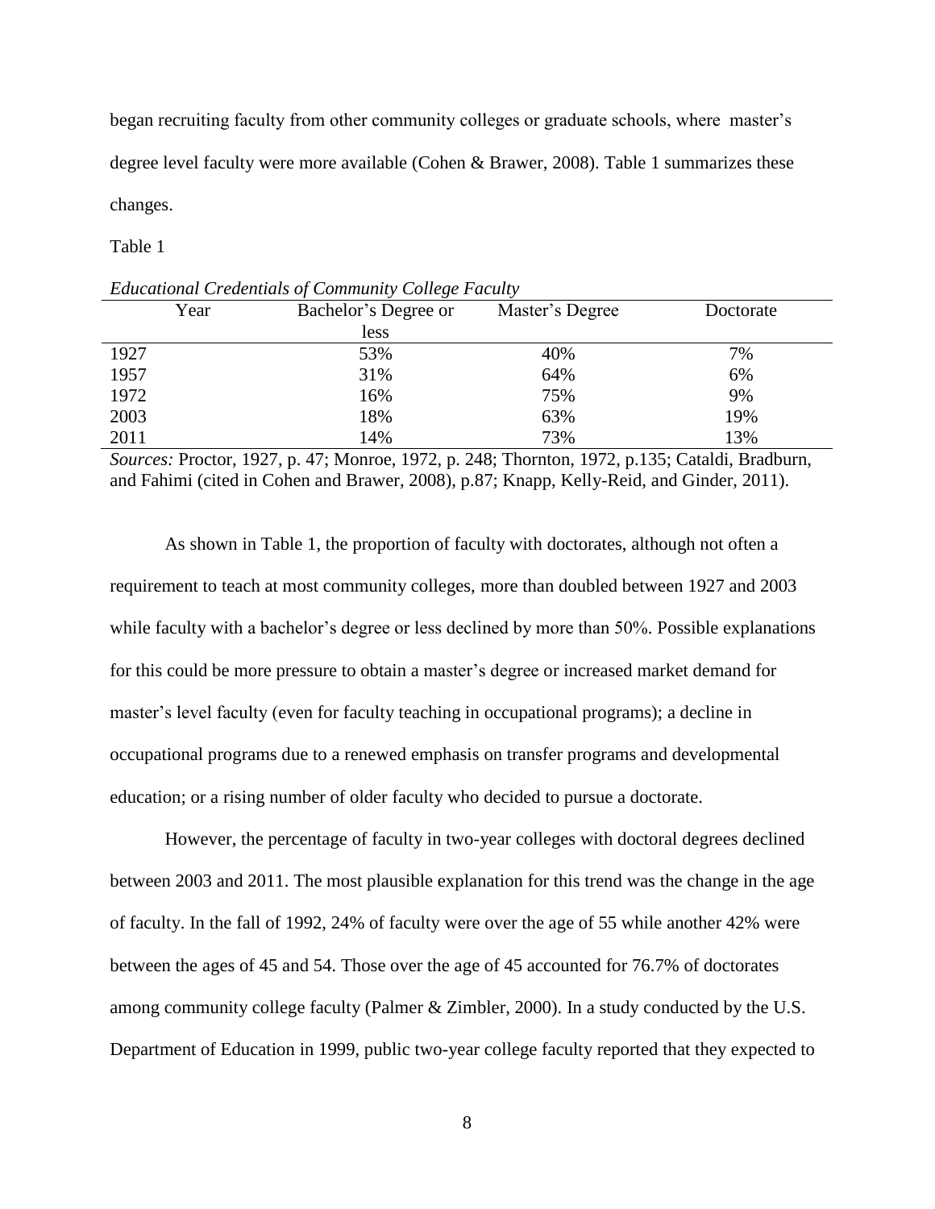began recruiting faculty from other community colleges or graduate schools, where master's degree level faculty were more available (Cohen & Brawer, 2008). Table 1 summarizes these changes.

Table 1

*Educational Credentials of Community College Faculty*

| Year | Bachelor's Degree or less | Master's Degree | Doctorate |
|---|---|---|---|
| 1927 | 53% | 40% | 7% |
| 1957 | 31% | 64% | 6% |
| 1972 | 16% | 75% | 9% |
| 2003 | 18% | 63% | 19% |
| 2011 | 14% | 73% | 13% |

*Sources:* Proctor, 1927, p. 47; Monroe, 1972, p. 248; Thornton, 1972, p.135; Cataldi, Bradburn, and Fahimi (cited in Cohen and Brawer, 2008), p.87; Knapp, Kelly-Reid, and Ginder, 2011).

As shown in Table 1, the proportion of faculty with doctorates, although not often a requirement to teach at most community colleges, more than doubled between 1927 and 2003 while faculty with a bachelor's degree or less declined by more than 50%. Possible explanations for this could be more pressure to obtain a master's degree or increased market demand for master's level faculty (even for faculty teaching in occupational programs); a decline in occupational programs due to a renewed emphasis on transfer programs and developmental education; or a rising number of older faculty who decided to pursue a doctorate.

However, the percentage of faculty in two-year colleges with doctoral degrees declined between 2003 and 2011. The most plausible explanation for this trend was the change in the age of faculty. In the fall of 1992, 24% of faculty were over the age of 55 while another 42% were between the ages of 45 and 54. Those over the age of 45 accounted for 76.7% of doctorates among community college faculty (Palmer & Zimbler, 2000). In a study conducted by the U.S. Department of Education in 1999, public two-year college faculty reported that they expected to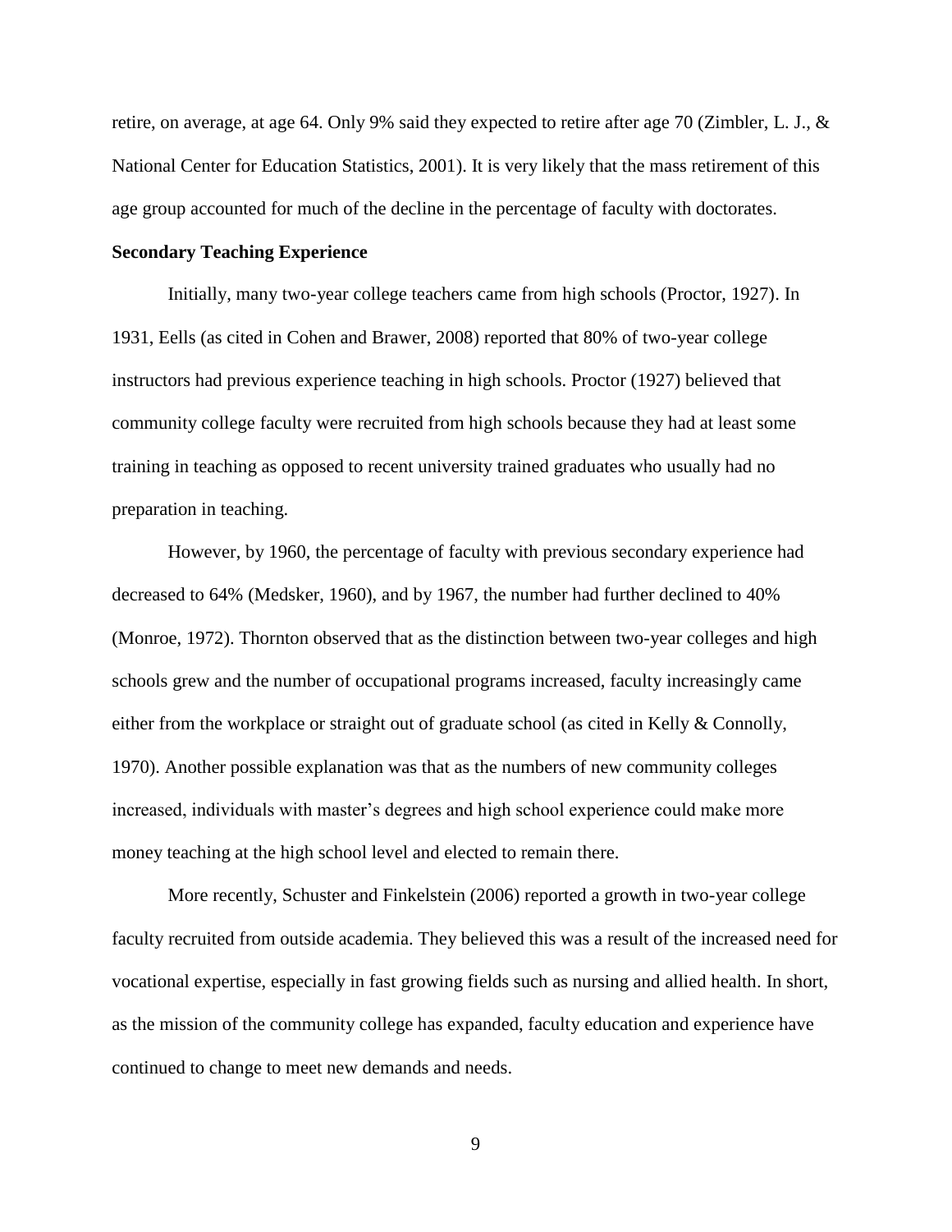retire, on average, at age 64. Only 9% said they expected to retire after age 70 (Zimbler, L. J., & National Center for Education Statistics, 2001). It is very likely that the mass retirement of this age group accounted for much of the decline in the percentage of faculty with doctorates.

### Secondary Teaching Experience

Initially, many two-year college teachers came from high schools (Proctor, 1927). In 1931, Eells (as cited in Cohen and Brawer, 2008) reported that 80% of two-year college instructors had previous experience teaching in high schools. Proctor (1927) believed that community college faculty were recruited from high schools because they had at least some training in teaching as opposed to recent university trained graduates who usually had no preparation in teaching.

However, by 1960, the percentage of faculty with previous secondary experience had decreased to 64% (Medsker, 1960), and by 1967, the number had further declined to 40% (Monroe, 1972). Thornton observed that as the distinction between two-year colleges and high schools grew and the number of occupational programs increased, faculty increasingly came either from the workplace or straight out of graduate school (as cited in Kelly & Connolly, 1970). Another possible explanation was that as the numbers of new community colleges increased, individuals with master's degrees and high school experience could make more money teaching at the high school level and elected to remain there.

More recently, Schuster and Finkelstein (2006) reported a growth in two-year college faculty recruited from outside academia. They believed this was a result of the increased need for vocational expertise, especially in fast growing fields such as nursing and allied health. In short, as the mission of the community college has expanded, faculty education and experience have continued to change to meet new demands and needs.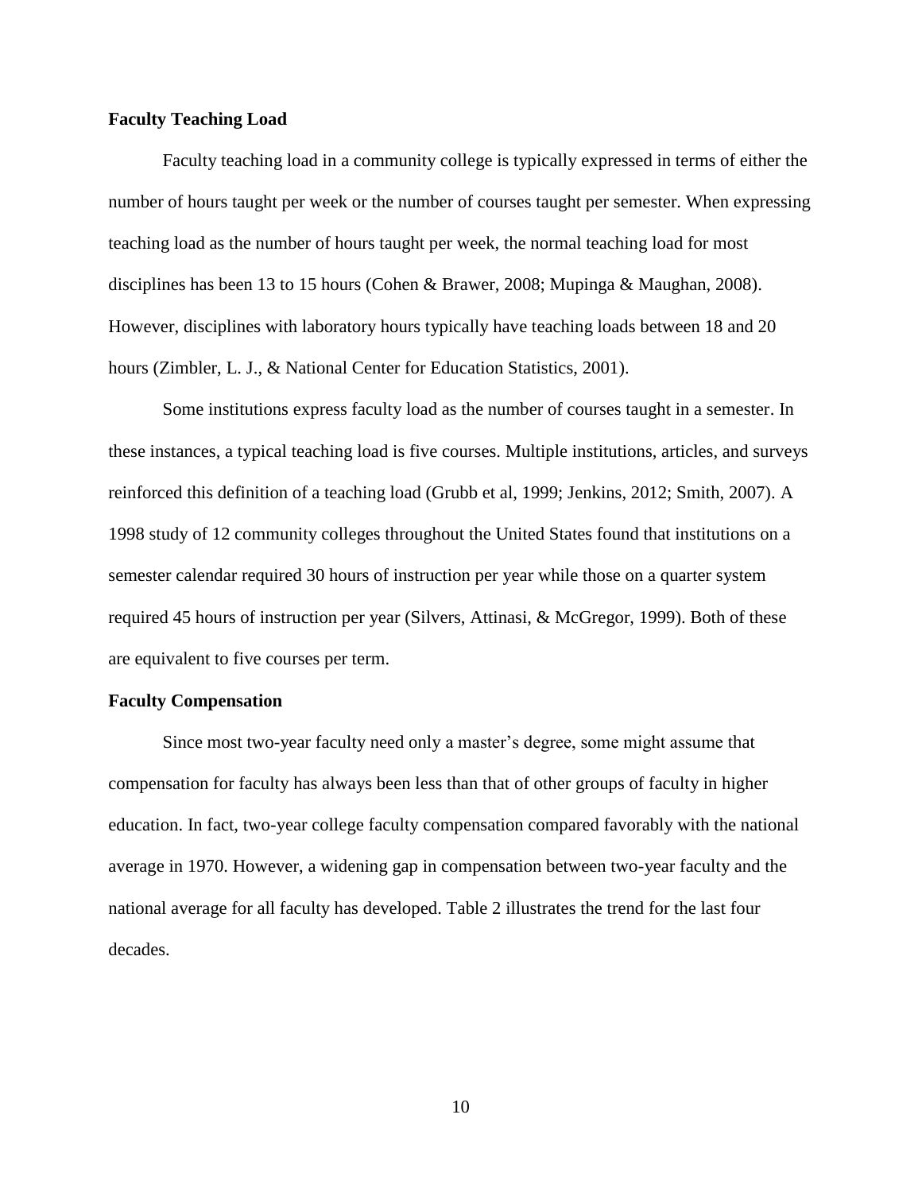## Faculty Teaching Load

Faculty teaching load in a community college is typically expressed in terms of either the number of hours taught per week or the number of courses taught per semester. When expressing teaching load as the number of hours taught per week, the normal teaching load for most disciplines has been 13 to 15 hours (Cohen & Brawer, 2008; Mupinga & Maughan, 2008). However, disciplines with laboratory hours typically have teaching loads between 18 and 20 hours (Zimbler, L. J., & National Center for Education Statistics, 2001).

Some institutions express faculty load as the number of courses taught in a semester. In these instances, a typical teaching load is five courses. Multiple institutions, articles, and surveys reinforced this definition of a teaching load (Grubb et al, 1999; Jenkins, 2012; Smith, 2007). A 1998 study of 12 community colleges throughout the United States found that institutions on a semester calendar required 30 hours of instruction per year while those on a quarter system required 45 hours of instruction per year (Silvers, Attinasi, & McGregor, 1999). Both of these are equivalent to five courses per term.

## Faculty Compensation

Since most two-year faculty need only a master's degree, some might assume that compensation for faculty has always been less than that of other groups of faculty in higher education. In fact, two-year college faculty compensation compared favorably with the national average in 1970. However, a widening gap in compensation between two-year faculty and the national average for all faculty has developed. Table 2 illustrates the trend for the last four decades.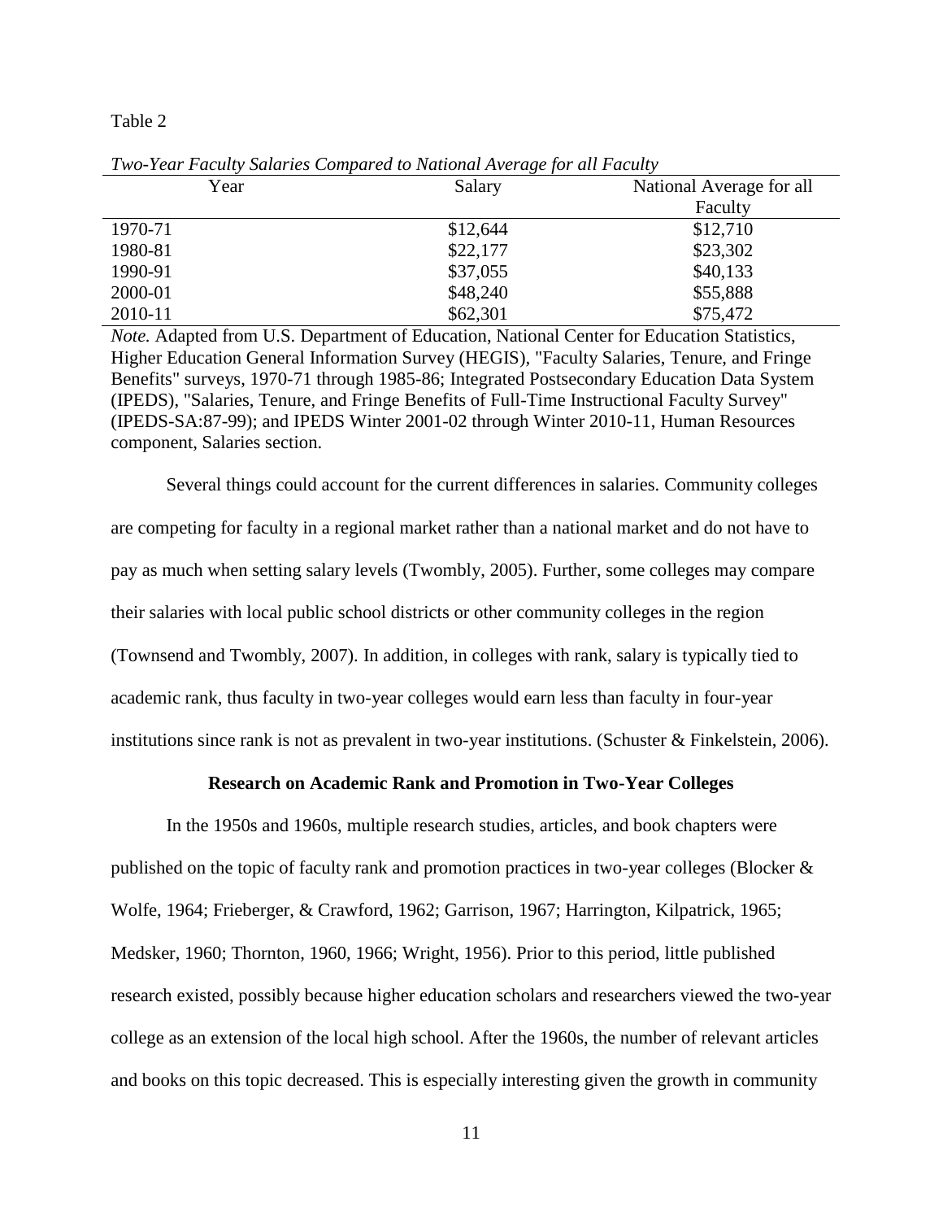Table 2

*Two-Year Faculty Salaries Compared to National Average for all Faculty*

| Year | Salary | National Average for all Faculty |
|---|---|---|
| 1970-71 | $12,644 | $12,710 |
| 1980-81 | $22,177 | $23,302 |
| 1990-91 | $37,055 | $40,133 |
| 2000-01 | $48,240 | $55,888 |
| 2010-11 | $62,301 | $75,472 |

*Note.* Adapted from U.S. Department of Education, National Center for Education Statistics, Higher Education General Information Survey (HEGIS), "Faculty Salaries, Tenure, and Fringe Benefits" surveys, 1970-71 through 1985-86; Integrated Postsecondary Education Data System (IPEDS), "Salaries, Tenure, and Fringe Benefits of Full-Time Instructional Faculty Survey" (IPEDS-SA:87-99); and IPEDS Winter 2001-02 through Winter 2010-11, Human Resources component, Salaries section.

Several things could account for the current differences in salaries. Community colleges are competing for faculty in a regional market rather than a national market and do not have to pay as much when setting salary levels (Twombly, 2005). Further, some colleges may compare their salaries with local public school districts or other community colleges in the region (Townsend and Twombly, 2007). In addition, in colleges with rank, salary is typically tied to academic rank, thus faculty in two-year colleges would earn less than faculty in four-year institutions since rank is not as prevalent in two-year institutions. (Schuster & Finkelstein, 2006).

## Research on Academic Rank and Promotion in Two-Year Colleges

In the 1950s and 1960s, multiple research studies, articles, and book chapters were published on the topic of faculty rank and promotion practices in two-year colleges (Blocker & Wolfe, 1964; Frieberger, & Crawford, 1962; Garrison, 1967; Harrington, Kilpatrick, 1965; Medsker, 1960; Thornton, 1960, 1966; Wright, 1956). Prior to this period, little published research existed, possibly because higher education scholars and researchers viewed the two-year college as an extension of the local high school. After the 1960s, the number of relevant articles and books on this topic decreased. This is especially interesting given the growth in community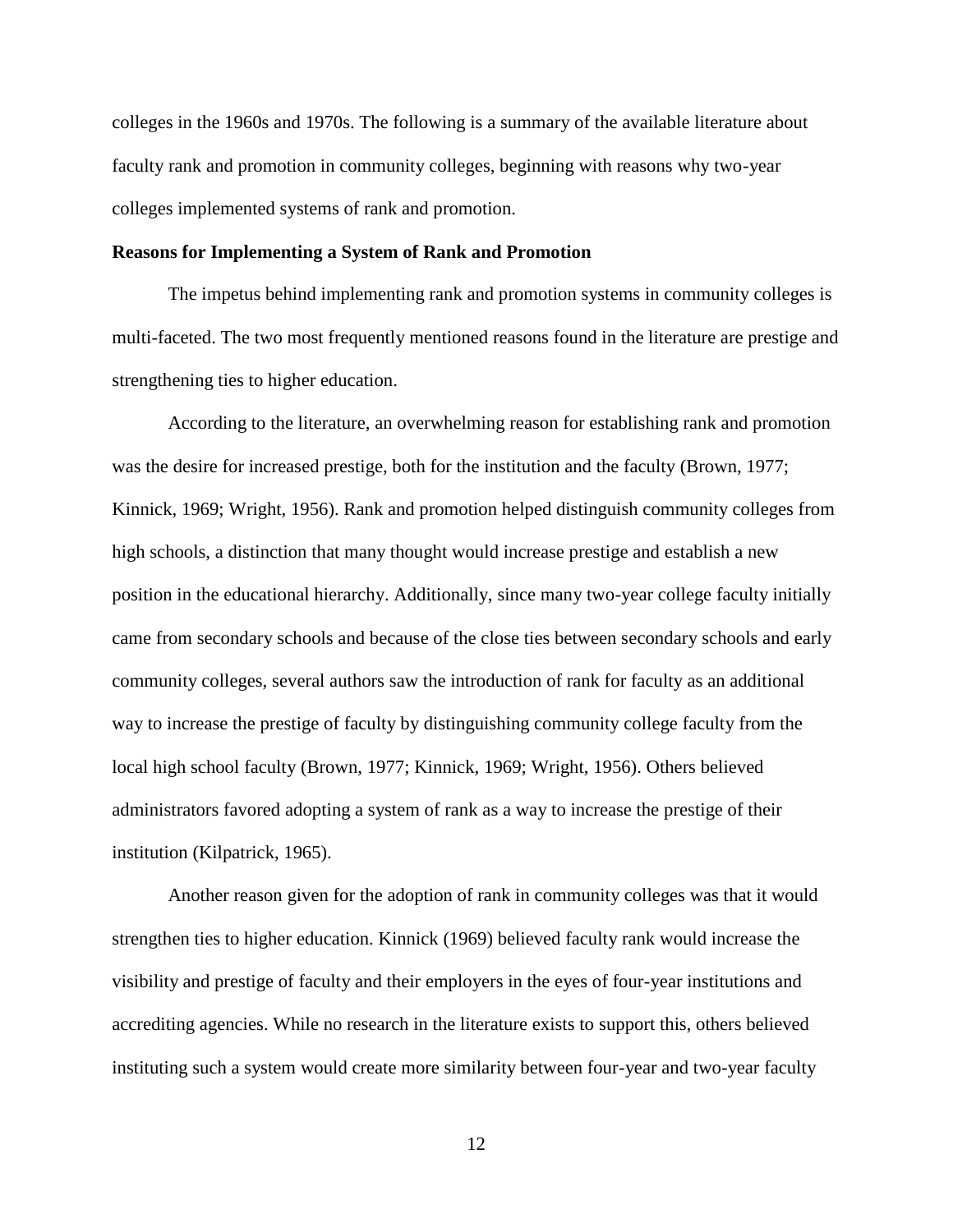colleges in the 1960s and 1970s. The following is a summary of the available literature about faculty rank and promotion in community colleges, beginning with reasons why two-year colleges implemented systems of rank and promotion.

## Reasons for Implementing a System of Rank and Promotion

The impetus behind implementing rank and promotion systems in community colleges is multi-faceted. The two most frequently mentioned reasons found in the literature are prestige and strengthening ties to higher education.

According to the literature, an overwhelming reason for establishing rank and promotion was the desire for increased prestige, both for the institution and the faculty (Brown, 1977; Kinnick, 1969; Wright, 1956). Rank and promotion helped distinguish community colleges from high schools, a distinction that many thought would increase prestige and establish a new position in the educational hierarchy. Additionally, since many two-year college faculty initially came from secondary schools and because of the close ties between secondary schools and early community colleges, several authors saw the introduction of rank for faculty as an additional way to increase the prestige of faculty by distinguishing community college faculty from the local high school faculty (Brown, 1977; Kinnick, 1969; Wright, 1956). Others believed administrators favored adopting a system of rank as a way to increase the prestige of their institution (Kilpatrick, 1965).

Another reason given for the adoption of rank in community colleges was that it would strengthen ties to higher education. Kinnick (1969) believed faculty rank would increase the visibility and prestige of faculty and their employers in the eyes of four-year institutions and accrediting agencies. While no research in the literature exists to support this, others believed instituting such a system would create more similarity between four-year and two-year faculty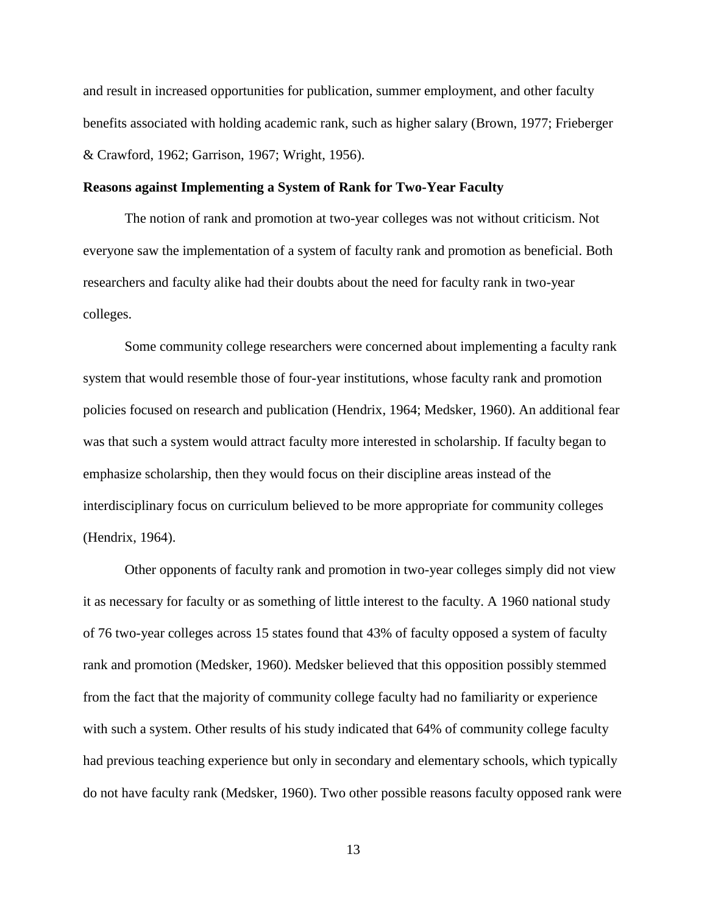and result in increased opportunities for publication, summer employment, and other faculty benefits associated with holding academic rank, such as higher salary (Brown, 1977; Frieberger & Crawford, 1962; Garrison, 1967; Wright, 1956).

**Reasons against Implementing a System of Rank for Two-Year Faculty**

The notion of rank and promotion at two-year colleges was not without criticism. Not everyone saw the implementation of a system of faculty rank and promotion as beneficial. Both researchers and faculty alike had their doubts about the need for faculty rank in two-year colleges.

Some community college researchers were concerned about implementing a faculty rank system that would resemble those of four-year institutions, whose faculty rank and promotion policies focused on research and publication (Hendrix, 1964; Medsker, 1960). An additional fear was that such a system would attract faculty more interested in scholarship. If faculty began to emphasize scholarship, then they would focus on their discipline areas instead of the interdisciplinary focus on curriculum believed to be more appropriate for community colleges (Hendrix, 1964).

Other opponents of faculty rank and promotion in two-year colleges simply did not view it as necessary for faculty or as something of little interest to the faculty. A 1960 national study of 76 two-year colleges across 15 states found that 43% of faculty opposed a system of faculty rank and promotion (Medsker, 1960). Medsker believed that this opposition possibly stemmed from the fact that the majority of community college faculty had no familiarity or experience with such a system. Other results of his study indicated that 64% of community college faculty had previous teaching experience but only in secondary and elementary schools, which typically do not have faculty rank (Medsker, 1960). Two other possible reasons faculty opposed rank were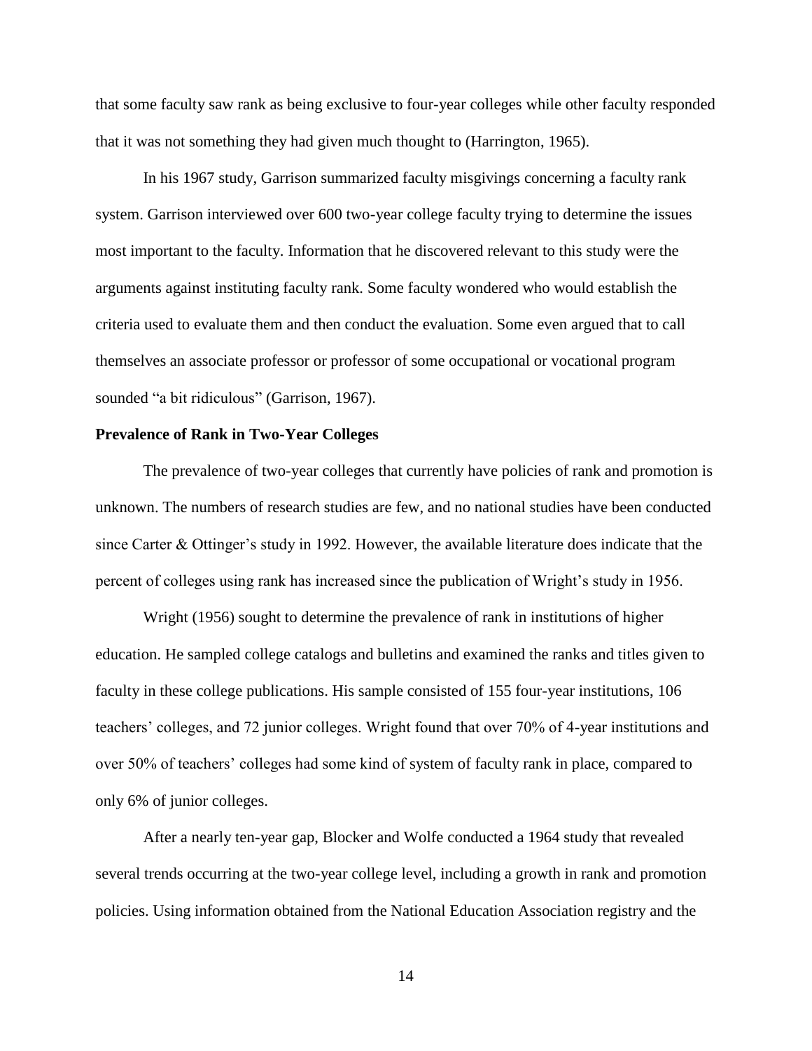that some faculty saw rank as being exclusive to four-year colleges while other faculty responded that it was not something they had given much thought to (Harrington, 1965).

In his 1967 study, Garrison summarized faculty misgivings concerning a faculty rank system. Garrison interviewed over 600 two-year college faculty trying to determine the issues most important to the faculty. Information that he discovered relevant to this study were the arguments against instituting faculty rank. Some faculty wondered who would establish the criteria used to evaluate them and then conduct the evaluation. Some even argued that to call themselves an associate professor or professor of some occupational or vocational program sounded "a bit ridiculous" (Garrison, 1967).

**Prevalence of Rank in Two-Year Colleges**

The prevalence of two-year colleges that currently have policies of rank and promotion is unknown. The numbers of research studies are few, and no national studies have been conducted since Carter & Ottinger's study in 1992. However, the available literature does indicate that the percent of colleges using rank has increased since the publication of Wright's study in 1956.

Wright (1956) sought to determine the prevalence of rank in institutions of higher education. He sampled college catalogs and bulletins and examined the ranks and titles given to faculty in these college publications. His sample consisted of 155 four-year institutions, 106 teachers' colleges, and 72 junior colleges. Wright found that over 70% of 4-year institutions and over 50% of teachers' colleges had some kind of system of faculty rank in place, compared to only 6% of junior colleges.

After a nearly ten-year gap, Blocker and Wolfe conducted a 1964 study that revealed several trends occurring at the two-year college level, including a growth in rank and promotion policies. Using information obtained from the National Education Association registry and the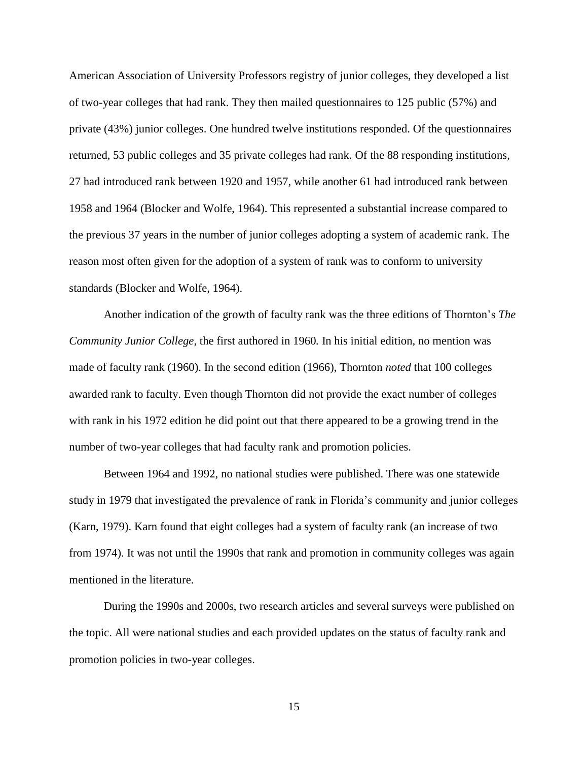American Association of University Professors registry of junior colleges, they developed a list of two-year colleges that had rank. They then mailed questionnaires to 125 public (57%) and private (43%) junior colleges. One hundred twelve institutions responded. Of the questionnaires returned, 53 public colleges and 35 private colleges had rank. Of the 88 responding institutions, 27 had introduced rank between 1920 and 1957, while another 61 had introduced rank between 1958 and 1964 (Blocker and Wolfe, 1964). This represented a substantial increase compared to the previous 37 years in the number of junior colleges adopting a system of academic rank. The reason most often given for the adoption of a system of rank was to conform to university standards (Blocker and Wolfe, 1964).

Another indication of the growth of faculty rank was the three editions of Thornton's *The Community Junior College*, the first authored in 1960*.* In his initial edition, no mention was made of faculty rank (1960). In the second edition (1966), Thornton *noted* that 100 colleges awarded rank to faculty. Even though Thornton did not provide the exact number of colleges with rank in his 1972 edition he did point out that there appeared to be a growing trend in the number of two-year colleges that had faculty rank and promotion policies.

Between 1964 and 1992, no national studies were published. There was one statewide study in 1979 that investigated the prevalence of rank in Florida's community and junior colleges (Karn, 1979). Karn found that eight colleges had a system of faculty rank (an increase of two from 1974). It was not until the 1990s that rank and promotion in community colleges was again mentioned in the literature.

During the 1990s and 2000s, two research articles and several surveys were published on the topic. All were national studies and each provided updates on the status of faculty rank and promotion policies in two-year colleges.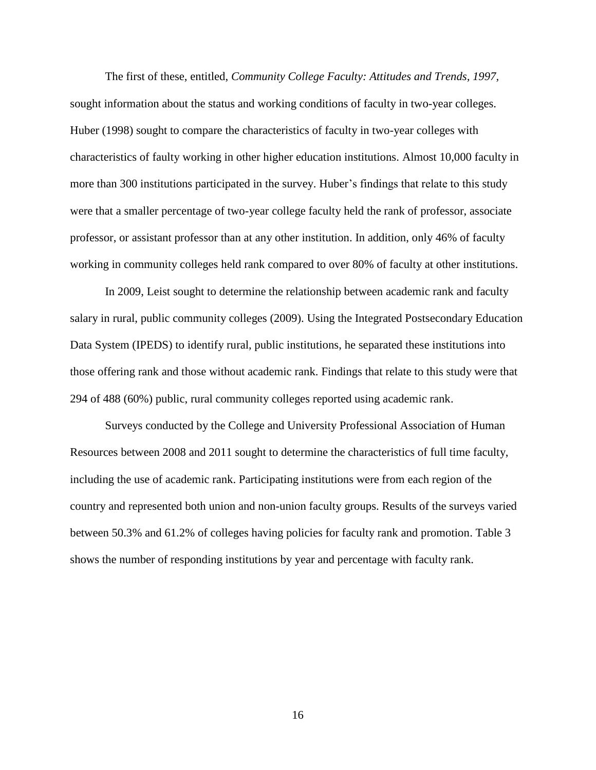The first of these, entitled, *Community College Faculty: Attitudes and Trends, 1997*, sought information about the status and working conditions of faculty in two-year colleges. Huber (1998) sought to compare the characteristics of faculty in two-year colleges with characteristics of faulty working in other higher education institutions. Almost 10,000 faculty in more than 300 institutions participated in the survey. Huber's findings that relate to this study were that a smaller percentage of two-year college faculty held the rank of professor, associate professor, or assistant professor than at any other institution. In addition, only 46% of faculty working in community colleges held rank compared to over 80% of faculty at other institutions.

In 2009, Leist sought to determine the relationship between academic rank and faculty salary in rural, public community colleges (2009). Using the Integrated Postsecondary Education Data System (IPEDS) to identify rural, public institutions, he separated these institutions into those offering rank and those without academic rank. Findings that relate to this study were that 294 of 488 (60%) public, rural community colleges reported using academic rank.

Surveys conducted by the College and University Professional Association of Human Resources between 2008 and 2011 sought to determine the characteristics of full time faculty, including the use of academic rank. Participating institutions were from each region of the country and represented both union and non-union faculty groups. Results of the surveys varied between 50.3% and 61.2% of colleges having policies for faculty rank and promotion. Table 3 shows the number of responding institutions by year and percentage with faculty rank.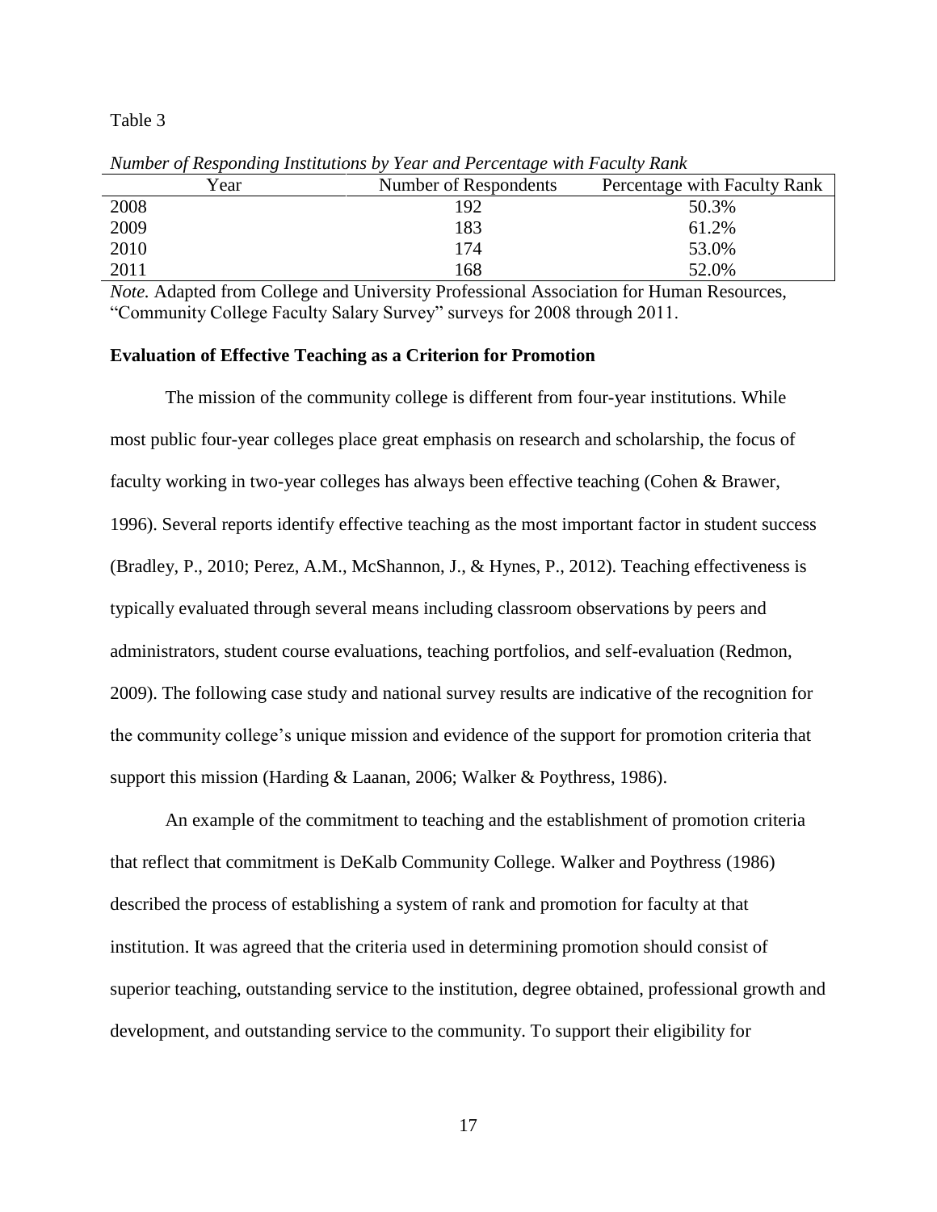Table 3

*Number of Responding Institutions by Year and Percentage with Faculty Rank*

| Year | Number of Respondents | Percentage with Faculty Rank |
|---|---|---|
| 2008 | 192 | 50.3% |
| 2009 | 183 | 61.2% |
| 2010 | 174 | 53.0% |
| 2011 | 168 | 52.0% |

*Note.* Adapted from College and University Professional Association for Human Resources, "Community College Faculty Salary Survey" surveys for 2008 through 2011.

**Evaluation of Effective Teaching as a Criterion for Promotion**

The mission of the community college is different from four-year institutions. While most public four-year colleges place great emphasis on research and scholarship, the focus of faculty working in two-year colleges has always been effective teaching (Cohen & Brawer, 1996). Several reports identify effective teaching as the most important factor in student success (Bradley, P., 2010; Perez, A.M., McShannon, J., & Hynes, P., 2012). Teaching effectiveness is typically evaluated through several means including classroom observations by peers and administrators, student course evaluations, teaching portfolios, and self-evaluation (Redmon, 2009). The following case study and national survey results are indicative of the recognition for the community college's unique mission and evidence of the support for promotion criteria that support this mission (Harding & Laanan, 2006; Walker & Poythress, 1986).

An example of the commitment to teaching and the establishment of promotion criteria that reflect that commitment is DeKalb Community College. Walker and Poythress (1986) described the process of establishing a system of rank and promotion for faculty at that institution. It was agreed that the criteria used in determining promotion should consist of superior teaching, outstanding service to the institution, degree obtained, professional growth and development, and outstanding service to the community. To support their eligibility for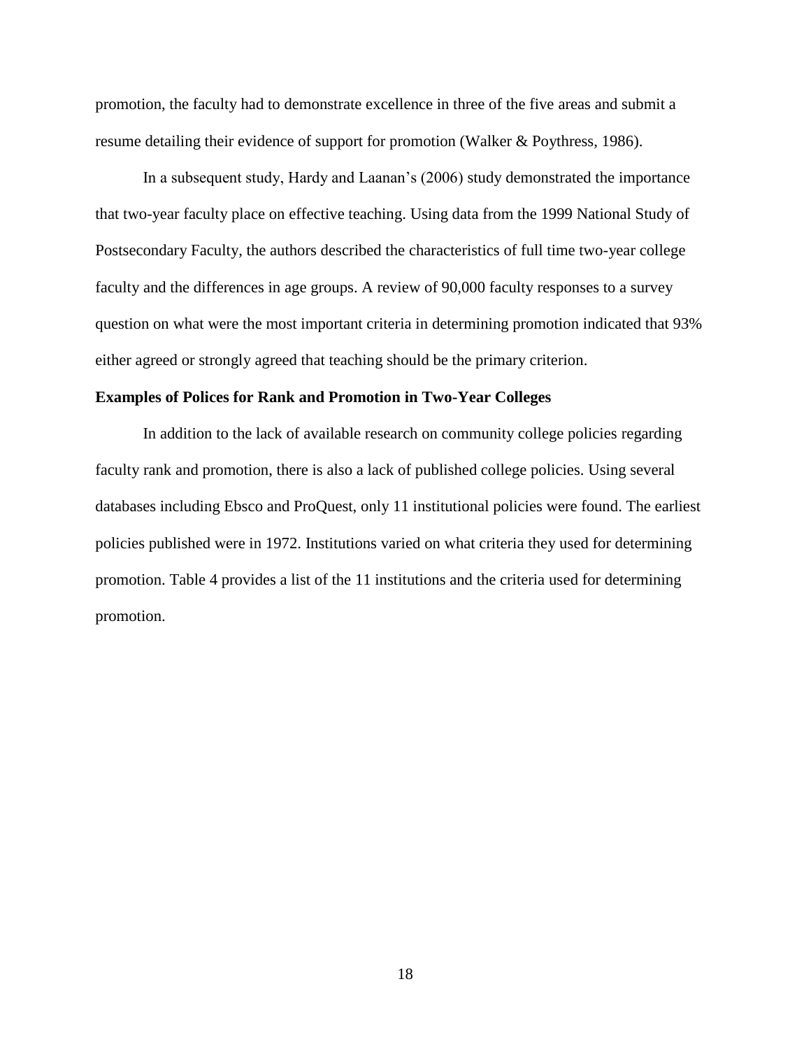promotion, the faculty had to demonstrate excellence in three of the five areas and submit a resume detailing their evidence of support for promotion (Walker & Poythress, 1986).

In a subsequent study, Hardy and Laanan's (2006) study demonstrated the importance that two-year faculty place on effective teaching. Using data from the 1999 National Study of Postsecondary Faculty, the authors described the characteristics of full time two-year college faculty and the differences in age groups. A review of 90,000 faculty responses to a survey question on what were the most important criteria in determining promotion indicated that 93% either agreed or strongly agreed that teaching should be the primary criterion.

**Examples of Polices for Rank and Promotion in Two-Year Colleges**

In addition to the lack of available research on community college policies regarding faculty rank and promotion, there is also a lack of published college policies. Using several databases including Ebsco and ProQuest, only 11 institutional policies were found. The earliest policies published were in 1972. Institutions varied on what criteria they used for determining promotion. Table 4 provides a list of the 11 institutions and the criteria used for determining promotion.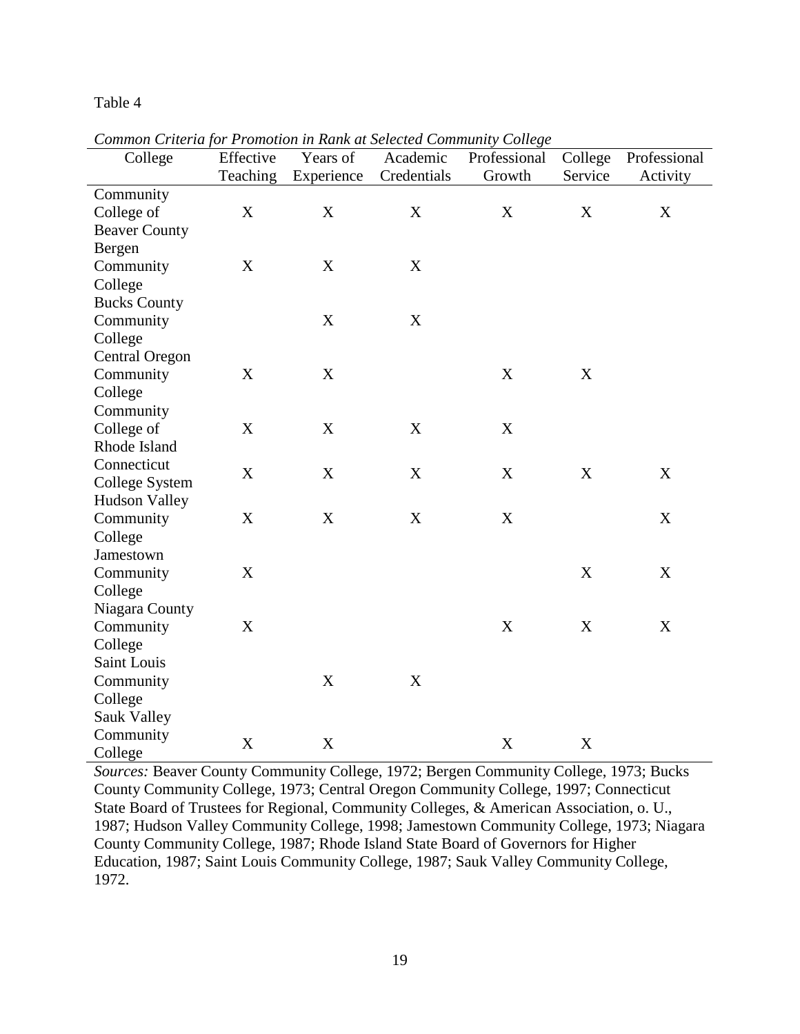Table 4

*Common Criteria for Promotion in Rank at Selected Community College*

| College | Effective Teaching | Years of Experience | Academic Credentials | Professional Growth | College Service | Professional Activity |
|---|---|---|---|---|---|---|
| Community College of Beaver County | X | X | X | X | X | X |
| Bergen Community College | X | X | X | | | |
| Bucks County Community College | | X | X | | | |
| Central Oregon Community College | X | X | | X | X | |
| Community College of Rhode Island | X | X | X | X | | |
| Connecticut College System | X | X | X | X | X | X |
| Hudson Valley Community College | X | X | X | X | | X |
| Jamestown Community College | X | | | | X | X |
| Niagara County Community College | X | | | X | X | X |
| Saint Louis Community College | | X | X | | | |
| Sauk Valley Community College | X | X | | X | X | |

*Sources:* Beaver County Community College, 1972; Bergen Community College, 1973; Bucks County Community College, 1973; Central Oregon Community College, 1997; Connecticut State Board of Trustees for Regional, Community Colleges, & American Association, o. U., 1987; Hudson Valley Community College, 1998; Jamestown Community College, 1973; Niagara County Community College, 1987; Rhode Island State Board of Governors for Higher Education, 1987; Saint Louis Community College, 1987; Sauk Valley Community College, 1972.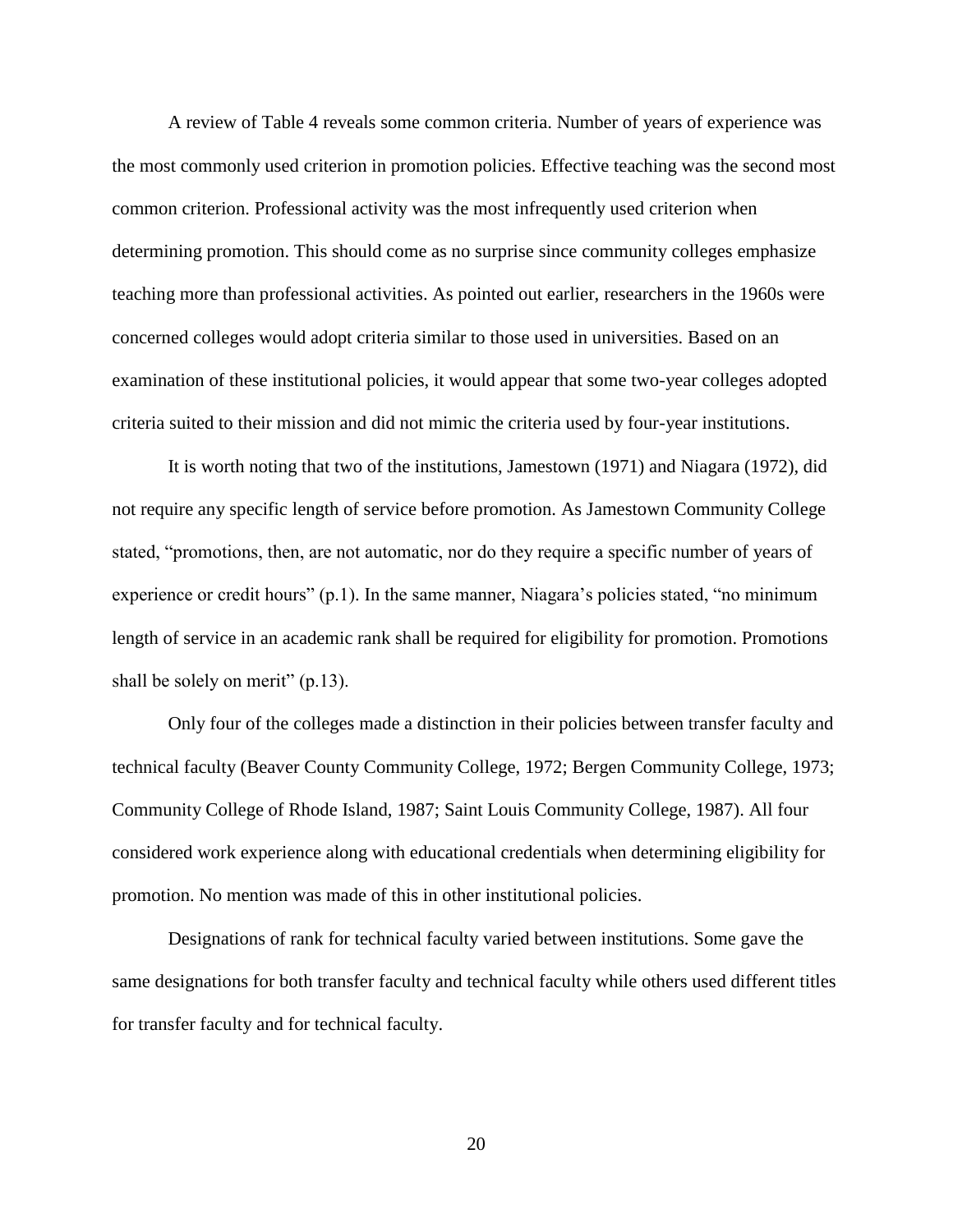A review of Table 4 reveals some common criteria. Number of years of experience was the most commonly used criterion in promotion policies. Effective teaching was the second most common criterion. Professional activity was the most infrequently used criterion when determining promotion. This should come as no surprise since community colleges emphasize teaching more than professional activities. As pointed out earlier, researchers in the 1960s were concerned colleges would adopt criteria similar to those used in universities. Based on an examination of these institutional policies, it would appear that some two-year colleges adopted criteria suited to their mission and did not mimic the criteria used by four-year institutions.

It is worth noting that two of the institutions, Jamestown (1971) and Niagara (1972), did not require any specific length of service before promotion. As Jamestown Community College stated, "promotions, then, are not automatic, nor do they require a specific number of years of experience or credit hours" (p.1). In the same manner, Niagara's policies stated, "no minimum length of service in an academic rank shall be required for eligibility for promotion. Promotions shall be solely on merit" (p.13).

Only four of the colleges made a distinction in their policies between transfer faculty and technical faculty (Beaver County Community College, 1972; Bergen Community College, 1973; Community College of Rhode Island, 1987; Saint Louis Community College, 1987). All four considered work experience along with educational credentials when determining eligibility for promotion. No mention was made of this in other institutional policies.

Designations of rank for technical faculty varied between institutions. Some gave the same designations for both transfer faculty and technical faculty while others used different titles for transfer faculty and for technical faculty.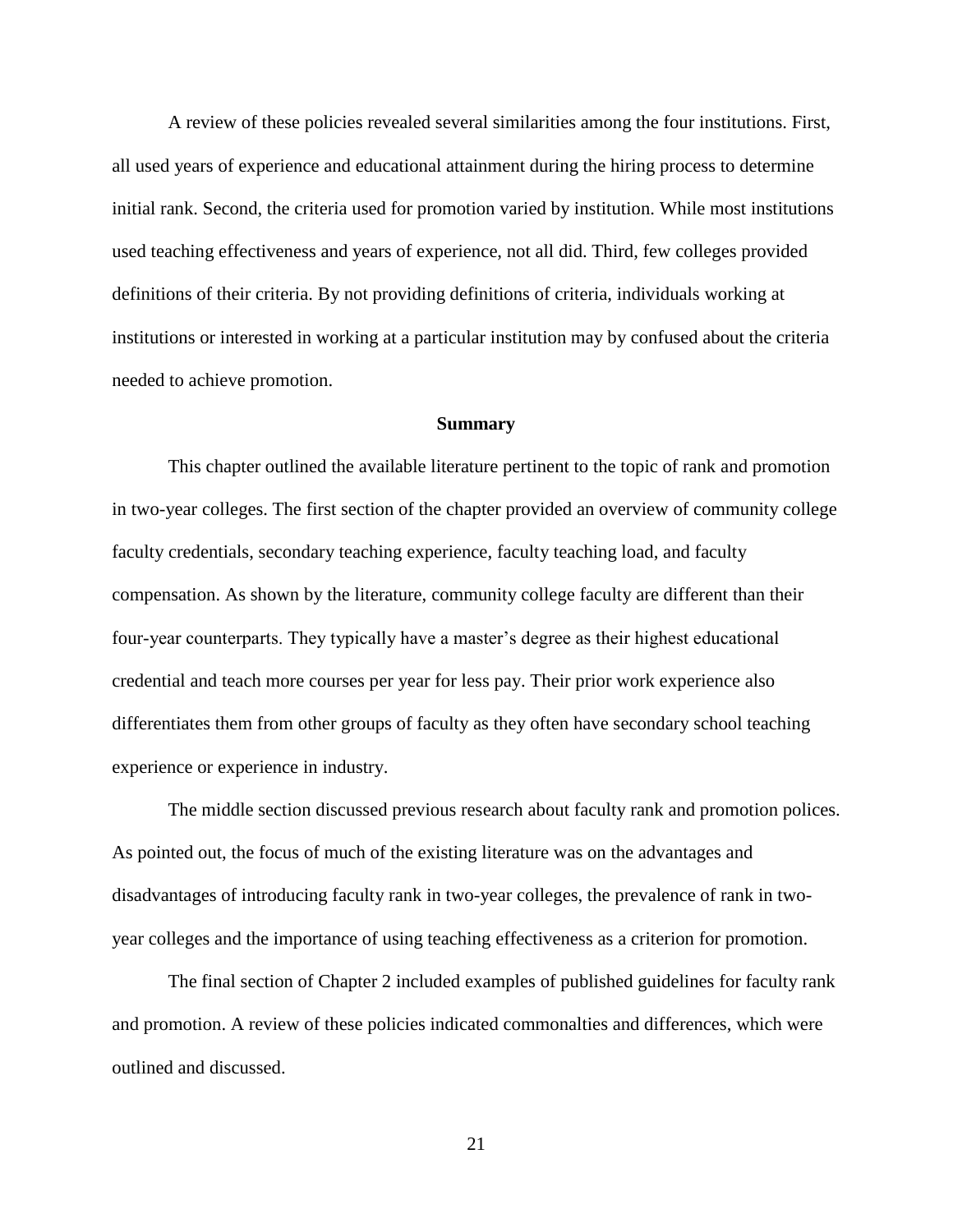A review of these policies revealed several similarities among the four institutions. First, all used years of experience and educational attainment during the hiring process to determine initial rank. Second, the criteria used for promotion varied by institution. While most institutions used teaching effectiveness and years of experience, not all did. Third, few colleges provided definitions of their criteria. By not providing definitions of criteria, individuals working at institutions or interested in working at a particular institution may by confused about the criteria needed to achieve promotion.

## Summary

This chapter outlined the available literature pertinent to the topic of rank and promotion in two-year colleges. The first section of the chapter provided an overview of community college faculty credentials, secondary teaching experience, faculty teaching load, and faculty compensation. As shown by the literature, community college faculty are different than their four-year counterparts. They typically have a master's degree as their highest educational credential and teach more courses per year for less pay. Their prior work experience also differentiates them from other groups of faculty as they often have secondary school teaching experience or experience in industry.

The middle section discussed previous research about faculty rank and promotion polices. As pointed out, the focus of much of the existing literature was on the advantages and disadvantages of introducing faculty rank in two-year colleges, the prevalence of rank in two-year colleges and the importance of using teaching effectiveness as a criterion for promotion.

The final section of Chapter 2 included examples of published guidelines for faculty rank and promotion. A review of these policies indicated commonalties and differences, which were outlined and discussed.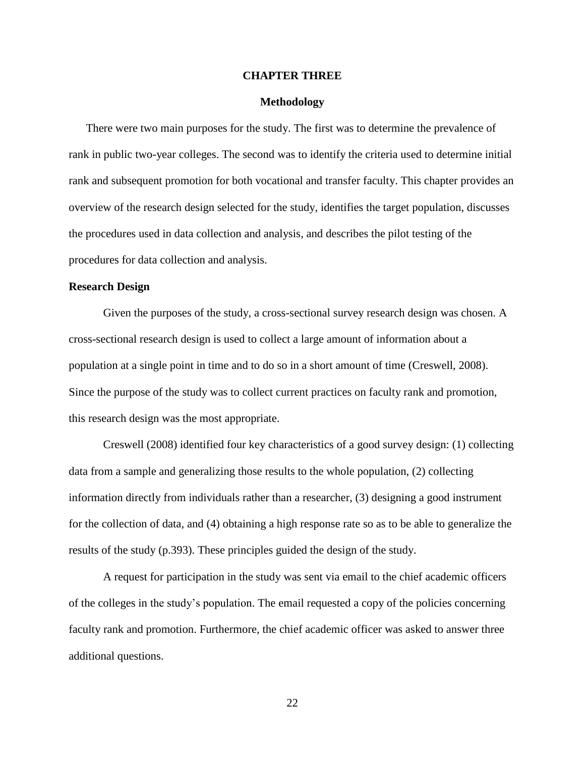# CHAPTER THREE

## Methodology

There were two main purposes for the study. The first was to determine the prevalence of rank in public two-year colleges. The second was to identify the criteria used to determine initial rank and subsequent promotion for both vocational and transfer faculty. This chapter provides an overview of the research design selected for the study, identifies the target population, discusses the procedures used in data collection and analysis, and describes the pilot testing of the procedures for data collection and analysis.

### Research Design

Given the purposes of the study, a cross-sectional survey research design was chosen. A cross-sectional research design is used to collect a large amount of information about a population at a single point in time and to do so in a short amount of time (Creswell, 2008). Since the purpose of the study was to collect current practices on faculty rank and promotion, this research design was the most appropriate.

Creswell (2008) identified four key characteristics of a good survey design: (1) collecting data from a sample and generalizing those results to the whole population, (2) collecting information directly from individuals rather than a researcher, (3) designing a good instrument for the collection of data, and (4) obtaining a high response rate so as to be able to generalize the results of the study (p.393). These principles guided the design of the study.

A request for participation in the study was sent via email to the chief academic officers of the colleges in the study's population. The email requested a copy of the policies concerning faculty rank and promotion. Furthermore, the chief academic officer was asked to answer three additional questions.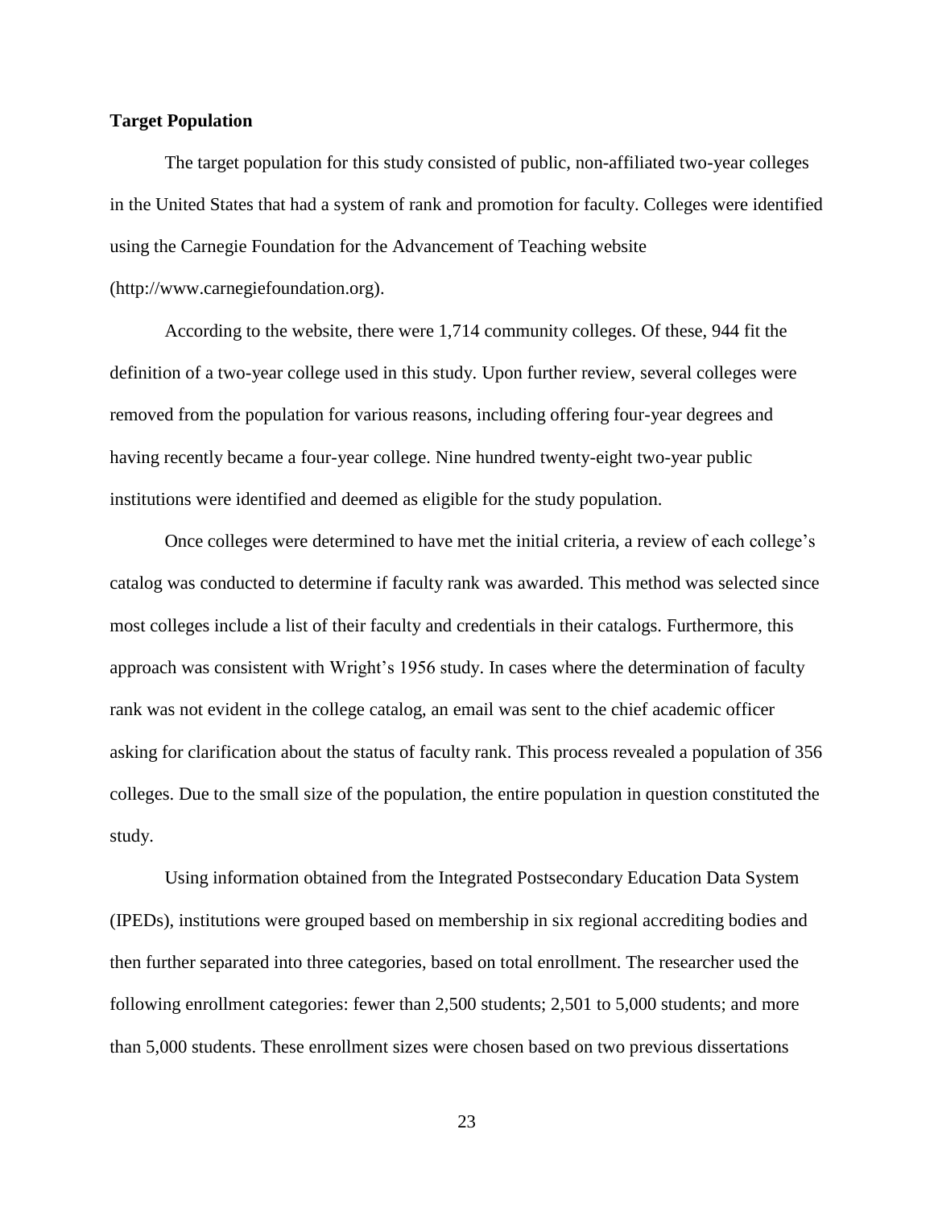**Target Population**

The target population for this study consisted of public, non-affiliated two-year colleges in the United States that had a system of rank and promotion for faculty. Colleges were identified using the Carnegie Foundation for the Advancement of Teaching website (http://www.carnegiefoundation.org).

According to the website, there were 1,714 community colleges. Of these, 944 fit the definition of a two-year college used in this study. Upon further review, several colleges were removed from the population for various reasons, including offering four-year degrees and having recently became a four-year college. Nine hundred twenty-eight two-year public institutions were identified and deemed as eligible for the study population.

Once colleges were determined to have met the initial criteria, a review of each college's catalog was conducted to determine if faculty rank was awarded. This method was selected since most colleges include a list of their faculty and credentials in their catalogs. Furthermore, this approach was consistent with Wright's 1956 study. In cases where the determination of faculty rank was not evident in the college catalog, an email was sent to the chief academic officer asking for clarification about the status of faculty rank. This process revealed a population of 356 colleges. Due to the small size of the population, the entire population in question constituted the study.

Using information obtained from the Integrated Postsecondary Education Data System (IPEDs), institutions were grouped based on membership in six regional accrediting bodies and then further separated into three categories, based on total enrollment. The researcher used the following enrollment categories: fewer than 2,500 students; 2,501 to 5,000 students; and more than 5,000 students. These enrollment sizes were chosen based on two previous dissertations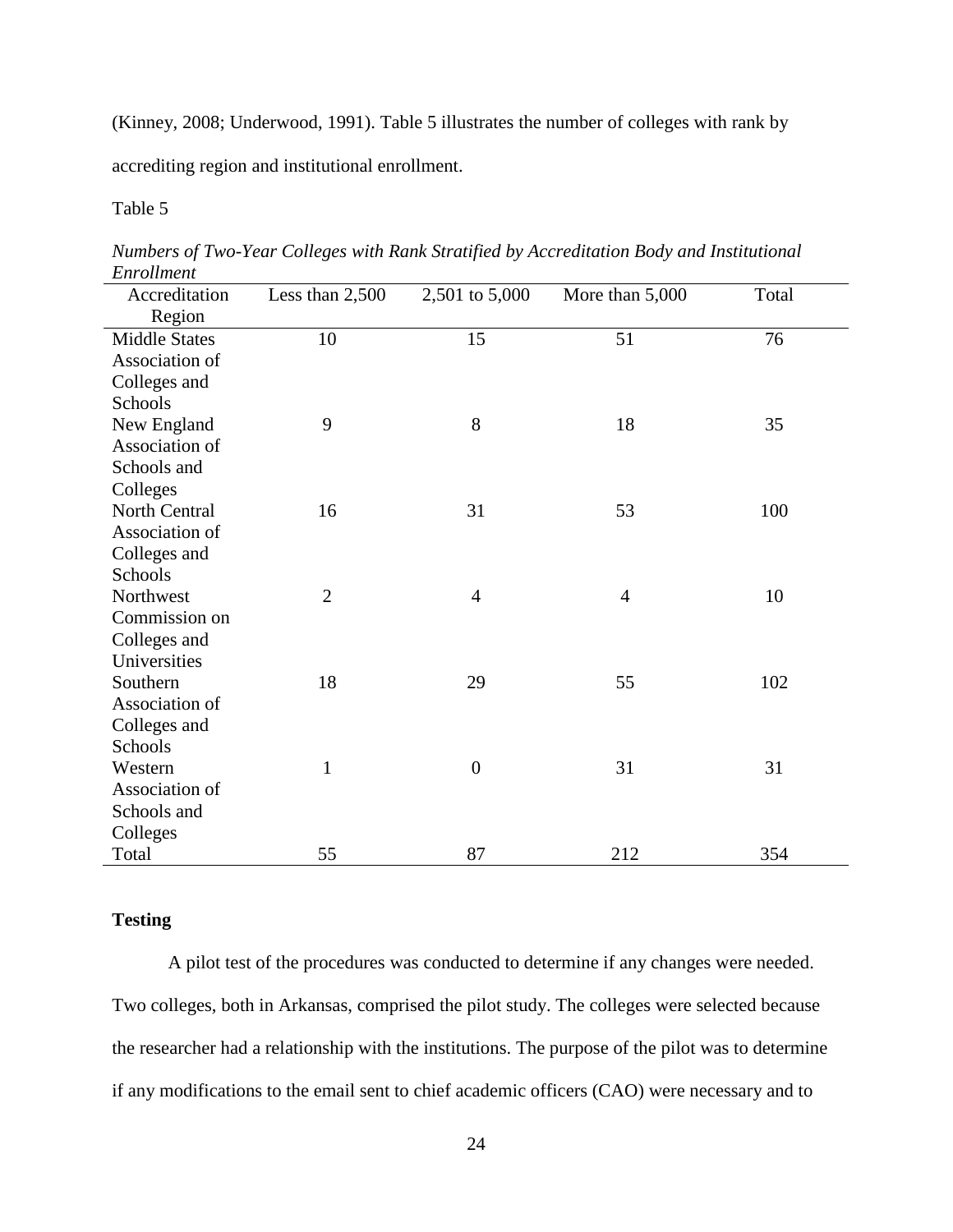(Kinney, 2008; Underwood, 1991). Table 5 illustrates the number of colleges with rank by accrediting region and institutional enrollment.

Table 5

*Numbers of Two-Year Colleges with Rank Stratified by Accreditation Body and Institutional Enrollment*

| Accreditation Region | Less than 2,500 | 2,501 to 5,000 | More than 5,000 | Total |
|---|---|---|---|---|
| Middle States Association of Colleges and Schools | 10 | 15 | 51 | 76 |
| New England Association of Schools and Colleges | 9 | 8 | 18 | 35 |
| North Central Association of Colleges and Schools | 16 | 31 | 53 | 100 |
| Northwest Commission on Colleges and Universities | 2 | 4 | 4 | 10 |
| Southern Association of Colleges and Schools | 18 | 29 | 55 | 102 |
| Western Association of Schools and Colleges | 1 | 0 | 31 | 31 |
| Total | 55 | 87 | 212 | 354 |

**Testing**

A pilot test of the procedures was conducted to determine if any changes were needed. Two colleges, both in Arkansas, comprised the pilot study. The colleges were selected because the researcher had a relationship with the institutions. The purpose of the pilot was to determine if any modifications to the email sent to chief academic officers (CAO) were necessary and to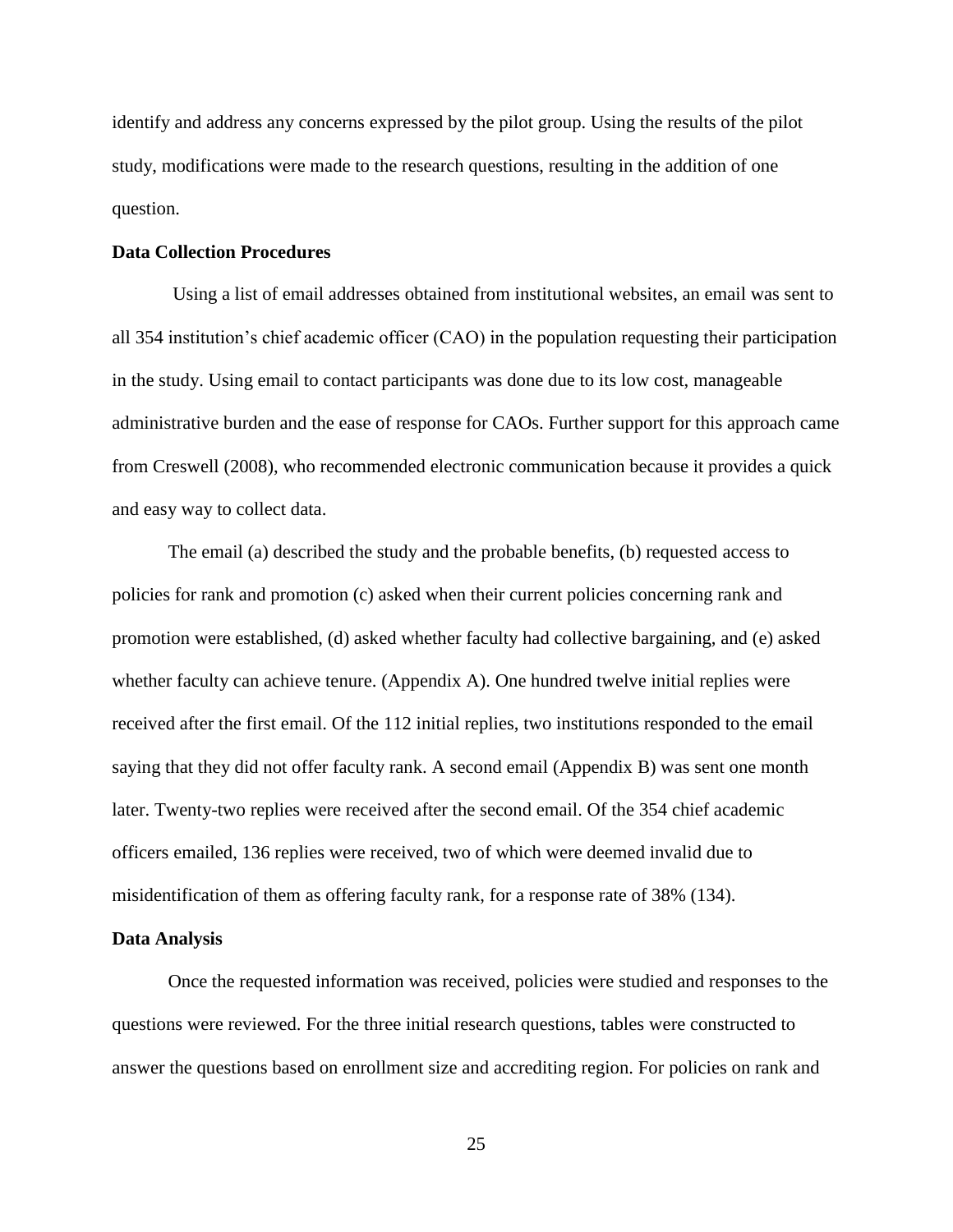identify and address any concerns expressed by the pilot group. Using the results of the pilot study, modifications were made to the research questions, resulting in the addition of one question.

### Data Collection Procedures

Using a list of email addresses obtained from institutional websites, an email was sent to all 354 institution's chief academic officer (CAO) in the population requesting their participation in the study. Using email to contact participants was done due to its low cost, manageable administrative burden and the ease of response for CAOs. Further support for this approach came from Creswell (2008), who recommended electronic communication because it provides a quick and easy way to collect data.

The email (a) described the study and the probable benefits, (b) requested access to policies for rank and promotion (c) asked when their current policies concerning rank and promotion were established, (d) asked whether faculty had collective bargaining, and (e) asked whether faculty can achieve tenure. (Appendix A). One hundred twelve initial replies were received after the first email. Of the 112 initial replies, two institutions responded to the email saying that they did not offer faculty rank. A second email (Appendix B) was sent one month later. Twenty-two replies were received after the second email. Of the 354 chief academic officers emailed, 136 replies were received, two of which were deemed invalid due to misidentification of them as offering faculty rank, for a response rate of 38% (134).

### Data Analysis

Once the requested information was received, policies were studied and responses to the questions were reviewed. For the three initial research questions, tables were constructed to answer the questions based on enrollment size and accrediting region. For policies on rank and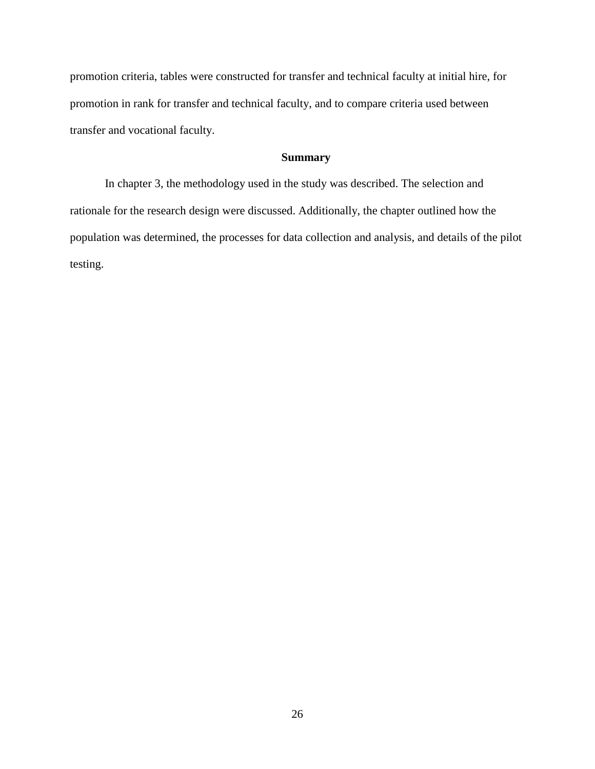promotion criteria, tables were constructed for transfer and technical faculty at initial hire, for promotion in rank for transfer and technical faculty, and to compare criteria used between transfer and vocational faculty.

## Summary

In chapter 3, the methodology used in the study was described. The selection and rationale for the research design were discussed. Additionally, the chapter outlined how the population was determined, the processes for data collection and analysis, and details of the pilot testing.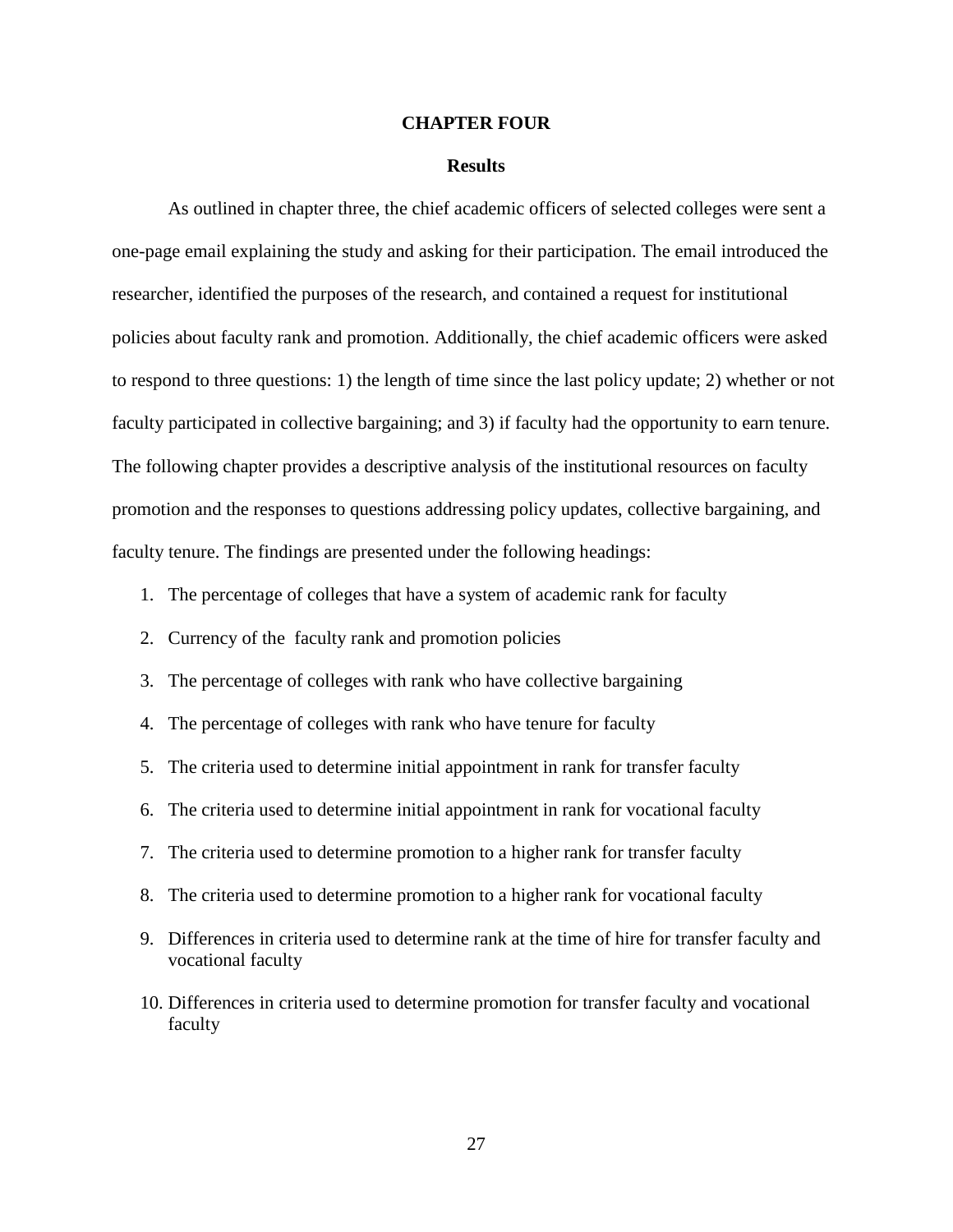# CHAPTER FOUR

## Results

As outlined in chapter three, the chief academic officers of selected colleges were sent a one-page email explaining the study and asking for their participation. The email introduced the researcher, identified the purposes of the research, and contained a request for institutional policies about faculty rank and promotion. Additionally, the chief academic officers were asked to respond to three questions: 1) the length of time since the last policy update; 2) whether or not faculty participated in collective bargaining; and 3) if faculty had the opportunity to earn tenure. The following chapter provides a descriptive analysis of the institutional resources on faculty promotion and the responses to questions addressing policy updates, collective bargaining, and faculty tenure. The findings are presented under the following headings:

1. The percentage of colleges that have a system of academic rank for faculty
2. Currency of the faculty rank and promotion policies
3. The percentage of colleges with rank who have collective bargaining
4. The percentage of colleges with rank who have tenure for faculty
5. The criteria used to determine initial appointment in rank for transfer faculty
6. The criteria used to determine initial appointment in rank for vocational faculty
7. The criteria used to determine promotion to a higher rank for transfer faculty
8. The criteria used to determine promotion to a higher rank for vocational faculty
9. Differences in criteria used to determine rank at the time of hire for transfer faculty and vocational faculty
10. Differences in criteria used to determine promotion for transfer faculty and vocational faculty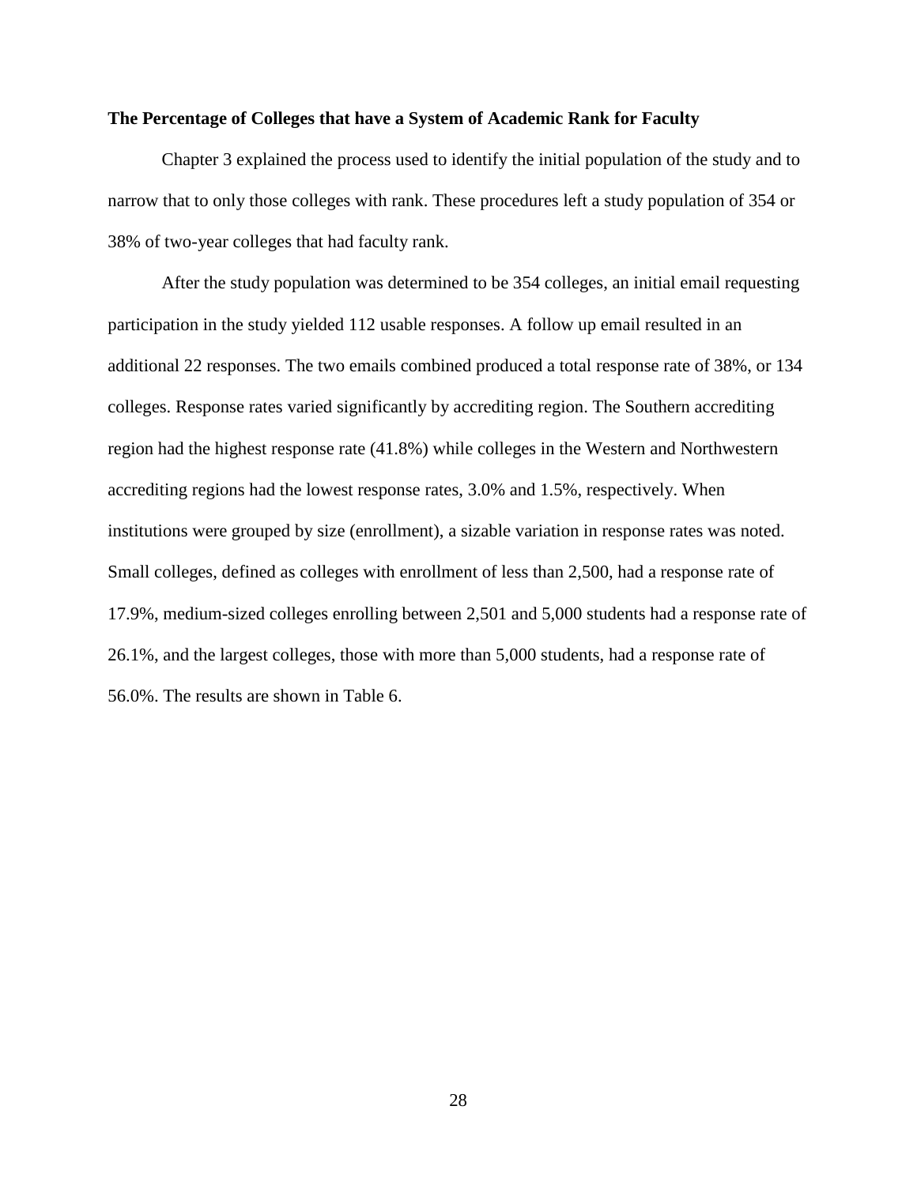**The Percentage of Colleges that have a System of Academic Rank for Faculty**

Chapter 3 explained the process used to identify the initial population of the study and to narrow that to only those colleges with rank. These procedures left a study population of 354 or 38% of two-year colleges that had faculty rank.

After the study population was determined to be 354 colleges, an initial email requesting participation in the study yielded 112 usable responses. A follow up email resulted in an additional 22 responses. The two emails combined produced a total response rate of 38%, or 134 colleges. Response rates varied significantly by accrediting region. The Southern accrediting region had the highest response rate (41.8%) while colleges in the Western and Northwestern accrediting regions had the lowest response rates, 3.0% and 1.5%, respectively. When institutions were grouped by size (enrollment), a sizable variation in response rates was noted. Small colleges, defined as colleges with enrollment of less than 2,500, had a response rate of 17.9%, medium-sized colleges enrolling between 2,501 and 5,000 students had a response rate of 26.1%, and the largest colleges, those with more than 5,000 students, had a response rate of 56.0%. The results are shown in Table 6.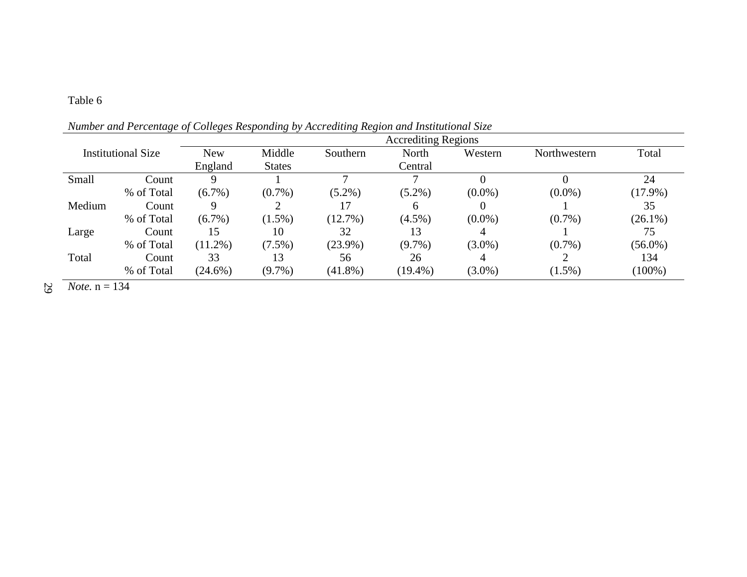Table 6

*Number and Percentage of Colleges Responding by Accrediting Region and Institutional Size*

| Institutional Size | | Accrediting Regions | | | | | | |
|---|---|---|---|---|---|---|---|---|
| | | New England | Middle States | Southern | North Central | Western | Northwestern | Total |
| Small | Count | 9 | 1 | 7 | 7 | 0 | 0 | 24 |
| | % of Total | (6.7%) | (0.7%) | (5.2%) | (5.2%) | (0.0%) | (0.0%) | (17.9%) |
| Medium | Count | 9 | 2 | 17 | 6 | 0 | 1 | 35 |
| | % of Total | (6.7%) | (1.5%) | (12.7%) | (4.5%) | (0.0%) | (0.7%) | (26.1%) |
| Large | Count | 15 | 10 | 32 | 13 | 4 | 1 | 75 |
| | % of Total | (11.2%) | (7.5%) | (23.9%) | (9.7%) | (3.0%) | (0.7%) | (56.0%) |
| Total | Count | 33 | 13 | 56 | 26 | 4 | 2 | 134 |
| | % of Total | (24.6%) | (9.7%) | (41.8%) | (19.4%) | (3.0%) | (1.5%) | (100%) |

*Note.* n = 134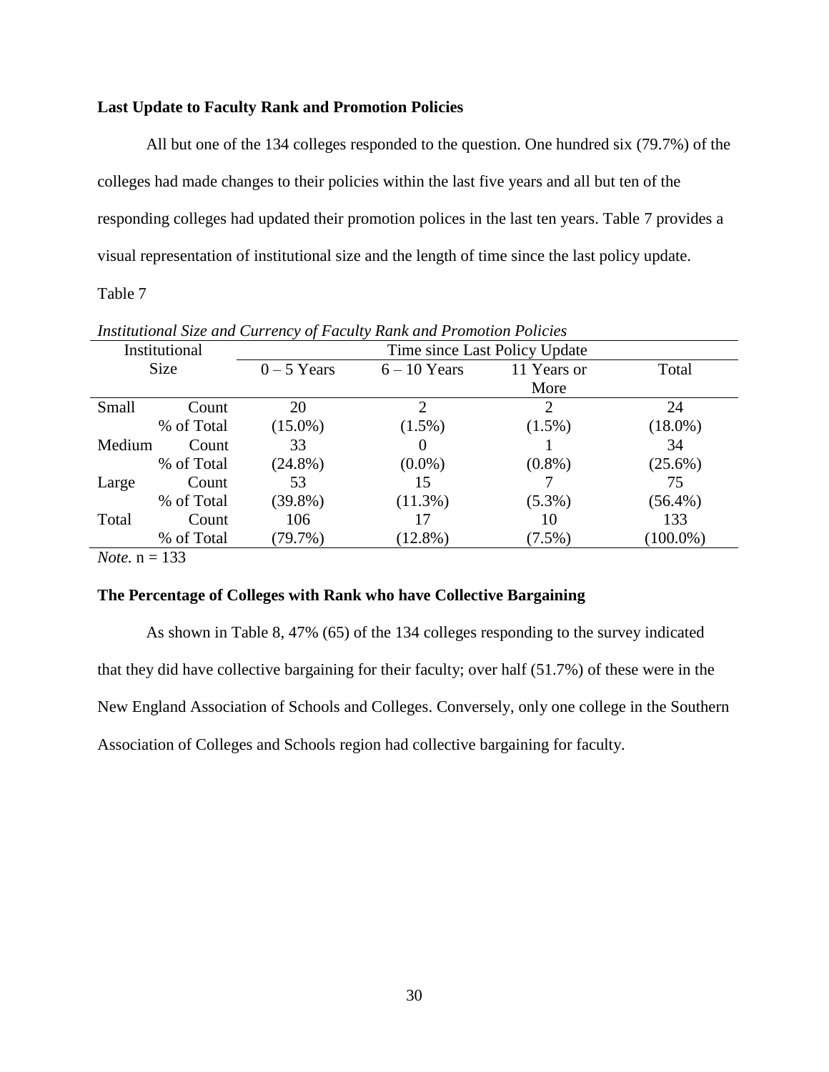### Last Update to Faculty Rank and Promotion Policies

All but one of the 134 colleges responded to the question. One hundred six (79.7%) of the colleges had made changes to their policies within the last five years and all but ten of the responding colleges had updated their promotion polices in the last ten years. Table 7 provides a visual representation of institutional size and the length of time since the last policy update.

Table 7

*Institutional Size and Currency of Faculty Rank and Promotion Policies*

| Institutional Size | | Time since Last Policy Update | | | |
|---|---|---|---|---|---|
| | | 0 – 5 Years | 6 – 10 Years | 11 Years or More | Total |
| Small | Count | 20 | 2 | 2 | 24 |
| | % of Total | (15.0%) | (1.5%) | (1.5%) | (18.0%) |
| Medium | Count | 33 | 0 | 1 | 34 |
| | % of Total | (24.8%) | (0.0%) | (0.8%) | (25.6%) |
| Large | Count | 53 | 15 | 7 | 75 |
| | % of Total | (39.8%) | (11.3%) | (5.3%) | (56.4%) |
| Total | Count | 106 | 17 | 10 | 133 |
| | % of Total | (79.7%) | (12.8%) | (7.5%) | (100.0%) |

*Note.* n = 133

### The Percentage of Colleges with Rank who have Collective Bargaining

As shown in Table 8, 47% (65) of the 134 colleges responding to the survey indicated that they did have collective bargaining for their faculty; over half (51.7%) of these were in the New England Association of Schools and Colleges. Conversely, only one college in the Southern Association of Colleges and Schools region had collective bargaining for faculty.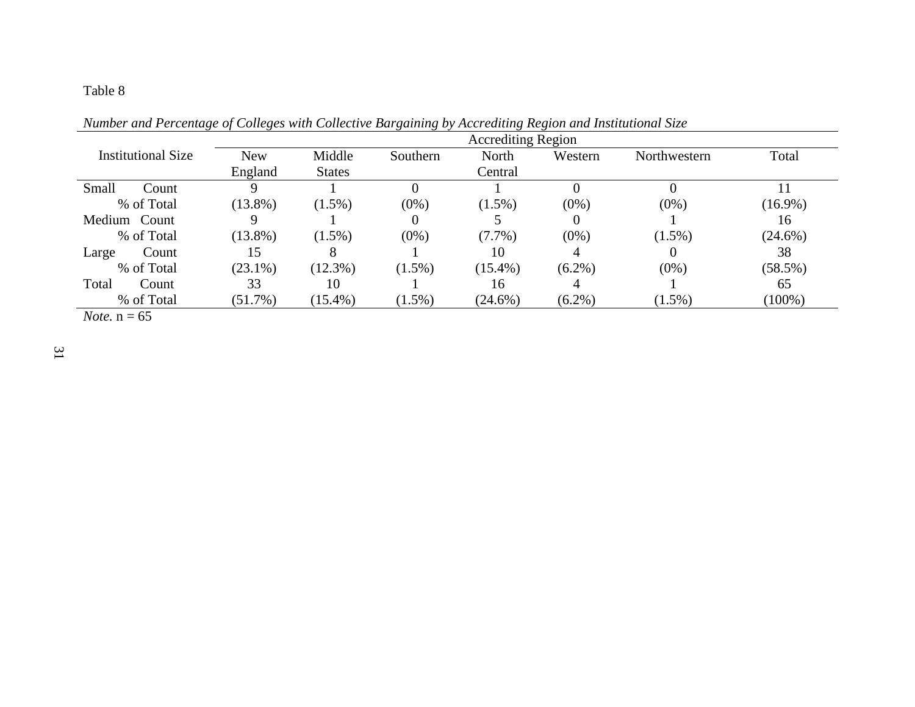Table 8

*Number and Percentage of Colleges with Collective Bargaining by Accrediting Region and Institutional Size*

| Institutional Size | | Accrediting Region | | | | | | |
|---|---|---|---|---|---|---|---|---|
| | | New England | Middle States | Southern | North Central | Western | Northwestern | Total |
| Small | Count | 9 | 1 | 0 | 1 | 0 | 0 | 11 |
| | % of Total | (13.8%) | (1.5%) | (0%) | (1.5%) | (0%) | (0%) | (16.9%) |
| Medium | Count | 9 | 1 | 0 | 5 | 0 | 1 | 16 |
| | % of Total | (13.8%) | (1.5%) | (0%) | (7.7%) | (0%) | (1.5%) | (24.6%) |
| Large | Count | 15 | 8 | 1 | 10 | 4 | 0 | 38 |
| | % of Total | (23.1%) | (12.3%) | (1.5%) | (15.4%) | (6.2%) | (0%) | (58.5%) |
| Total | Count | 33 | 10 | 1 | 16 | 4 | 1 | 65 |
| | % of Total | (51.7%) | (15.4%) | (1.5%) | (24.6%) | (6.2%) | (1.5%) | (100%) |

*Note.* n = 65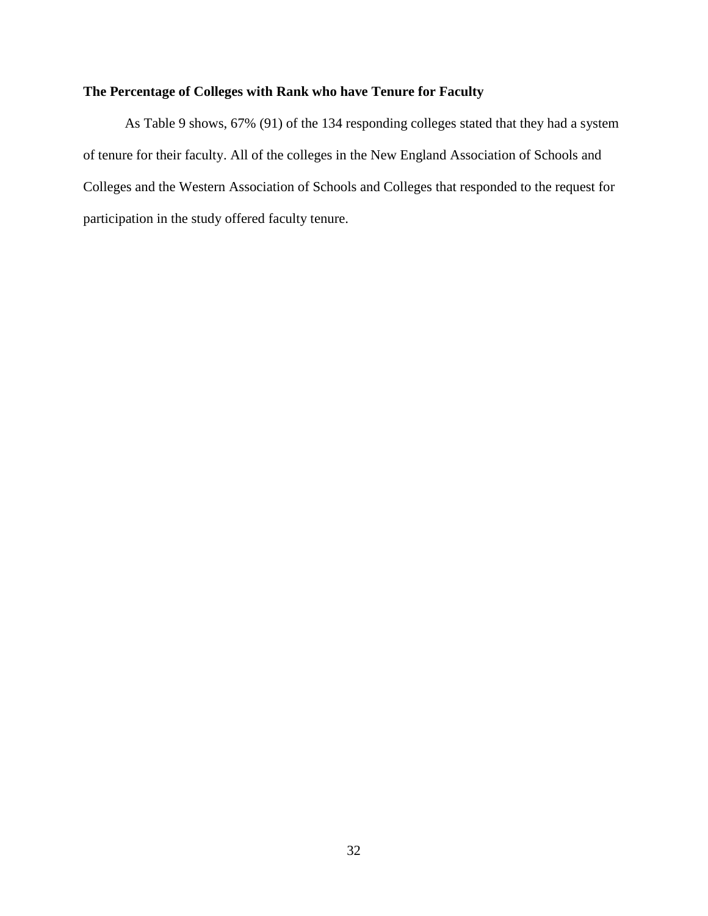### The Percentage of Colleges with Rank who have Tenure for Faculty

As Table 9 shows, 67% (91) of the 134 responding colleges stated that they had a system of tenure for their faculty. All of the colleges in the New England Association of Schools and Colleges and the Western Association of Schools and Colleges that responded to the request for participation in the study offered faculty tenure.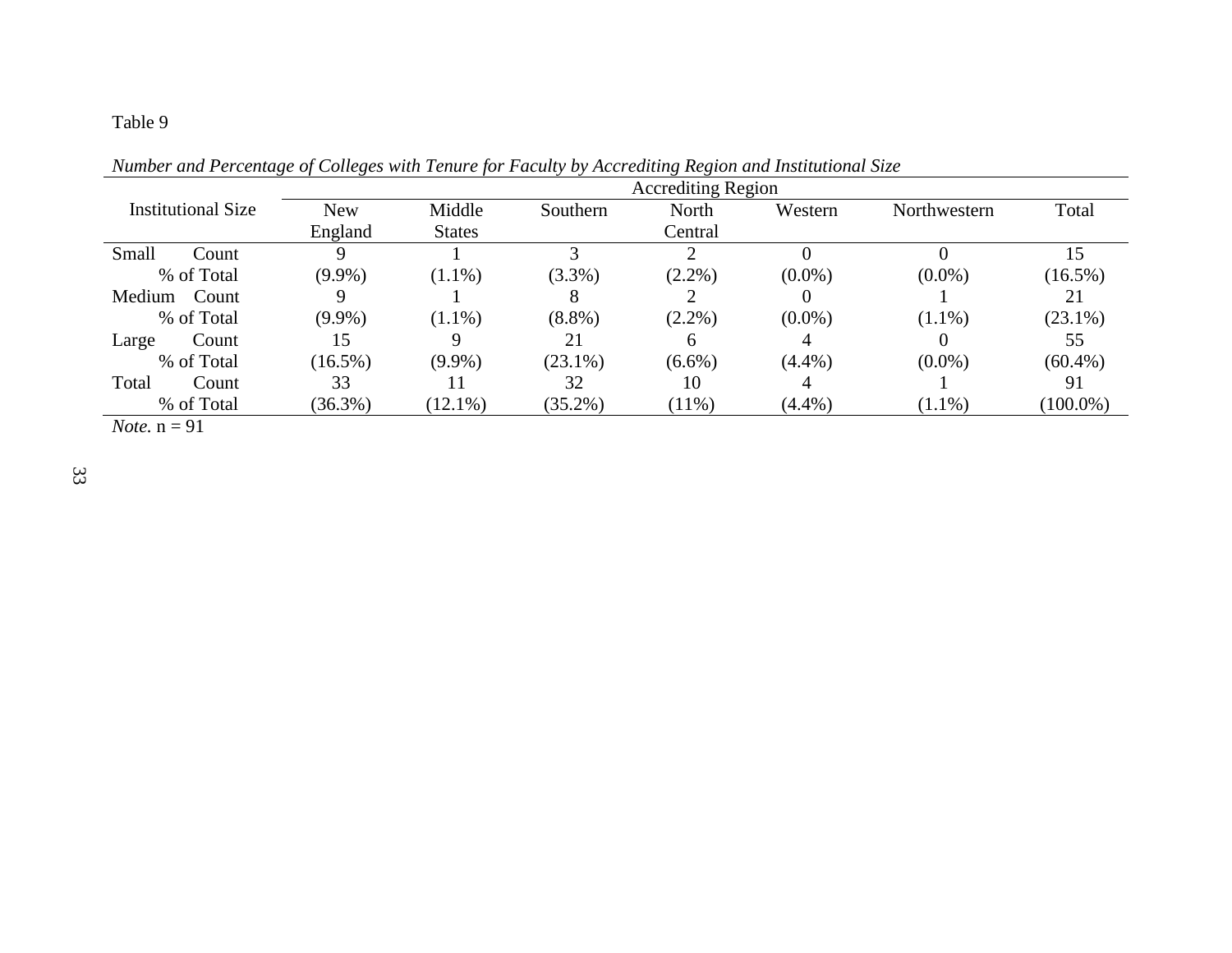Table 9

*Number and Percentage of Colleges with Tenure for Faculty by Accrediting Region and Institutional Size*

| Institutional Size | | Accrediting Region | | | | | | |
|---|---|---|---|---|---|---|---|---|
| | | New England | Middle States | Southern | North Central | Western | Northwestern | Total |
| Small | Count | 9 | 1 | 3 | 2 | 0 | 0 | 15 |
| | % of Total | (9.9%) | (1.1%) | (3.3%) | (2.2%) | (0.0%) | (0.0%) | (16.5%) |
| Medium | Count | 9 | 1 | 8 | 2 | 0 | 1 | 21 |
| | % of Total | (9.9%) | (1.1%) | (8.8%) | (2.2%) | (0.0%) | (1.1%) | (23.1%) |
| Large | Count | 15 | 9 | 21 | 6 | 4 | 0 | 55 |
| | % of Total | (16.5%) | (9.9%) | (23.1%) | (6.6%) | (4.4%) | (0.0%) | (60.4%) |
| Total | Count | 33 | 11 | 32 | 10 | 4 | 1 | 91 |
| | % of Total | (36.3%) | (12.1%) | (35.2%) | (11%) | (4.4%) | (1.1%) | (100.0%) |

*Note.* n = 91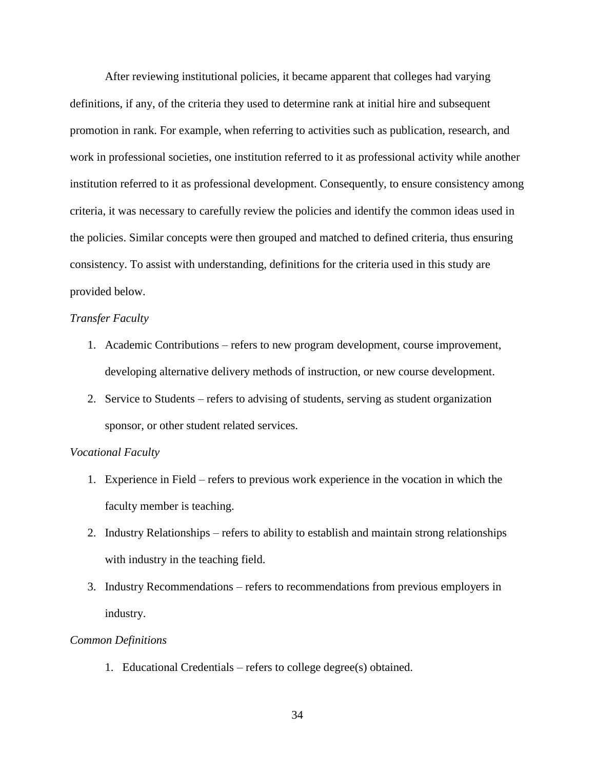After reviewing institutional policies, it became apparent that colleges had varying definitions, if any, of the criteria they used to determine rank at initial hire and subsequent promotion in rank. For example, when referring to activities such as publication, research, and work in professional societies, one institution referred to it as professional activity while another institution referred to it as professional development. Consequently, to ensure consistency among criteria, it was necessary to carefully review the policies and identify the common ideas used in the policies. Similar concepts were then grouped and matched to defined criteria, thus ensuring consistency. To assist with understanding, definitions for the criteria used in this study are provided below.

*Transfer Faculty*

1. Academic Contributions – refers to new program development, course improvement, developing alternative delivery methods of instruction, or new course development.
2. Service to Students – refers to advising of students, serving as student organization sponsor, or other student related services.

*Vocational Faculty*

1. Experience in Field – refers to previous work experience in the vocation in which the faculty member is teaching.
2. Industry Relationships – refers to ability to establish and maintain strong relationships with industry in the teaching field.
3. Industry Recommendations – refers to recommendations from previous employers in industry.

*Common Definitions*

1. Educational Credentials – refers to college degree(s) obtained.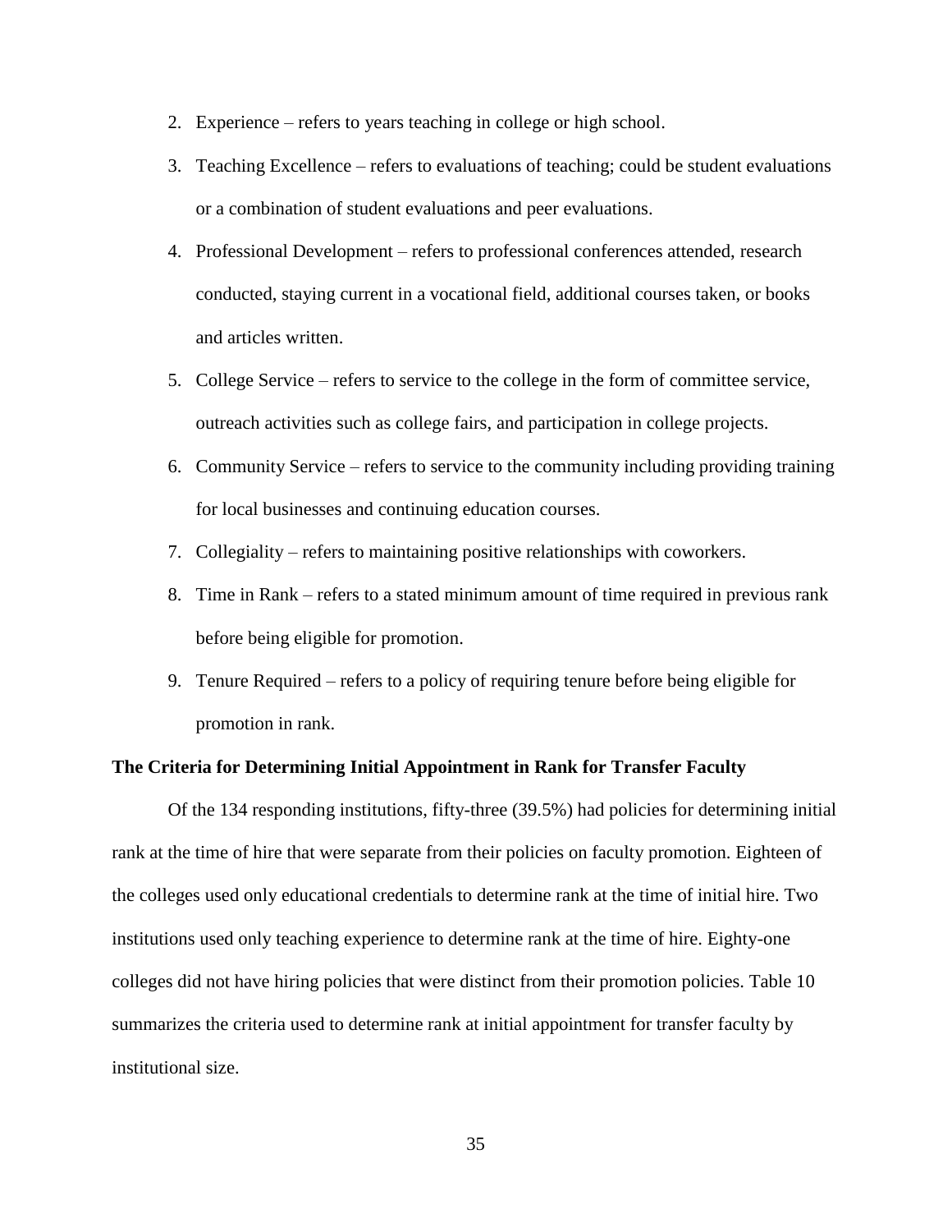2. Experience – refers to years teaching in college or high school.
3. Teaching Excellence – refers to evaluations of teaching; could be student evaluations or a combination of student evaluations and peer evaluations.
4. Professional Development – refers to professional conferences attended, research conducted, staying current in a vocational field, additional courses taken, or books and articles written.
5. College Service – refers to service to the college in the form of committee service, outreach activities such as college fairs, and participation in college projects.
6. Community Service – refers to service to the community including providing training for local businesses and continuing education courses.
7. Collegiality – refers to maintaining positive relationships with coworkers.
8. Time in Rank – refers to a stated minimum amount of time required in previous rank before being eligible for promotion.
9. Tenure Required – refers to a policy of requiring tenure before being eligible for promotion in rank.

**The Criteria for Determining Initial Appointment in Rank for Transfer Faculty**

Of the 134 responding institutions, fifty-three (39.5%) had policies for determining initial rank at the time of hire that were separate from their policies on faculty promotion. Eighteen of the colleges used only educational credentials to determine rank at the time of initial hire. Two institutions used only teaching experience to determine rank at the time of hire. Eighty-one colleges did not have hiring policies that were distinct from their promotion policies. Table 10 summarizes the criteria used to determine rank at initial appointment for transfer faculty by institutional size.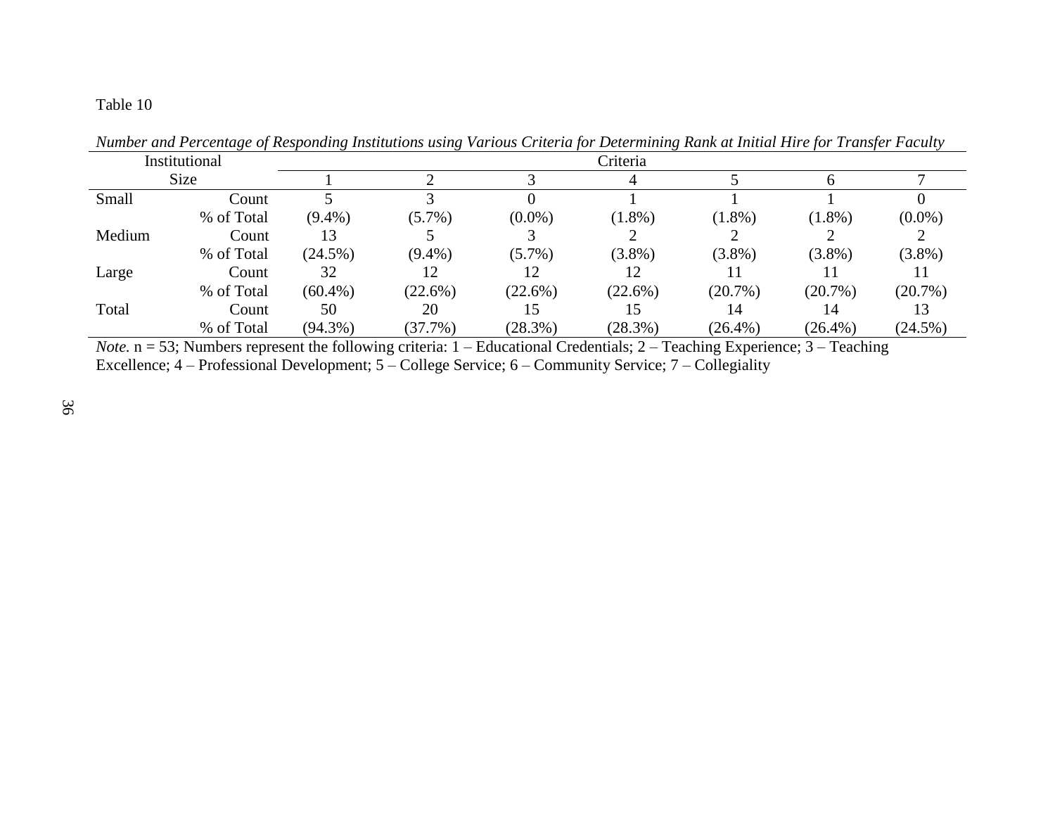Table 10

*Number and Percentage of Responding Institutions using Various Criteria for Determining Rank at Initial Hire for Transfer Faculty*

| Institutional Size | | Criteria | | | | | | |
|---|---|---|---|---|---|---|---|---|
| | | 1 | 2 | 3 | 4 | 5 | 6 | 7 |
| Small | Count | 5 | 3 | 0 | 1 | 1 | 1 | 0 |
| | % of Total | (9.4%) | (5.7%) | (0.0%) | (1.8%) | (1.8%) | (1.8%) | (0.0%) |
| Medium | Count | 13 | 5 | 3 | 2 | 2 | 2 | 2 |
| | % of Total | (24.5%) | (9.4%) | (5.7%) | (3.8%) | (3.8%) | (3.8%) | (3.8%) |
| Large | Count | 32 | 12 | 12 | 12 | 11 | 11 | 11 |
| | % of Total | (60.4%) | (22.6%) | (22.6%) | (22.6%) | (20.7%) | (20.7%) | (20.7%) |
| Total | Count | 50 | 20 | 15 | 15 | 14 | 14 | 13 |
| | % of Total | (94.3%) | (37.7%) | (28.3%) | (28.3%) | (26.4%) | (26.4%) | (24.5%) |

*Note.* n = 53; Numbers represent the following criteria: 1 – Educational Credentials; 2 – Teaching Experience; 3 – Teaching Excellence; 4 – Professional Development; 5 – College Service; 6 – Community Service; 7 – Collegiality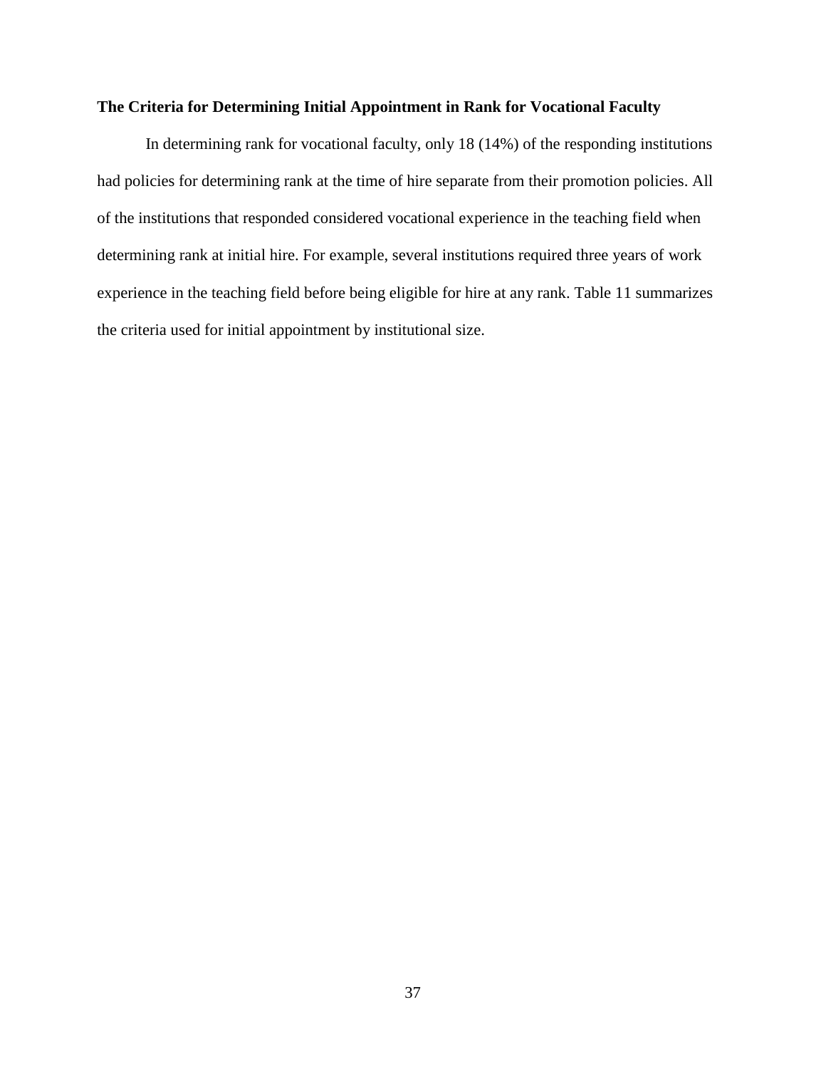### The Criteria for Determining Initial Appointment in Rank for Vocational Faculty

In determining rank for vocational faculty, only 18 (14%) of the responding institutions had policies for determining rank at the time of hire separate from their promotion policies. All of the institutions that responded considered vocational experience in the teaching field when determining rank at initial hire. For example, several institutions required three years of work experience in the teaching field before being eligible for hire at any rank. Table 11 summarizes the criteria used for initial appointment by institutional size.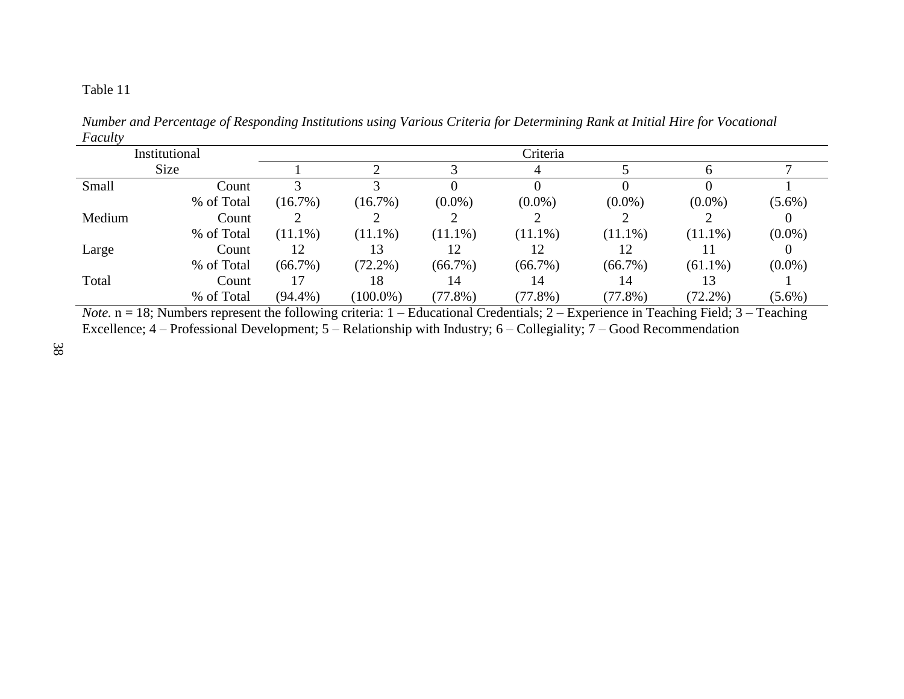Table 11

*Number and Percentage of Responding Institutions using Various Criteria for Determining Rank at Initial Hire for Vocational Faculty*

| Institutional Size | | Criteria | | | | | | |
|---|---|---|---|---|---|---|---|---|
| | | 1 | 2 | 3 | 4 | 5 | 6 | 7 |
| Small | Count | 3 | 3 | 0 | 0 | 0 | 0 | 1 |
| | % of Total | (16.7%) | (16.7%) | (0.0%) | (0.0%) | (0.0%) | (0.0%) | (5.6%) |
| Medium | Count | 2 | 2 | 2 | 2 | 2 | 2 | 0 |
| | % of Total | (11.1%) | (11.1%) | (11.1%) | (11.1%) | (11.1%) | (11.1%) | (0.0%) |
| Large | Count | 12 | 13 | 12 | 12 | 12 | 11 | 0 |
| | % of Total | (66.7%) | (72.2%) | (66.7%) | (66.7%) | (66.7%) | (61.1%) | (0.0%) |
| Total | Count | 17 | 18 | 14 | 14 | 14 | 13 | 1 |
| | % of Total | (94.4%) | (100.0%) | (77.8%) | (77.8%) | (77.8%) | (72.2%) | (5.6%) |

*Note.* n = 18; Numbers represent the following criteria: 1 – Educational Credentials; 2 – Experience in Teaching Field; 3 – Teaching Excellence; 4 – Professional Development; 5 – Relationship with Industry; 6 – Collegiality; 7 – Good Recommendation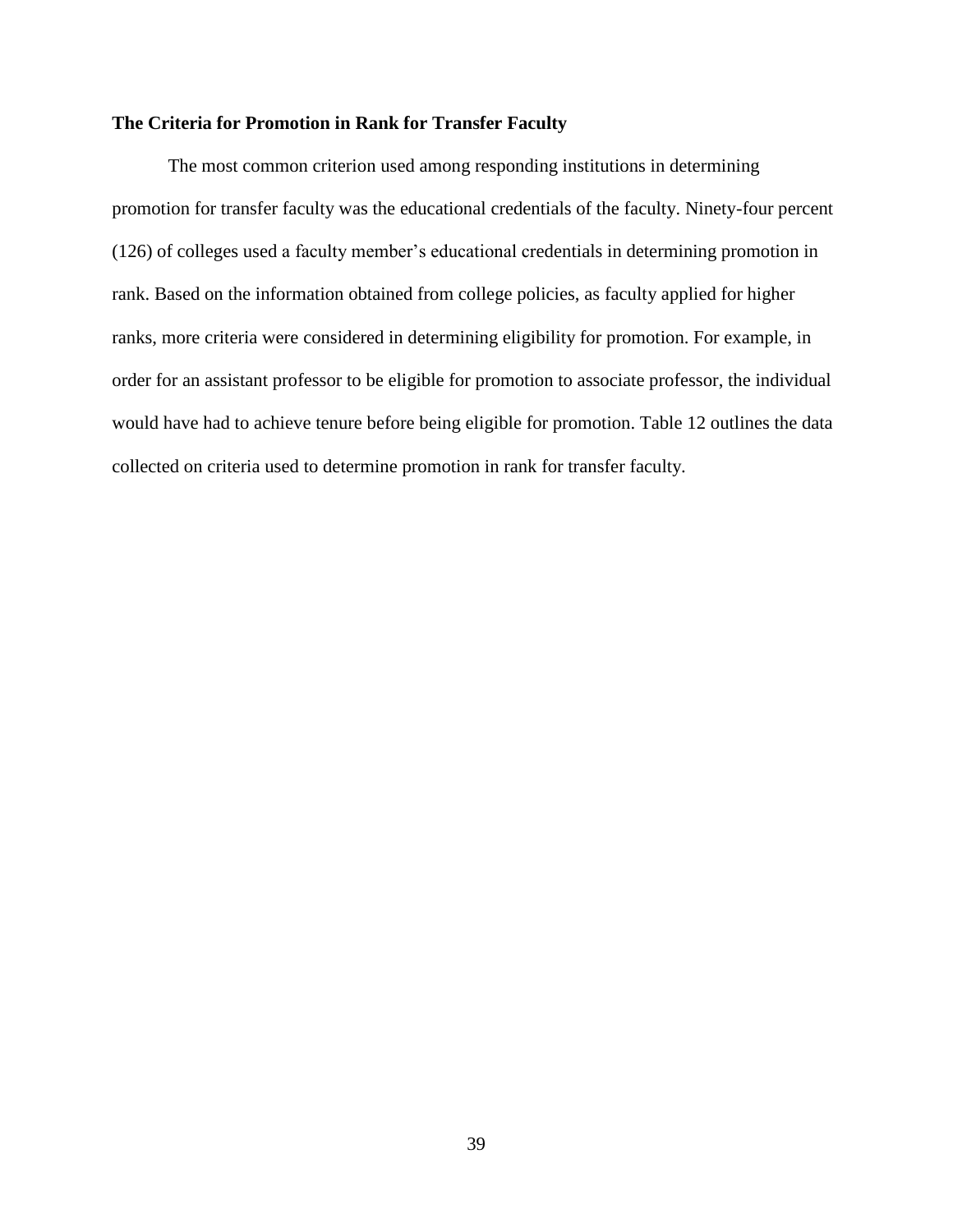### The Criteria for Promotion in Rank for Transfer Faculty

The most common criterion used among responding institutions in determining promotion for transfer faculty was the educational credentials of the faculty. Ninety-four percent (126) of colleges used a faculty member's educational credentials in determining promotion in rank. Based on the information obtained from college policies, as faculty applied for higher ranks, more criteria were considered in determining eligibility for promotion. For example, in order for an assistant professor to be eligible for promotion to associate professor, the individual would have had to achieve tenure before being eligible for promotion. Table 12 outlines the data collected on criteria used to determine promotion in rank for transfer faculty.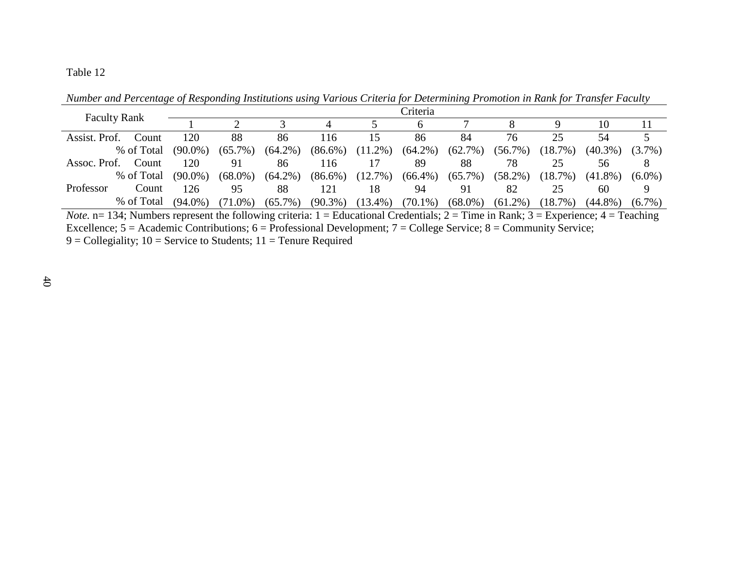Table 12

*Number and Percentage of Responding Institutions using Various Criteria for Determining Promotion in Rank for Transfer Faculty*

| Faculty Rank | | Criteria | | | | | | | | | | |
|---|---|---|---|---|---|---|---|---|---|---|---|---|
| | | 1 | 2 | 3 | 4 | 5 | 6 | 7 | 8 | 9 | 10 | 11 |
| Assist. Prof. | Count | 120 | 88 | 86 | 116 | 15 | 86 | 84 | 76 | 25 | 54 | 5 |
| | % of Total | (90.0%) | (65.7%) | (64.2%) | (86.6%) | (11.2%) | (64.2%) | (62.7%) | (56.7%) | (18.7%) | (40.3%) | (3.7%) |
| Assoc. Prof. | Count | 120 | 91 | 86 | 116 | 17 | 89 | 88 | 78 | 25 | 56 | 8 |
| | % of Total | (90.0%) | (68.0%) | (64.2%) | (86.6%) | (12.7%) | (66.4%) | (65.7%) | (58.2%) | (18.7%) | (41.8%) | (6.0%) |
| Professor | Count | 126 | 95 | 88 | 121 | 18 | 94 | 91 | 82 | 25 | 60 | 9 |
| | % of Total | (94.0%) | (71.0%) | (65.7%) | (90.3%) | (13.4%) | (70.1%) | (68.0%) | (61.2%) | (18.7%) | (44.8%) | (6.7%) |

*Note.* n= 134; Numbers represent the following criteria: 1 = Educational Credentials; 2 = Time in Rank; 3 = Experience; 4 = Teaching Excellence; 5 = Academic Contributions; 6 = Professional Development; 7 = College Service; 8 = Community Service; 9 = Collegiality; 10 = Service to Students; 11 = Tenure Required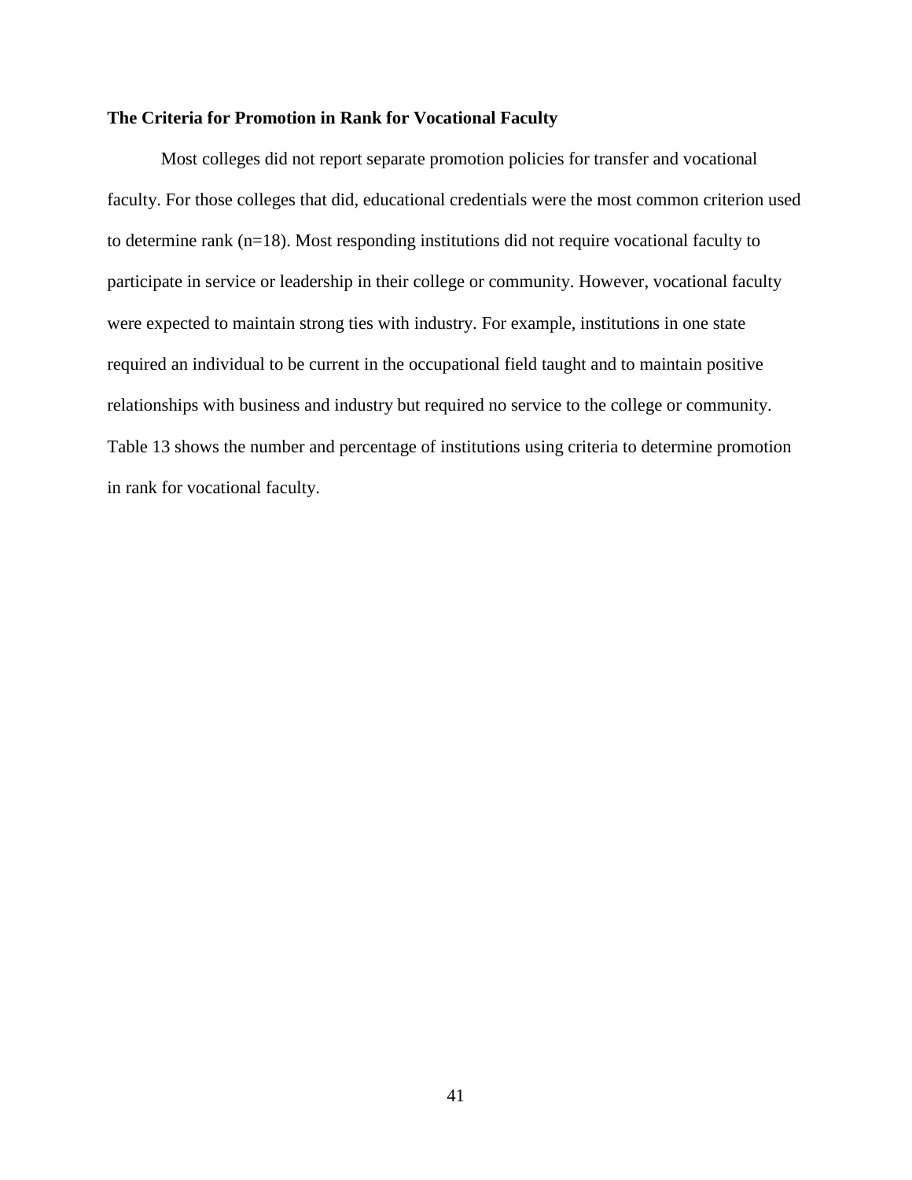### The Criteria for Promotion in Rank for Vocational Faculty

Most colleges did not report separate promotion policies for transfer and vocational faculty. For those colleges that did, educational credentials were the most common criterion used to determine rank (n=18). Most responding institutions did not require vocational faculty to participate in service or leadership in their college or community. However, vocational faculty were expected to maintain strong ties with industry. For example, institutions in one state required an individual to be current in the occupational field taught and to maintain positive relationships with business and industry but required no service to the college or community. Table 13 shows the number and percentage of institutions using criteria to determine promotion in rank for vocational faculty.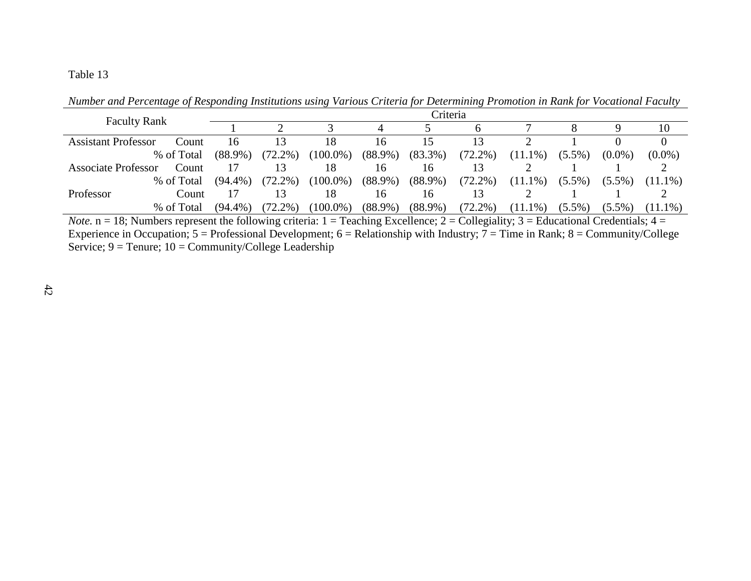Table 13

*Number and Percentage of Responding Institutions using Various Criteria for Determining Promotion in Rank for Vocational Faculty*

| Faculty Rank | | Criteria | | | | | | | | | |
|---|---|---|---|---|---|---|---|---|---|---|---|
| | | 1 | 2 | 3 | 4 | 5 | 6 | 7 | 8 | 9 | 10 |
| Assistant Professor | Count | 16 | 13 | 18 | 16 | 15 | 13 | 2 | 1 | 0 | 0 |
| | % of Total | (88.9%) | (72.2%) | (100.0%) | (88.9%) | (83.3%) | (72.2%) | (11.1%) | (5.5%) | (0.0%) | (0.0%) |
| Associate Professor | Count | 17 | 13 | 18 | 16 | 16 | 13 | 2 | 1 | 1 | 2 |
| | % of Total | (94.4%) | (72.2%) | (100.0%) | (88.9%) | (88.9%) | (72.2%) | (11.1%) | (5.5%) | (5.5%) | (11.1%) |
| Professor | Count | 17 | 13 | 18 | 16 | 16 | 13 | 2 | 1 | 1 | 2 |
| | % of Total | (94.4%) | (72.2%) | (100.0%) | (88.9%) | (88.9%) | (72.2%) | (11.1%) | (5.5%) | (5.5%) | (11.1%) |

*Note.* n = 18; Numbers represent the following criteria: 1 = Teaching Excellence; 2 = Collegiality; 3 = Educational Credentials; 4 = Experience in Occupation; 5 = Professional Development; 6 = Relationship with Industry; 7 = Time in Rank; 8 = Community/College Service; 9 = Tenure; 10 = Community/College Leadership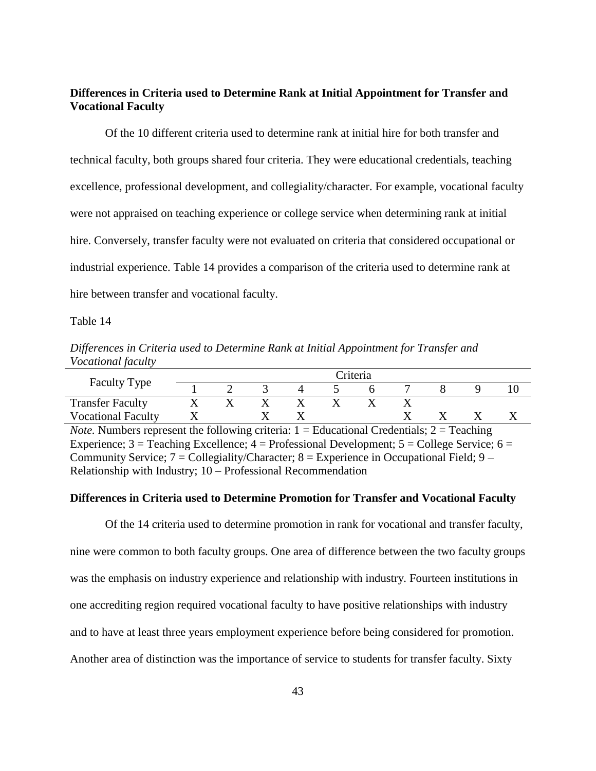**Differences in Criteria used to Determine Rank at Initial Appointment for Transfer and Vocational Faculty**

Of the 10 different criteria used to determine rank at initial hire for both transfer and technical faculty, both groups shared four criteria. They were educational credentials, teaching excellence, professional development, and collegiality/character. For example, vocational faculty were not appraised on teaching experience or college service when determining rank at initial hire. Conversely, transfer faculty were not evaluated on criteria that considered occupational or industrial experience. Table 14 provides a comparison of the criteria used to determine rank at hire between transfer and vocational faculty.

Table 14

*Differences in Criteria used to Determine Rank at Initial Appointment for Transfer and Vocational faculty*

| Faculty Type | Criteria | | | | | | | | | |
|---|---|---|---|---|---|---|---|---|---|---|
| | 1 | 2 | 3 | 4 | 5 | 6 | 7 | 8 | 9 | 10 |
| Transfer Faculty | X | X | X | X | X | X | X | | | |
| Vocational Faculty | X | | X | X | | | X | X | X | X |

*Note.* Numbers represent the following criteria: 1 = Educational Credentials; 2 = Teaching Experience; 3 = Teaching Excellence; 4 = Professional Development; 5 = College Service; 6 = Community Service; 7 = Collegiality/Character; 8 = Experience in Occupational Field; 9 – Relationship with Industry; 10 – Professional Recommendation

**Differences in Criteria used to Determine Promotion for Transfer and Vocational Faculty**

Of the 14 criteria used to determine promotion in rank for vocational and transfer faculty, nine were common to both faculty groups. One area of difference between the two faculty groups was the emphasis on industry experience and relationship with industry. Fourteen institutions in one accrediting region required vocational faculty to have positive relationships with industry and to have at least three years employment experience before being considered for promotion. Another area of distinction was the importance of service to students for transfer faculty. Sixty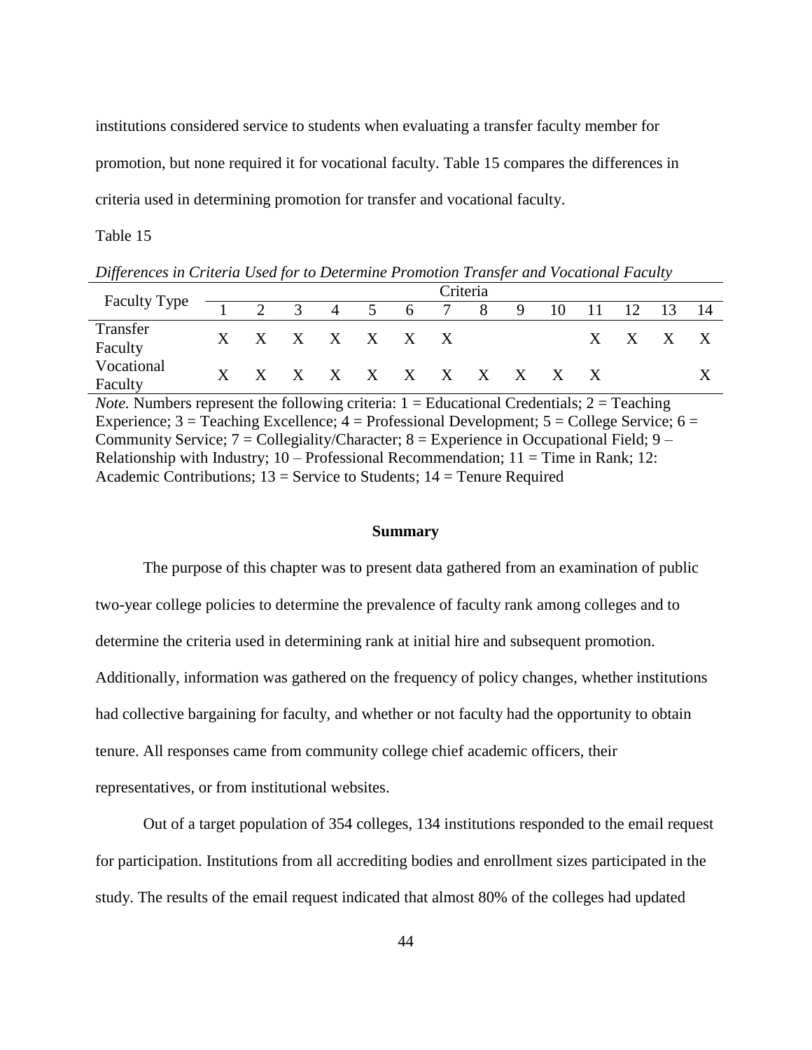institutions considered service to students when evaluating a transfer faculty member for promotion, but none required it for vocational faculty. Table 15 compares the differences in criteria used in determining promotion for transfer and vocational faculty.

Table 15

*Differences in Criteria Used for to Determine Promotion Transfer and Vocational Faculty*

| Faculty Type | Criteria | | | | | | | | | | | | | |
|---|---|---|---|---|---|---|---|---|---|---|---|---|---|---|
| | 1 | 2 | 3 | 4 | 5 | 6 | 7 | 8 | 9 | 10 | 11 | 12 | 13 | 14 |
| Transfer Faculty | X | X | X | X | X | X | X | | | | X | X | X | X |
| Vocational Faculty | X | X | X | X | X | X | X | X | X | X | X | | | X |

*Note.* Numbers represent the following criteria: 1 = Educational Credentials; 2 = Teaching Experience; 3 = Teaching Excellence; 4 = Professional Development; 5 = College Service; 6 = Community Service; 7 = Collegiality/Character; 8 = Experience in Occupational Field; 9 – Relationship with Industry; 10 – Professional Recommendation; 11 = Time in Rank; 12: Academic Contributions; 13 = Service to Students; 14 = Tenure Required

## Summary

The purpose of this chapter was to present data gathered from an examination of public two-year college policies to determine the prevalence of faculty rank among colleges and to determine the criteria used in determining rank at initial hire and subsequent promotion. Additionally, information was gathered on the frequency of policy changes, whether institutions had collective bargaining for faculty, and whether or not faculty had the opportunity to obtain tenure. All responses came from community college chief academic officers, their representatives, or from institutional websites.

Out of a target population of 354 colleges, 134 institutions responded to the email request for participation. Institutions from all accrediting bodies and enrollment sizes participated in the study. The results of the email request indicated that almost 80% of the colleges had updated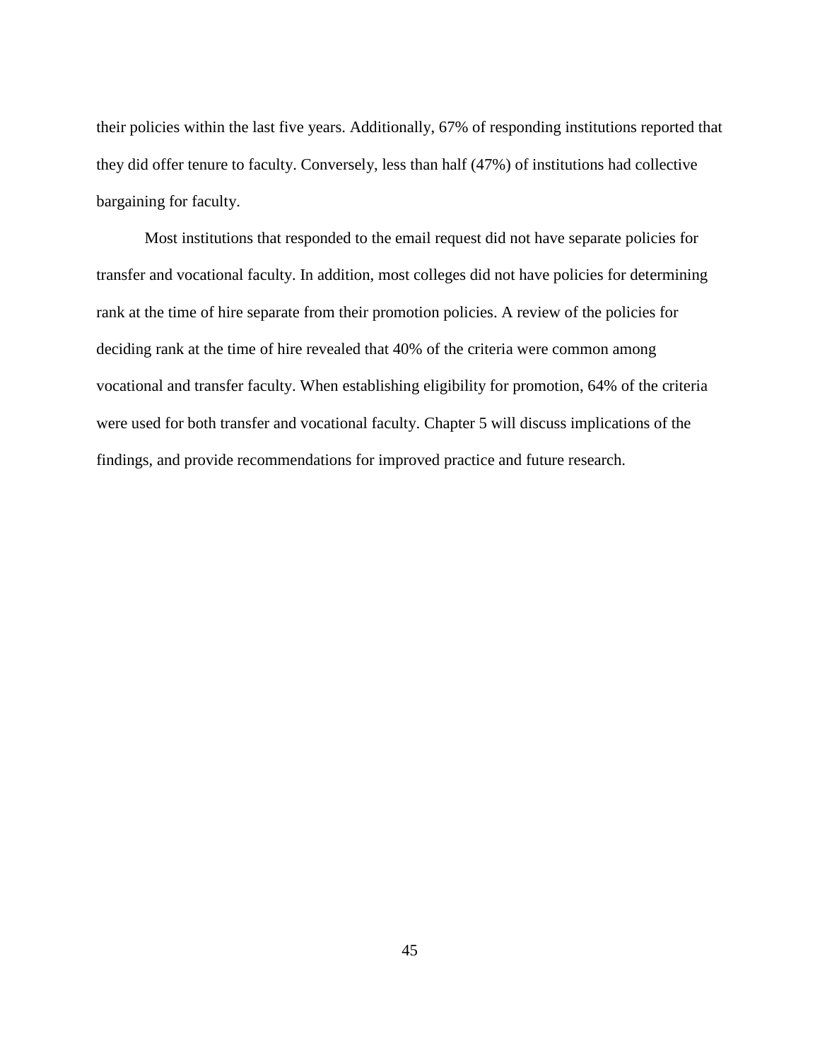their policies within the last five years. Additionally, 67% of responding institutions reported that they did offer tenure to faculty. Conversely, less than half (47%) of institutions had collective bargaining for faculty.

Most institutions that responded to the email request did not have separate policies for transfer and vocational faculty. In addition, most colleges did not have policies for determining rank at the time of hire separate from their promotion policies. A review of the policies for deciding rank at the time of hire revealed that 40% of the criteria were common among vocational and transfer faculty. When establishing eligibility for promotion, 64% of the criteria were used for both transfer and vocational faculty. Chapter 5 will discuss implications of the findings, and provide recommendations for improved practice and future research.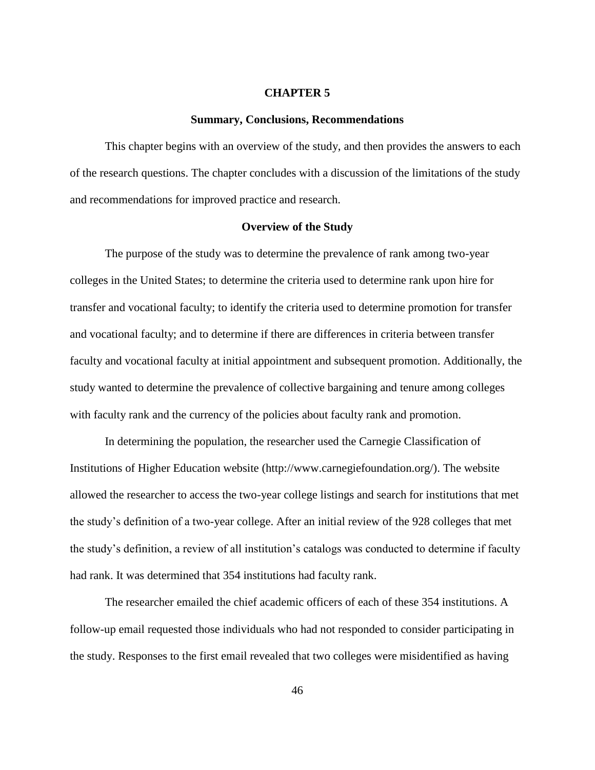# CHAPTER 5

## Summary, Conclusions, Recommendations

This chapter begins with an overview of the study, and then provides the answers to each of the research questions. The chapter concludes with a discussion of the limitations of the study and recommendations for improved practice and research.

### Overview of the Study

The purpose of the study was to determine the prevalence of rank among two-year colleges in the United States; to determine the criteria used to determine rank upon hire for transfer and vocational faculty; to identify the criteria used to determine promotion for transfer and vocational faculty; and to determine if there are differences in criteria between transfer faculty and vocational faculty at initial appointment and subsequent promotion. Additionally, the study wanted to determine the prevalence of collective bargaining and tenure among colleges with faculty rank and the currency of the policies about faculty rank and promotion.

In determining the population, the researcher used the Carnegie Classification of Institutions of Higher Education website (http://www.carnegiefoundation.org/). The website allowed the researcher to access the two-year college listings and search for institutions that met the study's definition of a two-year college. After an initial review of the 928 colleges that met the study's definition, a review of all institution's catalogs was conducted to determine if faculty had rank. It was determined that 354 institutions had faculty rank.

The researcher emailed the chief academic officers of each of these 354 institutions. A follow-up email requested those individuals who had not responded to consider participating in the study. Responses to the first email revealed that two colleges were misidentified as having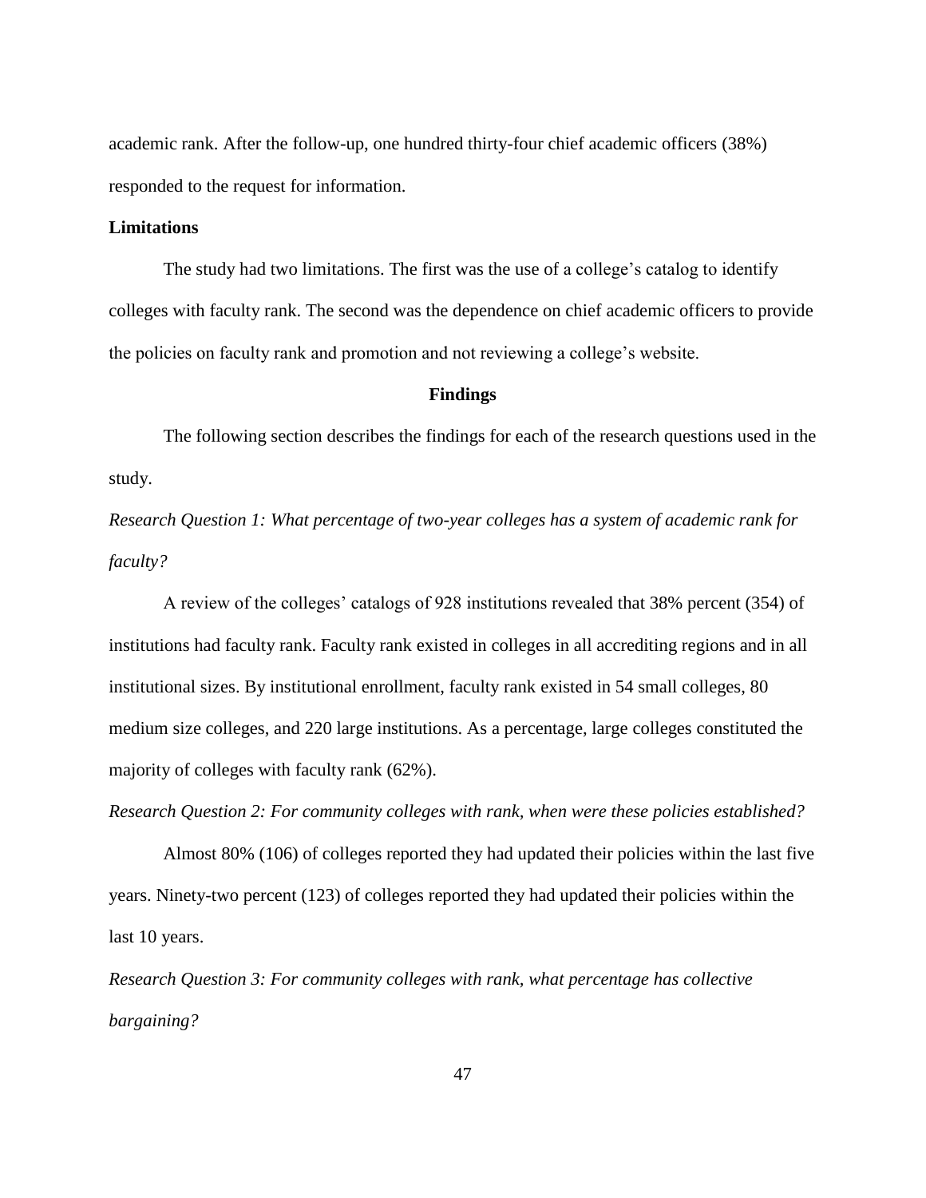academic rank. After the follow-up, one hundred thirty-four chief academic officers (38%) responded to the request for information.

**Limitations**

The study had two limitations. The first was the use of a college's catalog to identify colleges with faculty rank. The second was the dependence on chief academic officers to provide the policies on faculty rank and promotion and not reviewing a college's website.

## Findings

The following section describes the findings for each of the research questions used in the study.

*Research Question 1: What percentage of two-year colleges has a system of academic rank for faculty?*

A review of the colleges' catalogs of 928 institutions revealed that 38% percent (354) of institutions had faculty rank. Faculty rank existed in colleges in all accrediting regions and in all institutional sizes. By institutional enrollment, faculty rank existed in 54 small colleges, 80 medium size colleges, and 220 large institutions. As a percentage, large colleges constituted the majority of colleges with faculty rank (62%).

*Research Question 2: For community colleges with rank, when were these policies established?*

Almost 80% (106) of colleges reported they had updated their policies within the last five years. Ninety-two percent (123) of colleges reported they had updated their policies within the last 10 years.

*Research Question 3: For community colleges with rank, what percentage has collective bargaining?*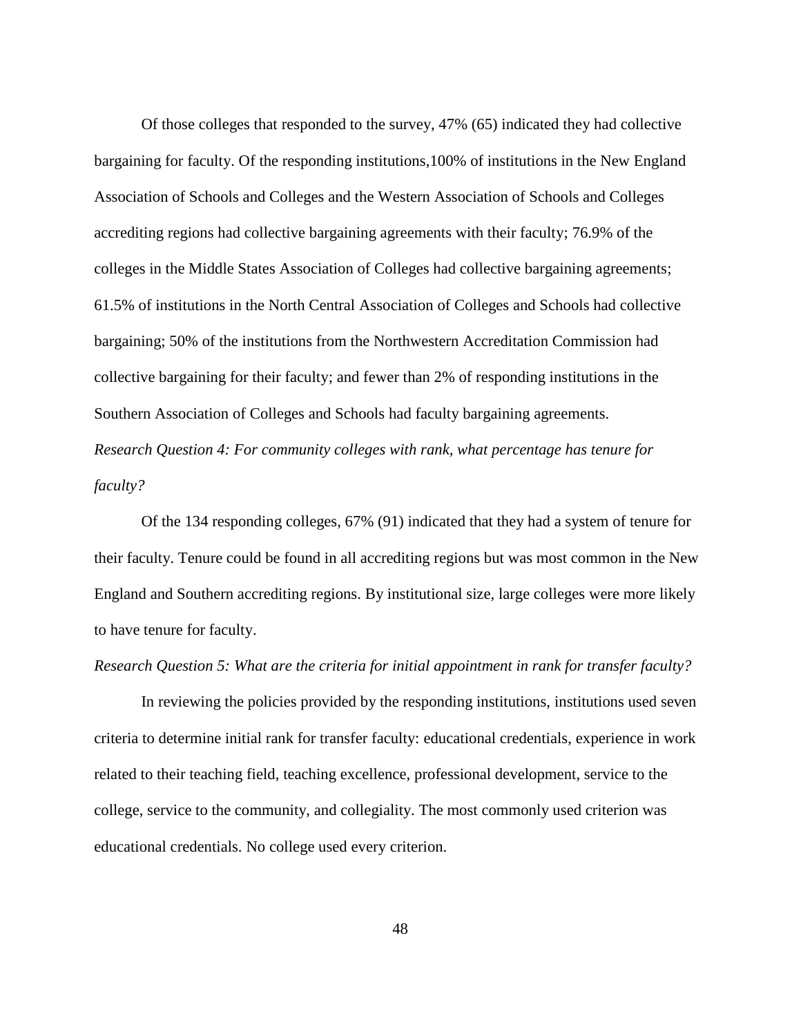Of those colleges that responded to the survey, 47% (65) indicated they had collective bargaining for faculty. Of the responding institutions,100% of institutions in the New England Association of Schools and Colleges and the Western Association of Schools and Colleges accrediting regions had collective bargaining agreements with their faculty; 76.9% of the colleges in the Middle States Association of Colleges had collective bargaining agreements; 61.5% of institutions in the North Central Association of Colleges and Schools had collective bargaining; 50% of the institutions from the Northwestern Accreditation Commission had collective bargaining for their faculty; and fewer than 2% of responding institutions in the Southern Association of Colleges and Schools had faculty bargaining agreements.

*Research Question 4: For community colleges with rank, what percentage has tenure for faculty?*

Of the 134 responding colleges, 67% (91) indicated that they had a system of tenure for their faculty. Tenure could be found in all accrediting regions but was most common in the New England and Southern accrediting regions. By institutional size, large colleges were more likely to have tenure for faculty.

*Research Question 5: What are the criteria for initial appointment in rank for transfer faculty?*

In reviewing the policies provided by the responding institutions, institutions used seven criteria to determine initial rank for transfer faculty: educational credentials, experience in work related to their teaching field, teaching excellence, professional development, service to the college, service to the community, and collegiality. The most commonly used criterion was educational credentials. No college used every criterion.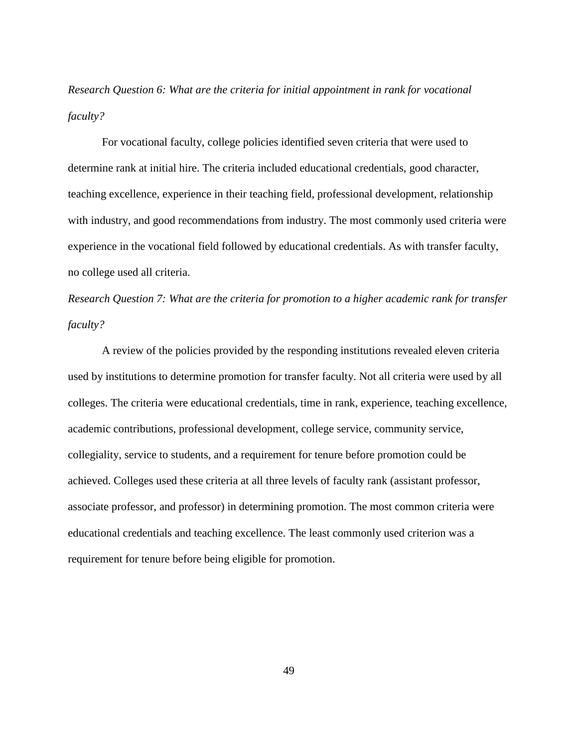*Research Question 6: What are the criteria for initial appointment in rank for vocational faculty?*

For vocational faculty, college policies identified seven criteria that were used to determine rank at initial hire. The criteria included educational credentials, good character, teaching excellence, experience in their teaching field, professional development, relationship with industry, and good recommendations from industry. The most commonly used criteria were experience in the vocational field followed by educational credentials. As with transfer faculty, no college used all criteria.

*Research Question 7: What are the criteria for promotion to a higher academic rank for transfer faculty?*

A review of the policies provided by the responding institutions revealed eleven criteria used by institutions to determine promotion for transfer faculty. Not all criteria were used by all colleges. The criteria were educational credentials, time in rank, experience, teaching excellence, academic contributions, professional development, college service, community service, collegiality, service to students, and a requirement for tenure before promotion could be achieved. Colleges used these criteria at all three levels of faculty rank (assistant professor, associate professor, and professor) in determining promotion. The most common criteria were educational credentials and teaching excellence. The least commonly used criterion was a requirement for tenure before being eligible for promotion.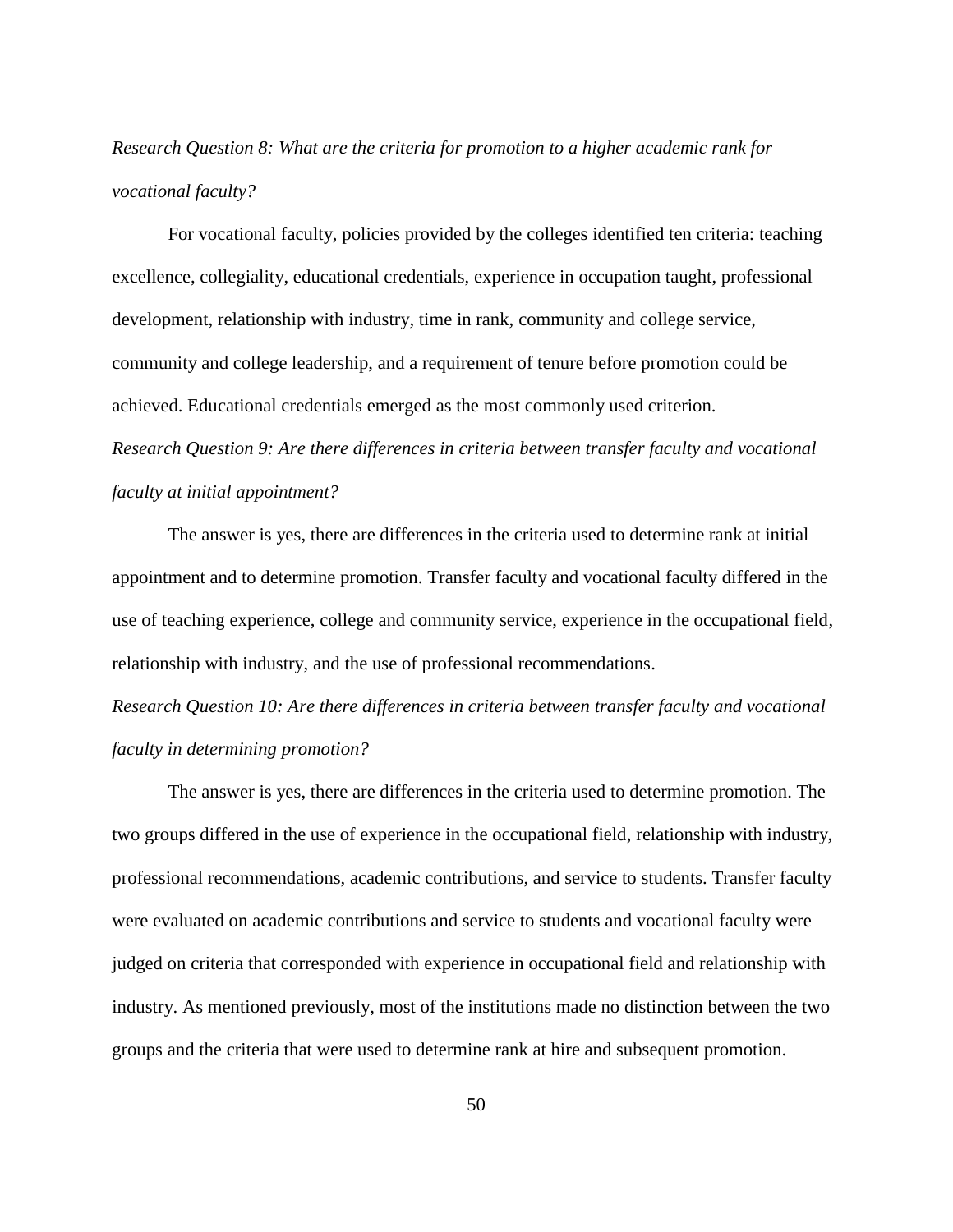*Research Question 8: What are the criteria for promotion to a higher academic rank for vocational faculty?*

For vocational faculty, policies provided by the colleges identified ten criteria: teaching excellence, collegiality, educational credentials, experience in occupation taught, professional development, relationship with industry, time in rank, community and college service, community and college leadership, and a requirement of tenure before promotion could be achieved. Educational credentials emerged as the most commonly used criterion.

*Research Question 9: Are there differences in criteria between transfer faculty and vocational faculty at initial appointment?*

The answer is yes, there are differences in the criteria used to determine rank at initial appointment and to determine promotion. Transfer faculty and vocational faculty differed in the use of teaching experience, college and community service, experience in the occupational field, relationship with industry, and the use of professional recommendations.

*Research Question 10: Are there differences in criteria between transfer faculty and vocational faculty in determining promotion?*

The answer is yes, there are differences in the criteria used to determine promotion. The two groups differed in the use of experience in the occupational field, relationship with industry, professional recommendations, academic contributions, and service to students. Transfer faculty were evaluated on academic contributions and service to students and vocational faculty were judged on criteria that corresponded with experience in occupational field and relationship with industry. As mentioned previously, most of the institutions made no distinction between the two groups and the criteria that were used to determine rank at hire and subsequent promotion.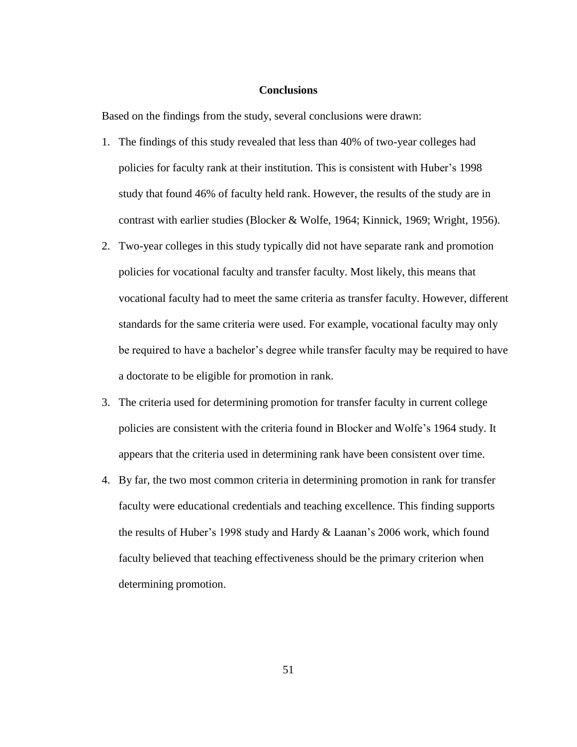## Conclusions

Based on the findings from the study, several conclusions were drawn:

1. The findings of this study revealed that less than 40% of two-year colleges had policies for faculty rank at their institution. This is consistent with Huber's 1998 study that found 46% of faculty held rank. However, the results of the study are in contrast with earlier studies (Blocker & Wolfe, 1964; Kinnick, 1969; Wright, 1956).
2. Two-year colleges in this study typically did not have separate rank and promotion policies for vocational faculty and transfer faculty. Most likely, this means that vocational faculty had to meet the same criteria as transfer faculty. However, different standards for the same criteria were used. For example, vocational faculty may only be required to have a bachelor's degree while transfer faculty may be required to have a doctorate to be eligible for promotion in rank.
3. The criteria used for determining promotion for transfer faculty in current college policies are consistent with the criteria found in Blocker and Wolfe's 1964 study. It appears that the criteria used in determining rank have been consistent over time.
4. By far, the two most common criteria in determining promotion in rank for transfer faculty were educational credentials and teaching excellence. This finding supports the results of Huber's 1998 study and Hardy & Laanan's 2006 work, which found faculty believed that teaching effectiveness should be the primary criterion when determining promotion.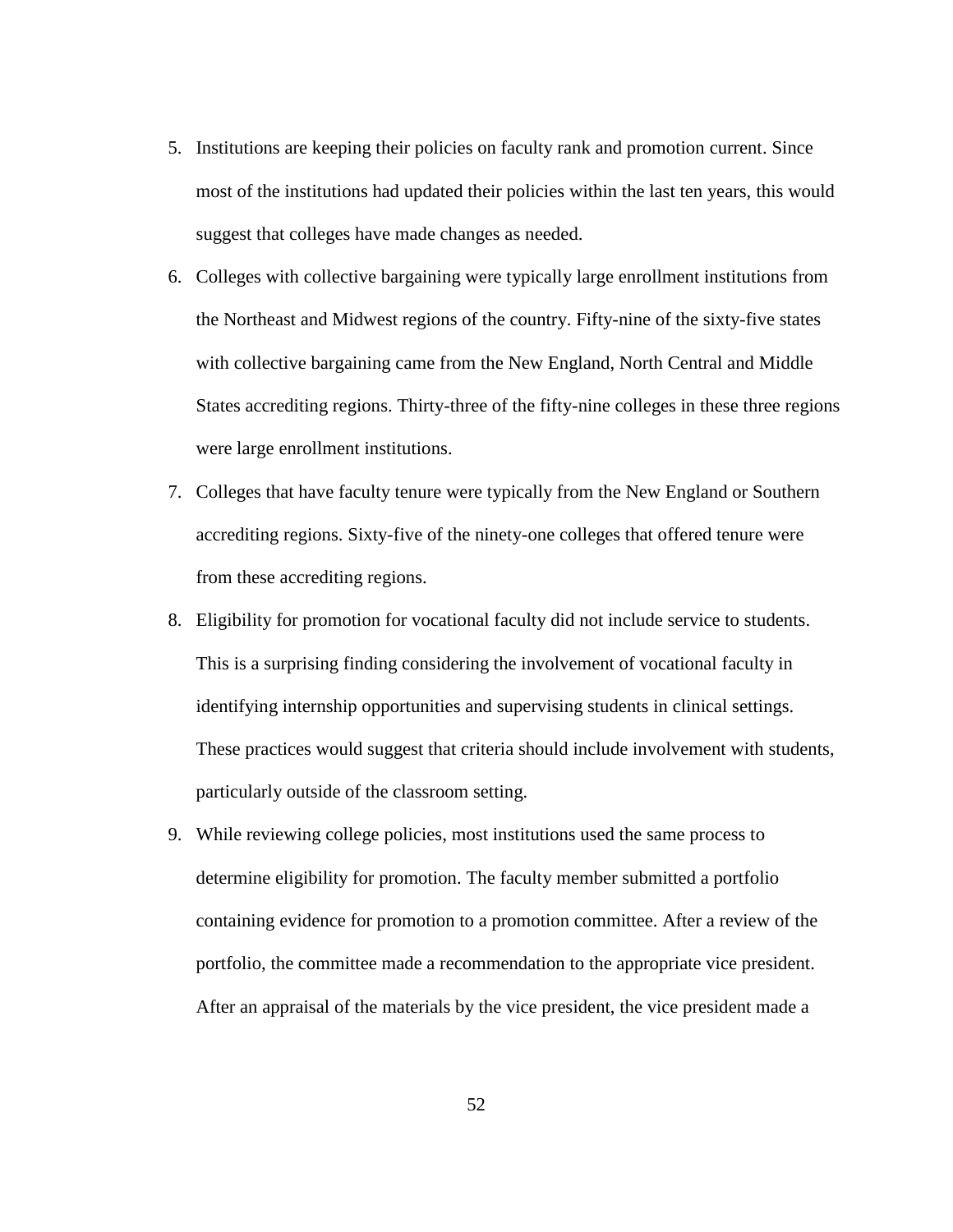5. Institutions are keeping their policies on faculty rank and promotion current. Since most of the institutions had updated their policies within the last ten years, this would suggest that colleges have made changes as needed.
6. Colleges with collective bargaining were typically large enrollment institutions from the Northeast and Midwest regions of the country. Fifty-nine of the sixty-five states with collective bargaining came from the New England, North Central and Middle States accrediting regions. Thirty-three of the fifty-nine colleges in these three regions were large enrollment institutions.
7. Colleges that have faculty tenure were typically from the New England or Southern accrediting regions. Sixty-five of the ninety-one colleges that offered tenure were from these accrediting regions.
8. Eligibility for promotion for vocational faculty did not include service to students. This is a surprising finding considering the involvement of vocational faculty in identifying internship opportunities and supervising students in clinical settings. These practices would suggest that criteria should include involvement with students, particularly outside of the classroom setting.
9. While reviewing college policies, most institutions used the same process to determine eligibility for promotion. The faculty member submitted a portfolio containing evidence for promotion to a promotion committee. After a review of the portfolio, the committee made a recommendation to the appropriate vice president. After an appraisal of the materials by the vice president, the vice president made a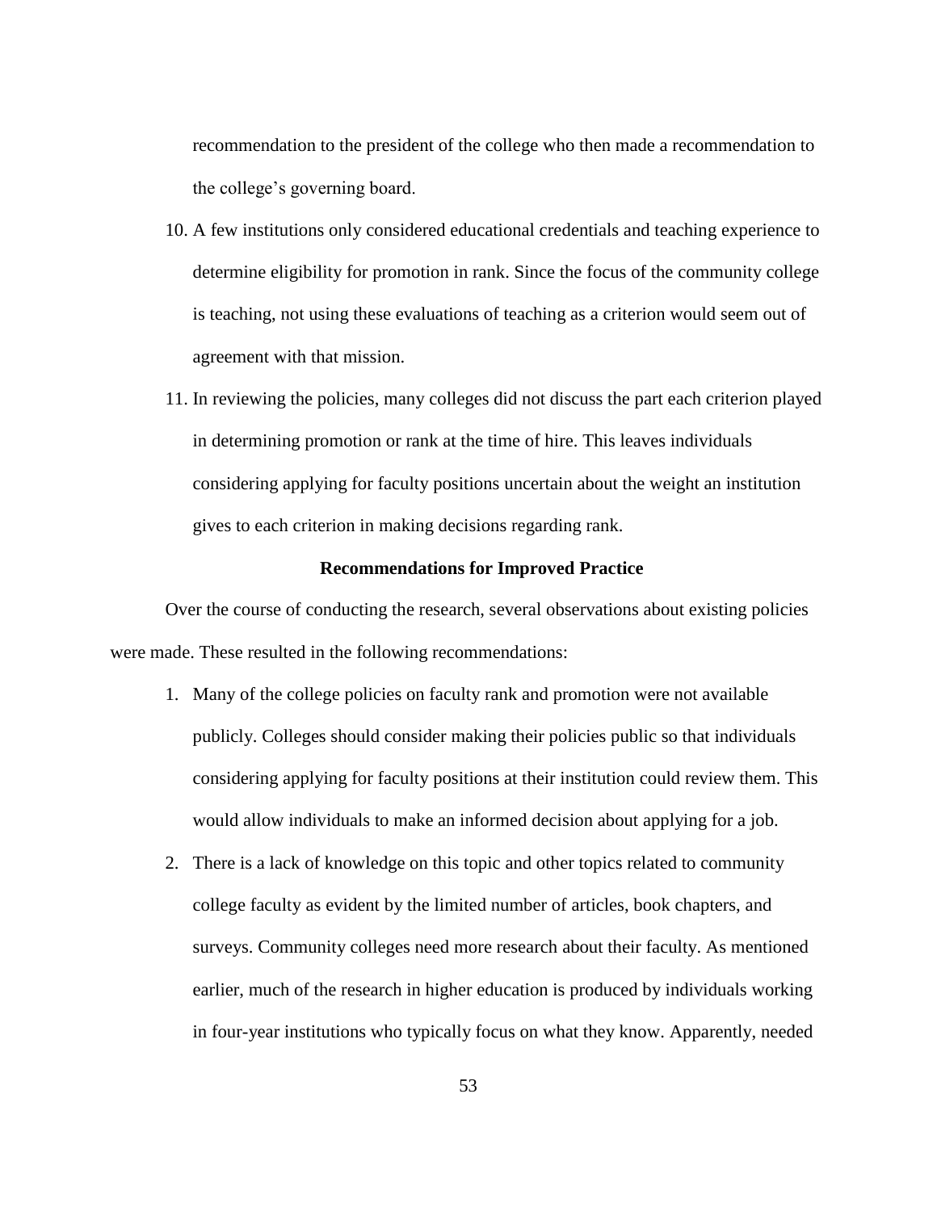recommendation to the president of the college who then made a recommendation to the college's governing board.

10. A few institutions only considered educational credentials and teaching experience to determine eligibility for promotion in rank. Since the focus of the community college is teaching, not using these evaluations of teaching as a criterion would seem out of agreement with that mission.
11. In reviewing the policies, many colleges did not discuss the part each criterion played in determining promotion or rank at the time of hire. This leaves individuals considering applying for faculty positions uncertain about the weight an institution gives to each criterion in making decisions regarding rank.

### Recommendations for Improved Practice

Over the course of conducting the research, several observations about existing policies were made. These resulted in the following recommendations:

1. Many of the college policies on faculty rank and promotion were not available publicly. Colleges should consider making their policies public so that individuals considering applying for faculty positions at their institution could review them. This would allow individuals to make an informed decision about applying for a job.
2. There is a lack of knowledge on this topic and other topics related to community college faculty as evident by the limited number of articles, book chapters, and surveys. Community colleges need more research about their faculty. As mentioned earlier, much of the research in higher education is produced by individuals working in four-year institutions who typically focus on what they know. Apparently, needed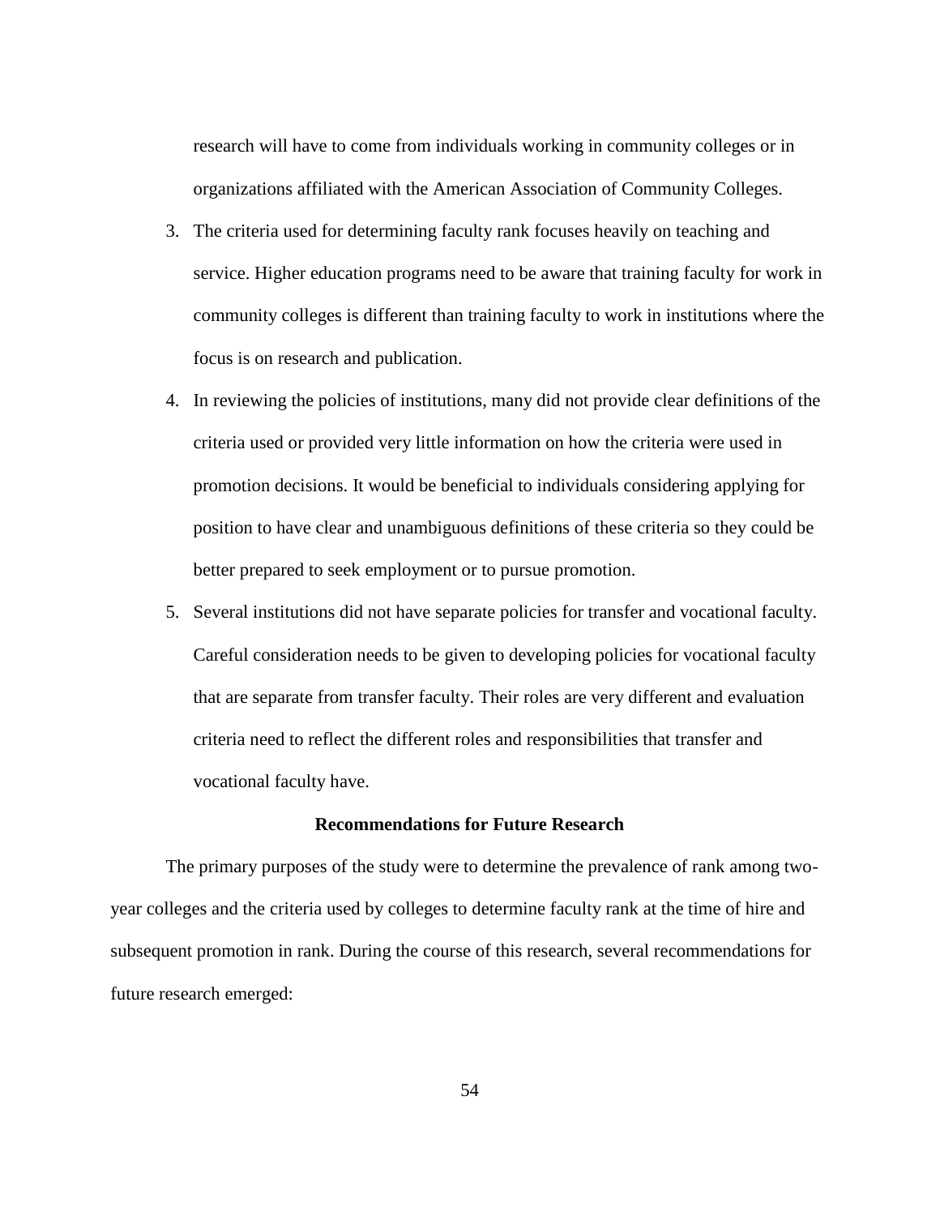research will have to come from individuals working in community colleges or in organizations affiliated with the American Association of Community Colleges.

3. The criteria used for determining faculty rank focuses heavily on teaching and service. Higher education programs need to be aware that training faculty for work in community colleges is different than training faculty to work in institutions where the focus is on research and publication.
4. In reviewing the policies of institutions, many did not provide clear definitions of the criteria used or provided very little information on how the criteria were used in promotion decisions. It would be beneficial to individuals considering applying for position to have clear and unambiguous definitions of these criteria so they could be better prepared to seek employment or to pursue promotion.
5. Several institutions did not have separate policies for transfer and vocational faculty. Careful consideration needs to be given to developing policies for vocational faculty that are separate from transfer faculty. Their roles are very different and evaluation criteria need to reflect the different roles and responsibilities that transfer and vocational faculty have.

## Recommendations for Future Research

The primary purposes of the study were to determine the prevalence of rank among two-year colleges and the criteria used by colleges to determine faculty rank at the time of hire and subsequent promotion in rank. During the course of this research, several recommendations for future research emerged: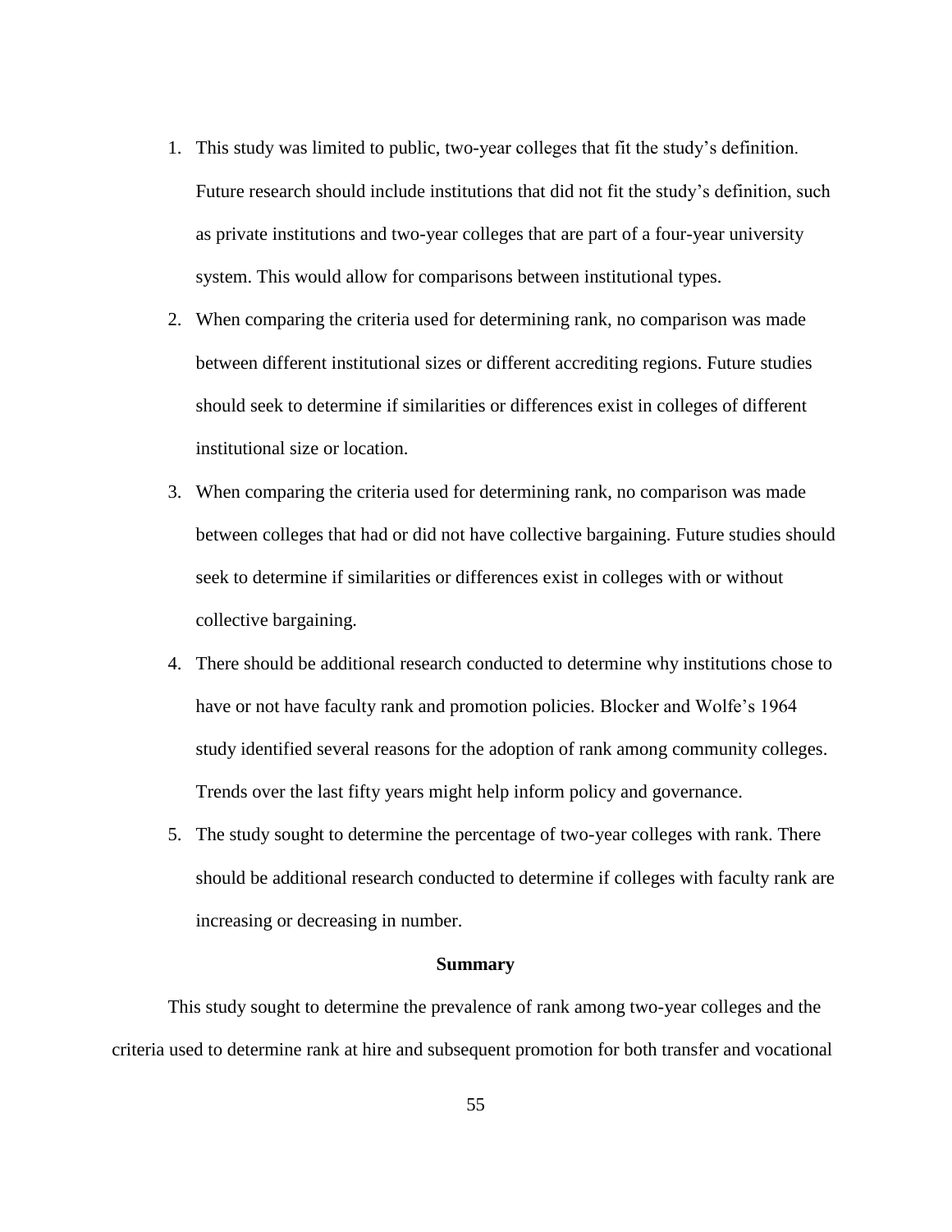1. This study was limited to public, two-year colleges that fit the study's definition. Future research should include institutions that did not fit the study's definition, such as private institutions and two-year colleges that are part of a four-year university system. This would allow for comparisons between institutional types.
2. When comparing the criteria used for determining rank, no comparison was made between different institutional sizes or different accrediting regions. Future studies should seek to determine if similarities or differences exist in colleges of different institutional size or location.
3. When comparing the criteria used for determining rank, no comparison was made between colleges that had or did not have collective bargaining. Future studies should seek to determine if similarities or differences exist in colleges with or without collective bargaining.
4. There should be additional research conducted to determine why institutions chose to have or not have faculty rank and promotion policies. Blocker and Wolfe's 1964 study identified several reasons for the adoption of rank among community colleges. Trends over the last fifty years might help inform policy and governance.
5. The study sought to determine the percentage of two-year colleges with rank. There should be additional research conducted to determine if colleges with faculty rank are increasing or decreasing in number.

## Summary

This study sought to determine the prevalence of rank among two-year colleges and the criteria used to determine rank at hire and subsequent promotion for both transfer and vocational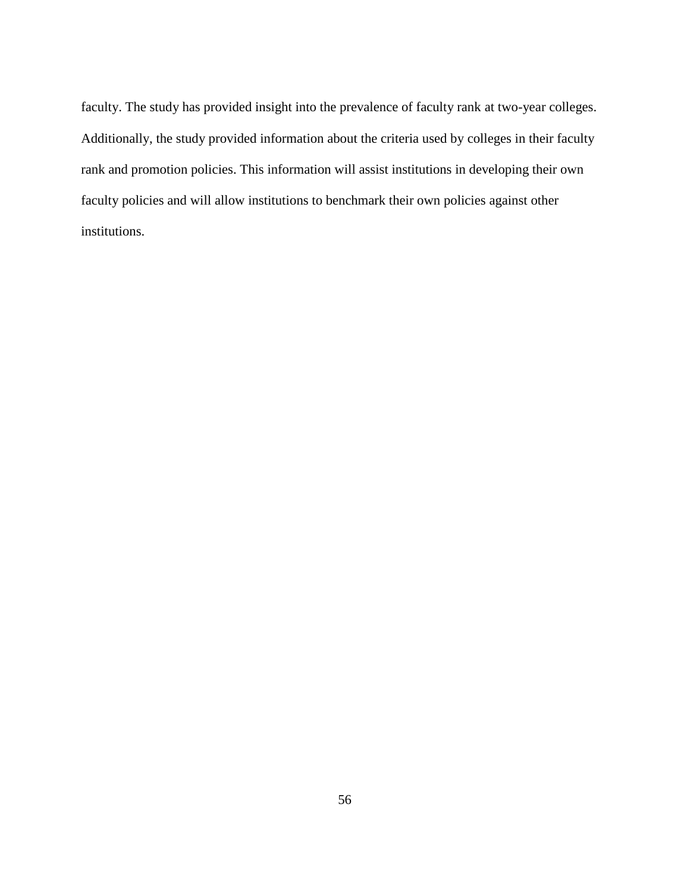faculty. The study has provided insight into the prevalence of faculty rank at two-year colleges. Additionally, the study provided information about the criteria used by colleges in their faculty rank and promotion policies. This information will assist institutions in developing their own faculty policies and will allow institutions to benchmark their own policies against other institutions.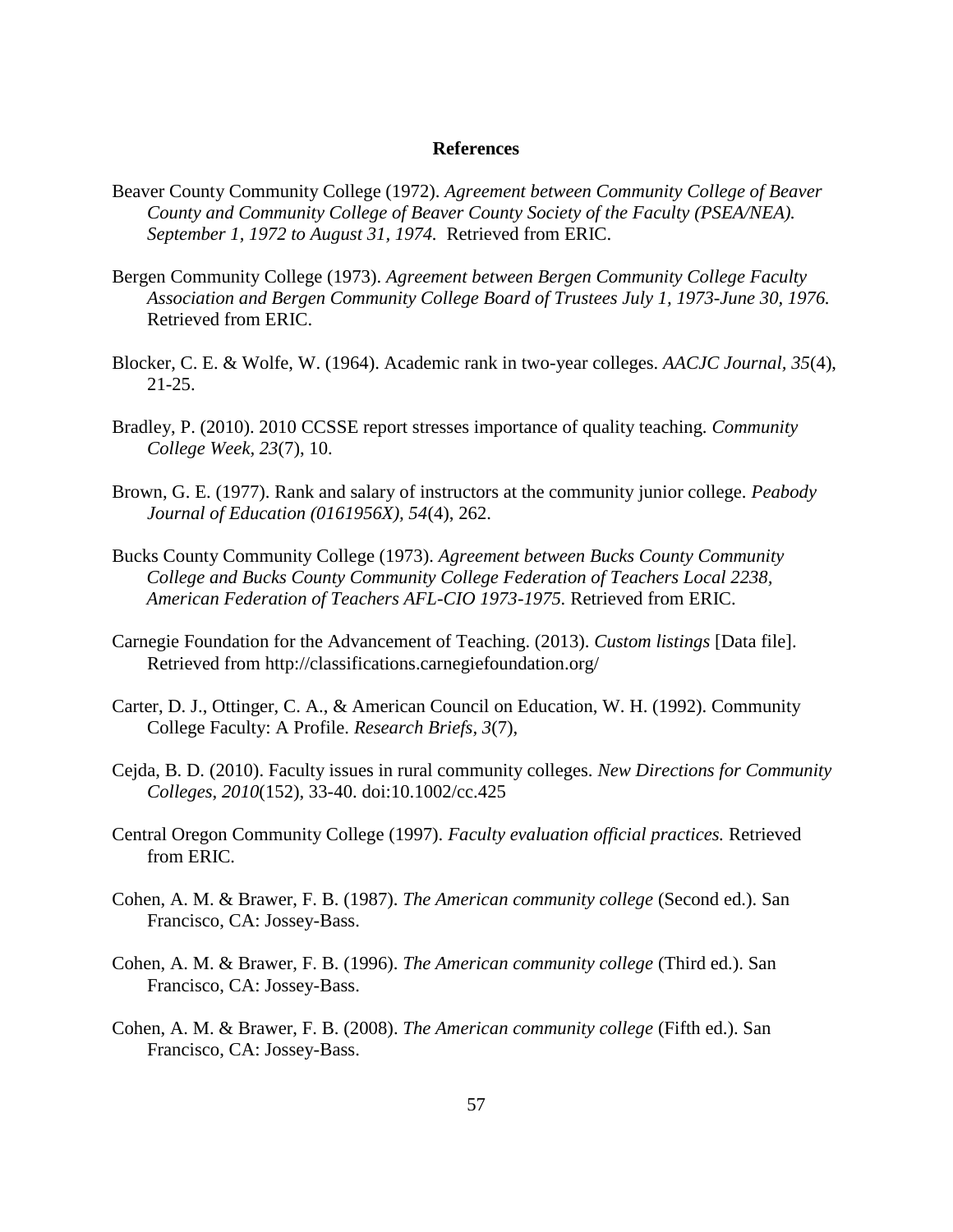# References

Beaver County Community College (1972). *Agreement between Community College of Beaver County and Community College of Beaver County Society of the Faculty (PSEA/NEA). September 1, 1972 to August 31, 1974.* Retrieved from ERIC.

Bergen Community College (1973). *Agreement between Bergen Community College Faculty Association and Bergen Community College Board of Trustees July 1, 1973-June 30, 1976.* Retrieved from ERIC.

Blocker, C. E. & Wolfe, W. (1964). Academic rank in two-year colleges. *AACJC Journal*, *35*(4), 21-25.

Bradley, P. (2010). 2010 CCSSE report stresses importance of quality teaching. *Community College Week*, *23*(7), 10.

Brown, G. E. (1977). Rank and salary of instructors at the community junior college. *Peabody Journal of Education (0161956X)*, *54*(4), 262.

Bucks County Community College (1973). *Agreement between Bucks County Community College and Bucks County Community College Federation of Teachers Local 2238, American Federation of Teachers AFL-CIO 1973-1975.* Retrieved from ERIC.

Carnegie Foundation for the Advancement of Teaching. (2013). *Custom listings* [Data file]. Retrieved from http://classifications.carnegiefoundation.org/

Carter, D. J., Ottinger, C. A., & American Council on Education, W. H. (1992). Community College Faculty: A Profile. *Research Briefs*, *3*(7),

Cejda, B. D. (2010). Faculty issues in rural community colleges. *New Directions for Community Colleges*, *2010*(152), 33-40. doi:10.1002/cc.425

Central Oregon Community College (1997). *Faculty evaluation official practices.* Retrieved from ERIC.

Cohen, A. M. & Brawer, F. B. (1987). *The American community college* (Second ed.). San Francisco, CA: Jossey-Bass.

Cohen, A. M. & Brawer, F. B. (1996). *The American community college* (Third ed.). San Francisco, CA: Jossey-Bass.

Cohen, A. M. & Brawer, F. B. (2008). *The American community college* (Fifth ed.). San Francisco, CA: Jossey-Bass.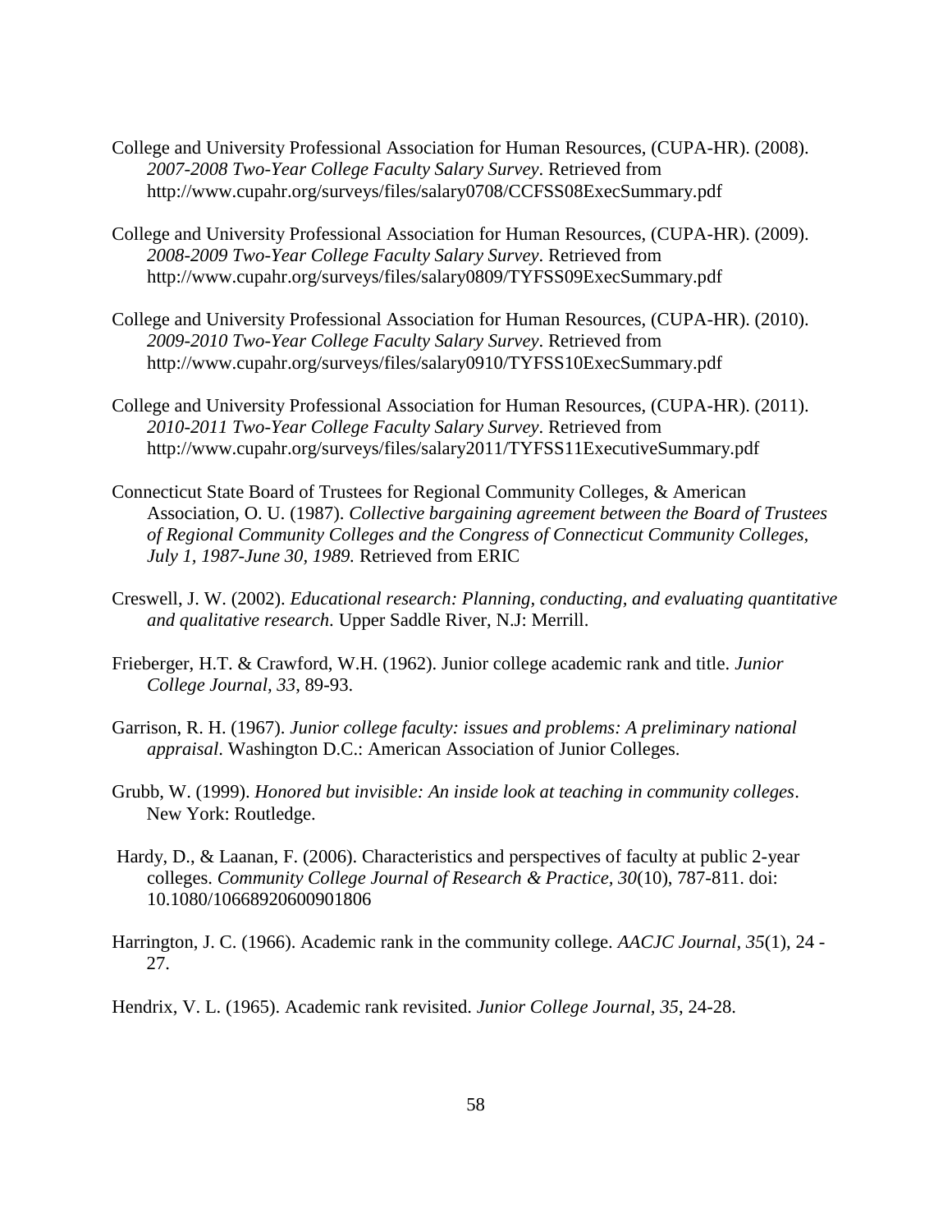College and University Professional Association for Human Resources, (CUPA-HR). (2008). *2007-2008 Two-Year College Faculty Salary Survey*. Retrieved from http://www.cupahr.org/surveys/files/salary0708/CCFSS08ExecSummary.pdf

College and University Professional Association for Human Resources, (CUPA-HR). (2009). *2008-2009 Two-Year College Faculty Salary Survey*. Retrieved from http://www.cupahr.org/surveys/files/salary0809/TYFSS09ExecSummary.pdf

College and University Professional Association for Human Resources, (CUPA-HR). (2010). *2009-2010 Two-Year College Faculty Salary Survey*. Retrieved from http://www.cupahr.org/surveys/files/salary0910/TYFSS10ExecSummary.pdf

College and University Professional Association for Human Resources, (CUPA-HR). (2011). *2010-2011 Two-Year College Faculty Salary Survey*. Retrieved from http://www.cupahr.org/surveys/files/salary2011/TYFSS11ExecutiveSummary.pdf

Connecticut State Board of Trustees for Regional Community Colleges, & American Association, O. U. (1987). *Collective bargaining agreement between the Board of Trustees of Regional Community Colleges and the Congress of Connecticut Community Colleges, July 1, 1987-June 30, 1989.* Retrieved from ERIC

Creswell, J. W. (2002). *Educational research: Planning, conducting, and evaluating quantitative and qualitative research*. Upper Saddle River, N.J: Merrill.

Frieberger, H.T. & Crawford, W.H. (1962). Junior college academic rank and title. *Junior College Journal, 33*, 89-93.

Garrison, R. H. (1967). *Junior college faculty: issues and problems: A preliminary national appraisal*. Washington D.C.: American Association of Junior Colleges.

Grubb, W. (1999). *Honored but invisible: An inside look at teaching in community colleges*. New York: Routledge.

Hardy, D., & Laanan, F. (2006). Characteristics and perspectives of faculty at public 2-year colleges. *Community College Journal of Research & Practice*, *30*(10), 787-811. doi: 10.1080/10668920600901806

Harrington, J. C. (1966). Academic rank in the community college. *AACJC Journal, 35*(1), 24 - 27.

Hendrix, V. L. (1965). Academic rank revisited. *Junior College Journal*, *35*, 24-28.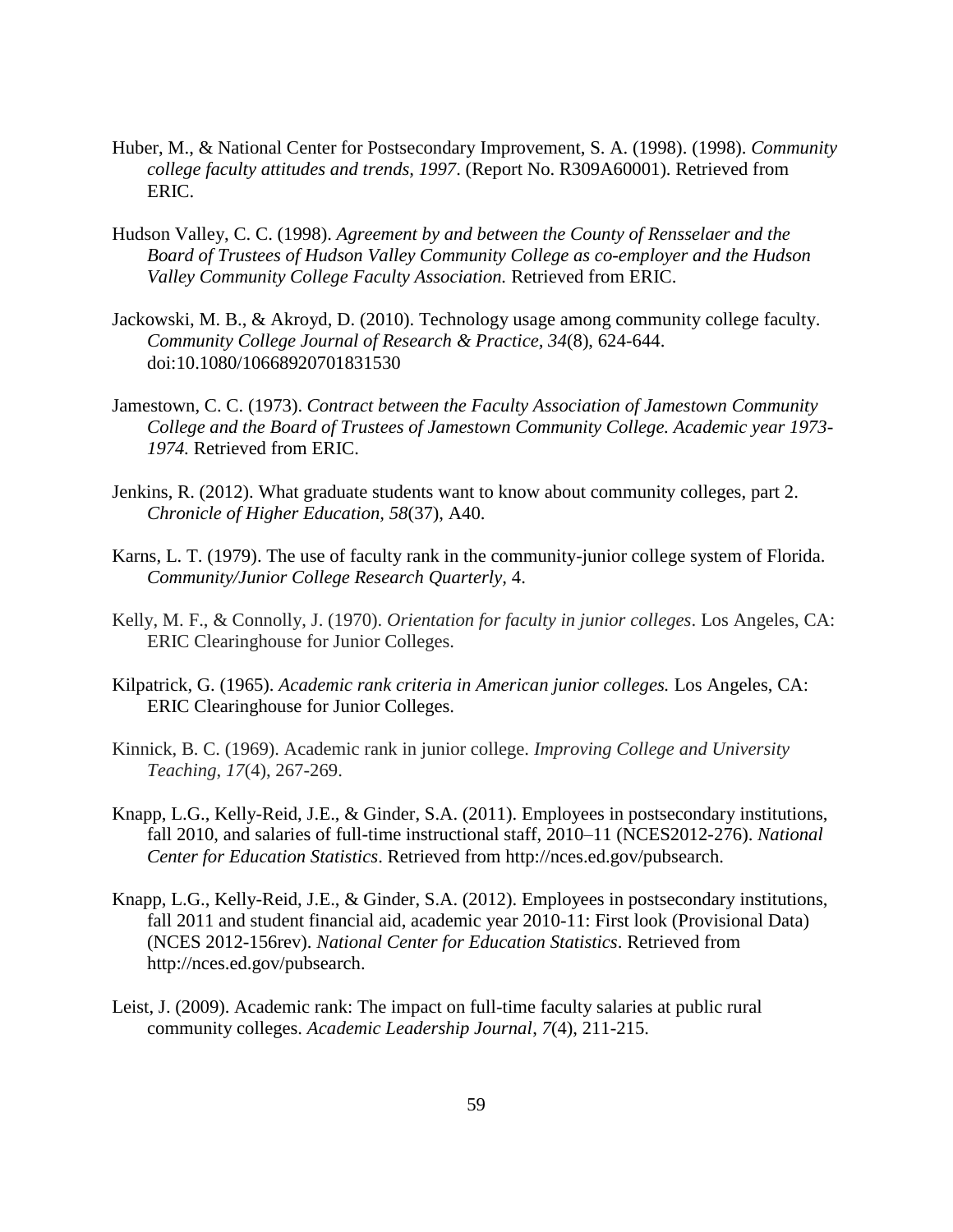Huber, M., & National Center for Postsecondary Improvement, S. A. (1998). (1998). *Community college faculty attitudes and trends, 1997*. (Report No. R309A60001). Retrieved from ERIC.

Hudson Valley, C. C. (1998). *Agreement by and between the County of Rensselaer and the Board of Trustees of Hudson Valley Community College as co-employer and the Hudson Valley Community College Faculty Association.* Retrieved from ERIC.

Jackowski, M. B., & Akroyd, D. (2010). Technology usage among community college faculty. *Community College Journal of Research & Practice, 34*(8), 624-644. doi:10.1080/10668920701831530

Jamestown, C. C. (1973). *Contract between the Faculty Association of Jamestown Community College and the Board of Trustees of Jamestown Community College. Academic year 1973-1974.* Retrieved from ERIC.

Jenkins, R. (2012). What graduate students want to know about community colleges, part 2. *Chronicle of Higher Education, 58*(37), A40.

Karns, L. T. (1979). The use of faculty rank in the community-junior college system of Florida. *Community/Junior College Research Quarterly,* 4.

Kelly, M. F., & Connolly, J. (1970). *Orientation for faculty in junior colleges*. Los Angeles, CA: ERIC Clearinghouse for Junior Colleges.

Kilpatrick, G. (1965). *Academic rank criteria in American junior colleges.* Los Angeles, CA: ERIC Clearinghouse for Junior Colleges.

Kinnick, B. C. (1969). Academic rank in junior college. *Improving College and University Teaching, 17*(4), 267-269.

Knapp, L.G., Kelly-Reid, J.E., & Ginder, S.A. (2011). Employees in postsecondary institutions, fall 2010, and salaries of full-time instructional staff, 2010–11 (NCES2012-276). *National Center for Education Statistics*. Retrieved from http://nces.ed.gov/pubsearch.

Knapp, L.G., Kelly-Reid, J.E., & Ginder, S.A. (2012). Employees in postsecondary institutions, fall 2011 and student financial aid, academic year 2010-11: First look (Provisional Data) (NCES 2012-156rev). *National Center for Education Statistics*. Retrieved from http://nces.ed.gov/pubsearch.

Leist, J. (2009). Academic rank: The impact on full-time faculty salaries at public rural community colleges. *Academic Leadership Journal*, *7*(4), 211-215.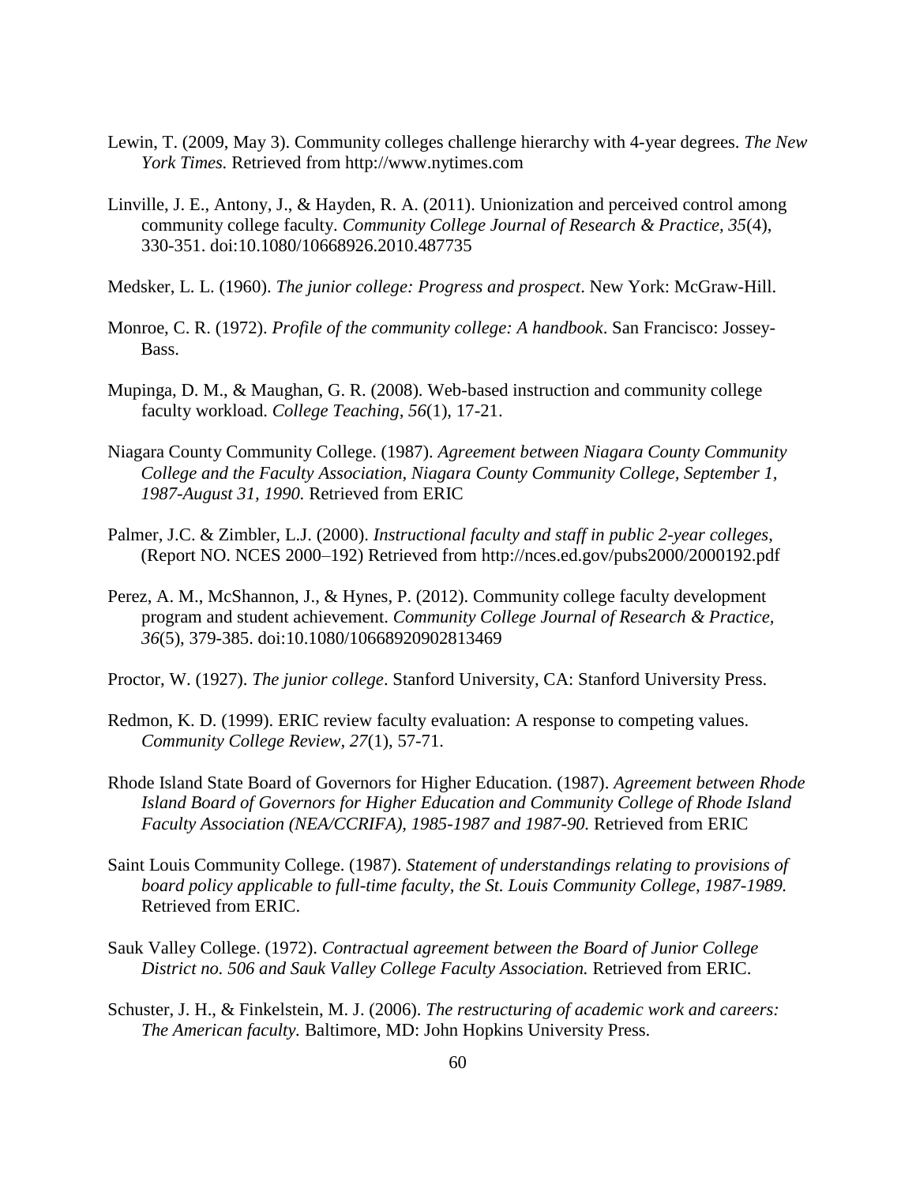Lewin, T. (2009, May 3). Community colleges challenge hierarchy with 4-year degrees. *The New York Times.* Retrieved from http://www.nytimes.com

Linville, J. E., Antony, J., & Hayden, R. A. (2011). Unionization and perceived control among community college faculty. *Community College Journal of Research & Practice*, *35*(4), 330-351. doi:10.1080/10668926.2010.487735

Medsker, L. L. (1960). *The junior college: Progress and prospect*. New York: McGraw-Hill.

Monroe, C. R. (1972). *Profile of the community college: A handbook*. San Francisco: Jossey-Bass.

Mupinga, D. M., & Maughan, G. R. (2008). Web-based instruction and community college faculty workload. *College Teaching*, *56*(1), 17-21.

Niagara County Community College. (1987). *Agreement between Niagara County Community College and the Faculty Association, Niagara County Community College, September 1, 1987-August 31, 1990.* Retrieved from ERIC

Palmer, J.C. & Zimbler, L.J. (2000). *Instructional faculty and staff in public 2-year colleges*, (Report NO. NCES 2000–192) Retrieved from http://nces.ed.gov/pubs2000/2000192.pdf

Perez, A. M., McShannon, J., & Hynes, P. (2012). Community college faculty development program and student achievement. *Community College Journal of Research & Practice*, *36*(5), 379-385. doi:10.1080/10668920902813469

Proctor, W. (1927). *The junior college*. Stanford University, CA: Stanford University Press.

Redmon, K. D. (1999). ERIC review faculty evaluation: A response to competing values. *Community College Review*, *27*(1), 57-71.

Rhode Island State Board of Governors for Higher Education. (1987). *Agreement between Rhode Island Board of Governors for Higher Education and Community College of Rhode Island Faculty Association (NEA/CCRIFA), 1985-1987 and 1987-90.* Retrieved from ERIC

Saint Louis Community College. (1987). *Statement of understandings relating to provisions of board policy applicable to full-time faculty, the St. Louis Community College, 1987-1989.* Retrieved from ERIC.

Sauk Valley College. (1972). *Contractual agreement between the Board of Junior College District no. 506 and Sauk Valley College Faculty Association.* Retrieved from ERIC.

Schuster, J. H., & Finkelstein, M. J. (2006). *The restructuring of academic work and careers: The American faculty.* Baltimore, MD: John Hopkins University Press.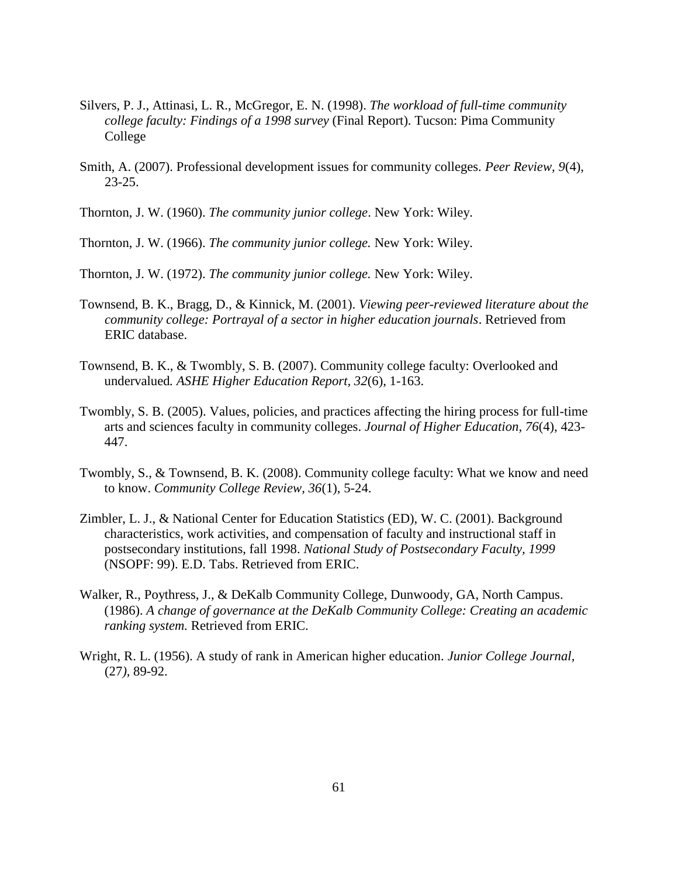Silvers, P. J., Attinasi, L. R., McGregor, E. N. (1998). *The workload of full-time community college faculty: Findings of a 1998 survey* (Final Report). Tucson: Pima Community College

Smith, A. (2007). Professional development issues for community colleges. *Peer Review, 9*(4), 23-25.

Thornton, J. W. (1960). *The community junior college*. New York: Wiley.

Thornton, J. W. (1966). *The community junior college.* New York: Wiley.

Thornton, J. W. (1972). *The community junior college.* New York: Wiley.

Townsend, B. K., Bragg, D., & Kinnick, M. (2001). *Viewing peer-reviewed literature about the community college: Portrayal of a sector in higher education journals*. Retrieved from ERIC database.

Townsend, B. K., & Twombly, S. B. (2007). Community college faculty: Overlooked and undervalued*. ASHE Higher Education Report, 32*(6), 1-163.

Twombly, S. B. (2005). Values, policies, and practices affecting the hiring process for full-time arts and sciences faculty in community colleges. *Journal of Higher Education, 76*(4), 423-447.

Twombly, S., & Townsend, B. K. (2008). Community college faculty: What we know and need to know. *Community College Review, 36*(1), 5-24.

Zimbler, L. J., & National Center for Education Statistics (ED), W. C. (2001). Background characteristics, work activities, and compensation of faculty and instructional staff in postsecondary institutions, fall 1998. *National Study of Postsecondary Faculty, 1999* (NSOPF: 99). E.D. Tabs. Retrieved from ERIC.

Walker, R., Poythress, J., & DeKalb Community College, Dunwoody, GA, North Campus. (1986). *A change of governance at the DeKalb Community College: Creating an academic ranking system.* Retrieved from ERIC.

Wright, R. L. (1956). A study of rank in American higher education. *Junior College Journal,* (27*),* 89-92.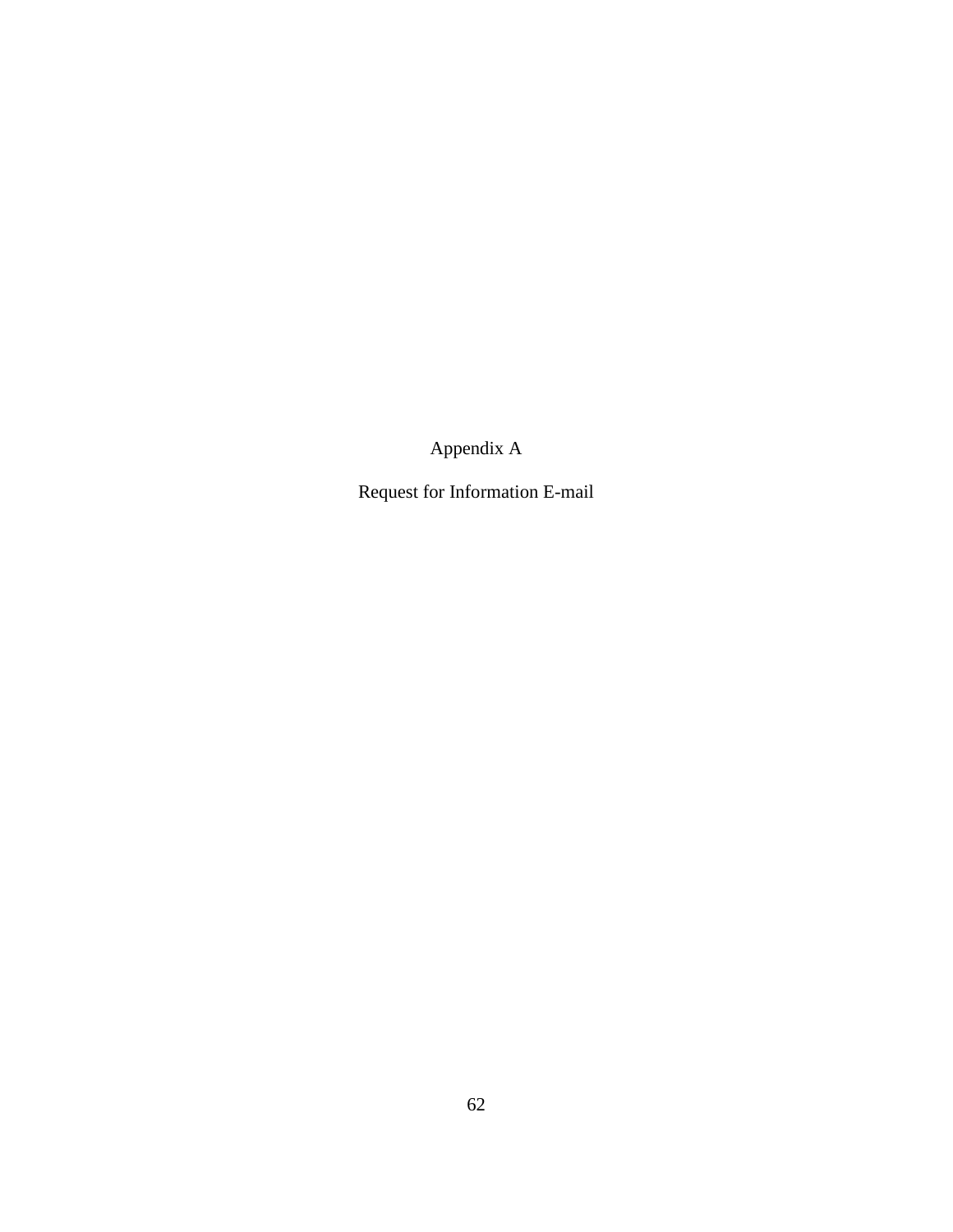# Appendix A

## Request for Information E-mail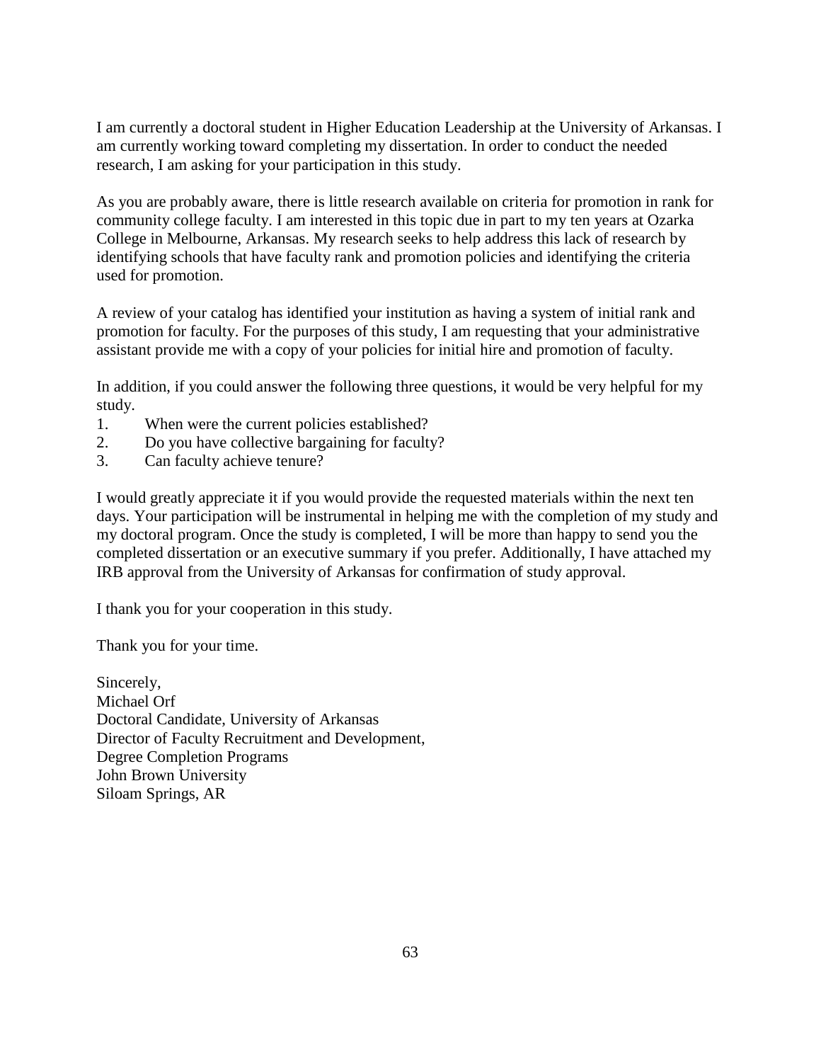I am currently a doctoral student in Higher Education Leadership at the University of Arkansas. I am currently working toward completing my dissertation. In order to conduct the needed research, I am asking for your participation in this study.

As you are probably aware, there is little research available on criteria for promotion in rank for community college faculty. I am interested in this topic due in part to my ten years at Ozarka College in Melbourne, Arkansas. My research seeks to help address this lack of research by identifying schools that have faculty rank and promotion policies and identifying the criteria used for promotion.

A review of your catalog has identified your institution as having a system of initial rank and promotion for faculty. For the purposes of this study, I am requesting that your administrative assistant provide me with a copy of your policies for initial hire and promotion of faculty.

In addition, if you could answer the following three questions, it would be very helpful for my study.

1. When were the current policies established?
2. Do you have collective bargaining for faculty?
3. Can faculty achieve tenure?

I would greatly appreciate it if you would provide the requested materials within the next ten days. Your participation will be instrumental in helping me with the completion of my study and my doctoral program. Once the study is completed, I will be more than happy to send you the completed dissertation or an executive summary if you prefer. Additionally, I have attached my IRB approval from the University of Arkansas for confirmation of study approval.

I thank you for your cooperation in this study.

Thank you for your time.

Sincerely,
Michael Orf
Doctoral Candidate, University of Arkansas
Director of Faculty Recruitment and Development,
Degree Completion Programs
John Brown University
Siloam Springs, AR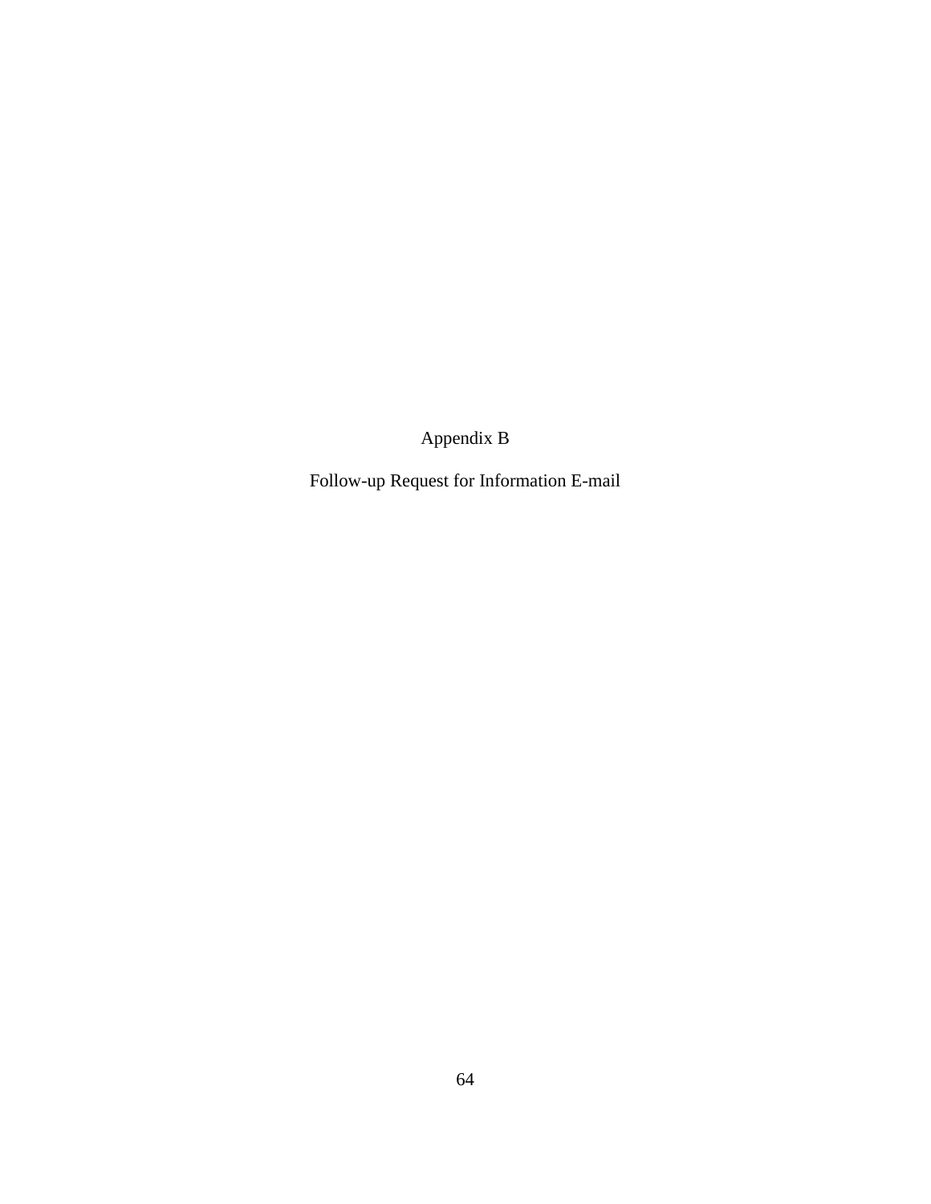# Appendix B

## Follow-up Request for Information E-mail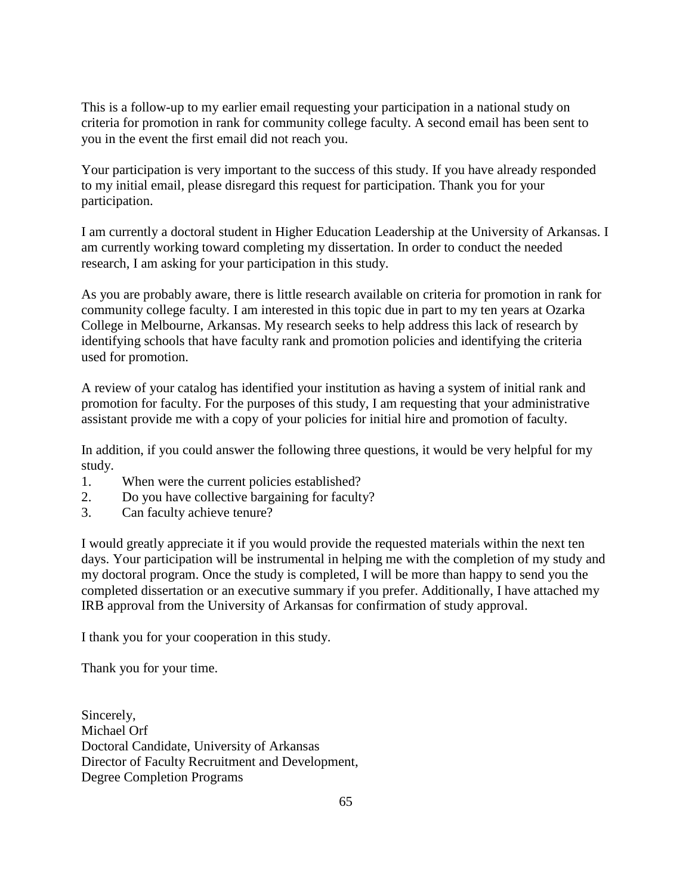This is a follow-up to my earlier email requesting your participation in a national study on criteria for promotion in rank for community college faculty. A second email has been sent to you in the event the first email did not reach you.

Your participation is very important to the success of this study. If you have already responded to my initial email, please disregard this request for participation. Thank you for your participation.

I am currently a doctoral student in Higher Education Leadership at the University of Arkansas. I am currently working toward completing my dissertation. In order to conduct the needed research, I am asking for your participation in this study.

As you are probably aware, there is little research available on criteria for promotion in rank for community college faculty. I am interested in this topic due in part to my ten years at Ozarka College in Melbourne, Arkansas. My research seeks to help address this lack of research by identifying schools that have faculty rank and promotion policies and identifying the criteria used for promotion.

A review of your catalog has identified your institution as having a system of initial rank and promotion for faculty. For the purposes of this study, I am requesting that your administrative assistant provide me with a copy of your policies for initial hire and promotion of faculty.

In addition, if you could answer the following three questions, it would be very helpful for my study.

1. When were the current policies established?
2. Do you have collective bargaining for faculty?
3. Can faculty achieve tenure?

I would greatly appreciate it if you would provide the requested materials within the next ten days. Your participation will be instrumental in helping me with the completion of my study and my doctoral program. Once the study is completed, I will be more than happy to send you the completed dissertation or an executive summary if you prefer. Additionally, I have attached my IRB approval from the University of Arkansas for confirmation of study approval.

I thank you for your cooperation in this study.

Thank you for your time.

Sincerely,  
Michael Orf  
Doctoral Candidate, University of Arkansas  
Director of Faculty Recruitment and Development,  
Degree Completion Programs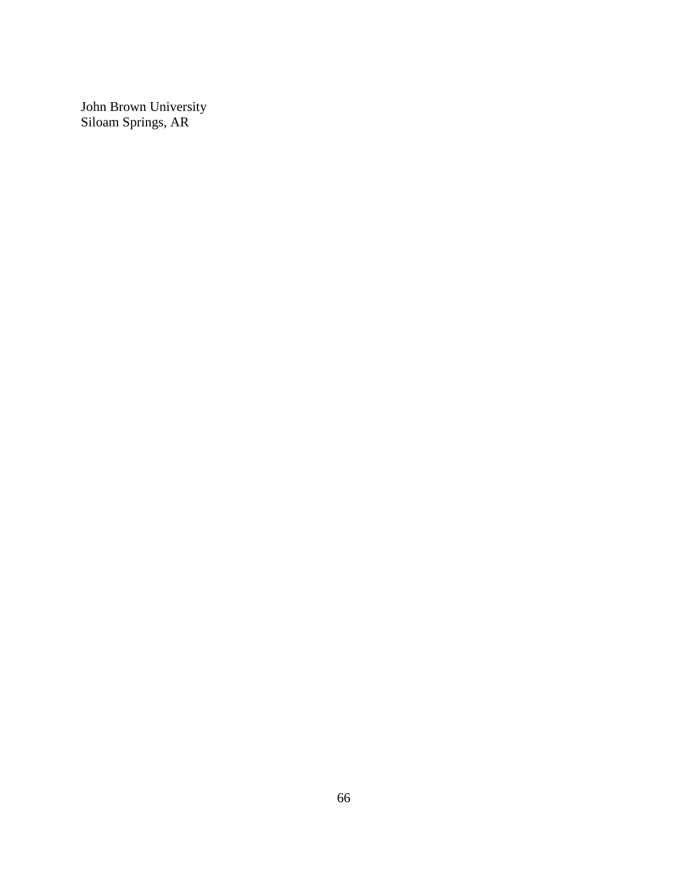John Brown University
Siloam Springs, AR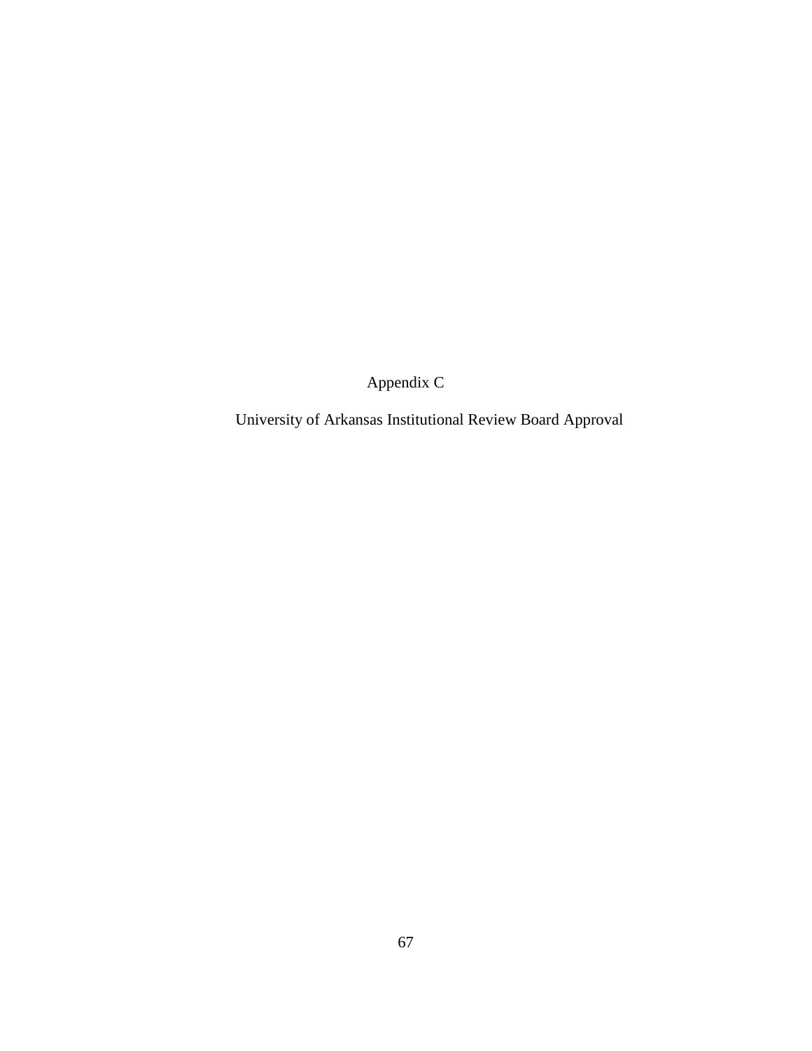# Appendix C

## University of Arkansas Institutional Review Board Approval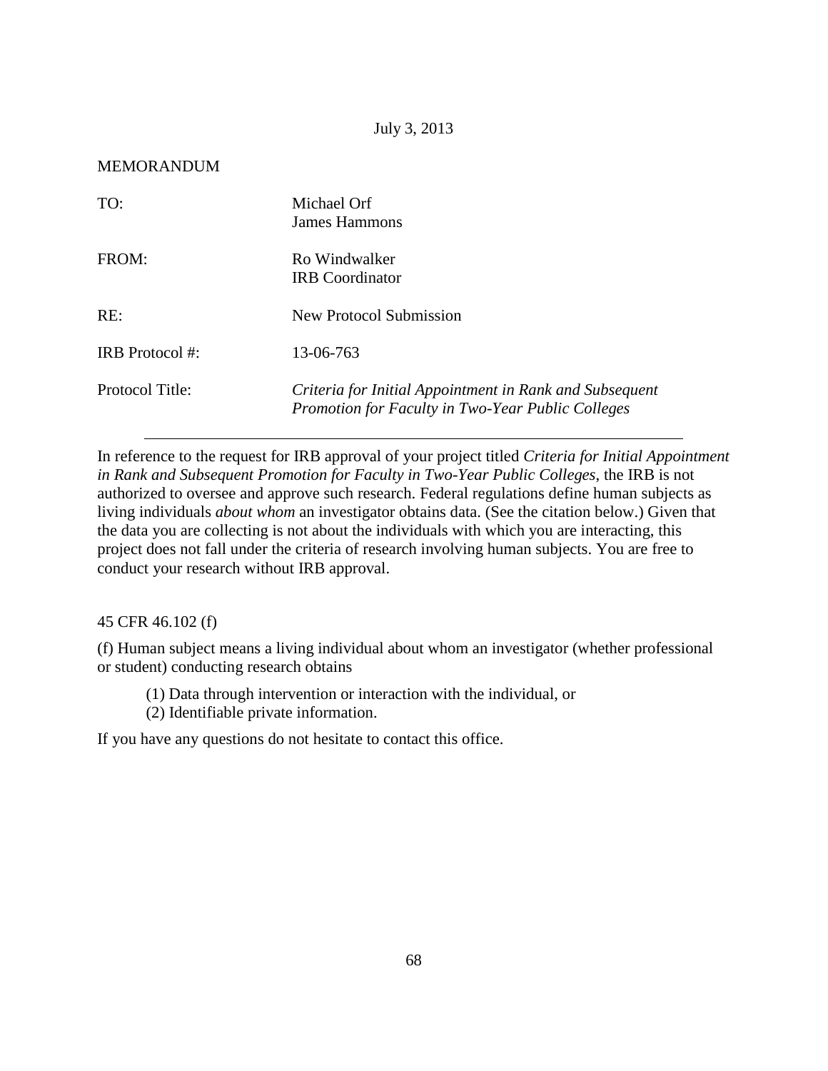July 3, 2013

MEMORANDUM

| | |
|---|---|
| TO: | Michael Orf<br>James Hammons |
| FROM: | Ro Windwalker<br>IRB Coordinator |
| RE: | New Protocol Submission |
| IRB Protocol #: | 13-06-763 |
| Protocol Title: | *Criteria for Initial Appointment in Rank and Subsequent Promotion for Faculty in Two-Year Public Colleges* |

---

In reference to the request for IRB approval of your project titled *Criteria for Initial Appointment in Rank and Subsequent Promotion for Faculty in Two-Year Public Colleges*, the IRB is not authorized to oversee and approve such research. Federal regulations define human subjects as living individuals *about whom* an investigator obtains data. (See the citation below.) Given that the data you are collecting is not about the individuals with which you are interacting, this project does not fall under the criteria of research involving human subjects. You are free to conduct your research without IRB approval.

45 CFR 46.102 (f)

(f) Human subject means a living individual about whom an investigator (whether professional or student) conducting research obtains

> (1) Data through intervention or interaction with the individual, or
> (2) Identifiable private information.

If you have any questions do not hesitate to contact this office.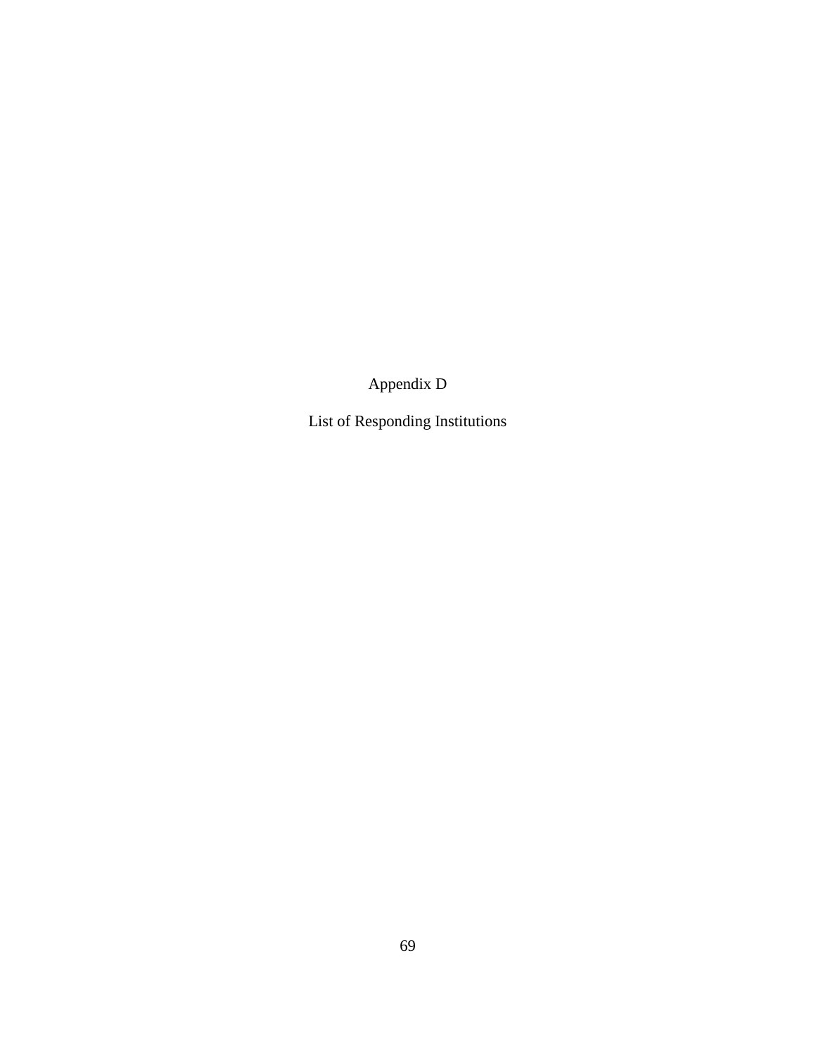# Appendix D

## List of Responding Institutions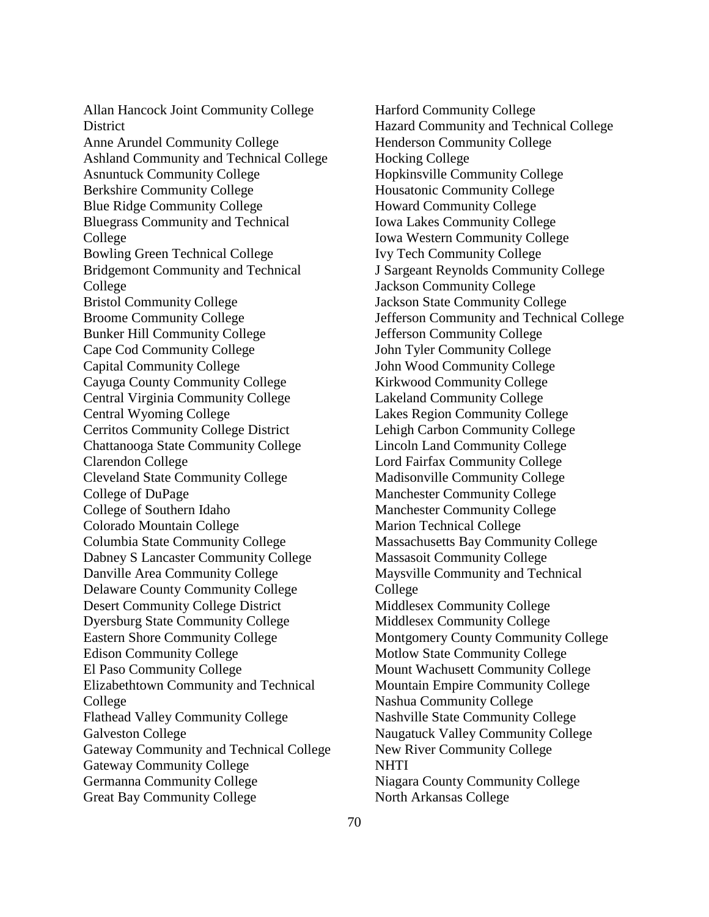Allan Hancock Joint Community College District
Anne Arundel Community College
Ashland Community and Technical College
Asnuntuck Community College
Berkshire Community College
Blue Ridge Community College
Bluegrass Community and Technical College
Bowling Green Technical College
Bridgemont Community and Technical College
Bristol Community College
Broome Community College
Bunker Hill Community College
Cape Cod Community College
Capital Community College
Cayuga County Community College
Central Virginia Community College
Central Wyoming College
Cerritos Community College District
Chattanooga State Community College
Clarendon College
Cleveland State Community College
College of DuPage
College of Southern Idaho
Colorado Mountain College
Columbia State Community College
Dabney S Lancaster Community College
Danville Area Community College
Delaware County Community College
Desert Community College District
Dyersburg State Community College
Eastern Shore Community College
Edison Community College
El Paso Community College
Elizabethtown Community and Technical College
Flathead Valley Community College
Galveston College
Gateway Community and Technical College
Gateway Community College
Germanna Community College
Great Bay Community College
Harford Community College
Hazard Community and Technical College
Henderson Community College
Hocking College
Hopkinsville Community College
Housatonic Community College
Howard Community College
Iowa Lakes Community College
Iowa Western Community College
Ivy Tech Community College
J Sargeant Reynolds Community College
Jackson Community College
Jackson State Community College
Jefferson Community and Technical College
Jefferson Community College
John Tyler Community College
John Wood Community College
Kirkwood Community College
Lakeland Community College
Lakes Region Community College
Lehigh Carbon Community College
Lincoln Land Community College
Lord Fairfax Community College
Madisonville Community College
Manchester Community College
Manchester Community College
Marion Technical College
Massachusetts Bay Community College
Massasoit Community College
Maysville Community and Technical College
Middlesex Community College
Middlesex Community College
Montgomery County Community College
Motlow State Community College
Mount Wachusett Community College
Mountain Empire Community College
Nashua Community College
Nashville State Community College
Naugatuck Valley Community College
New River Community College
NHTI
Niagara County Community College
North Arkansas College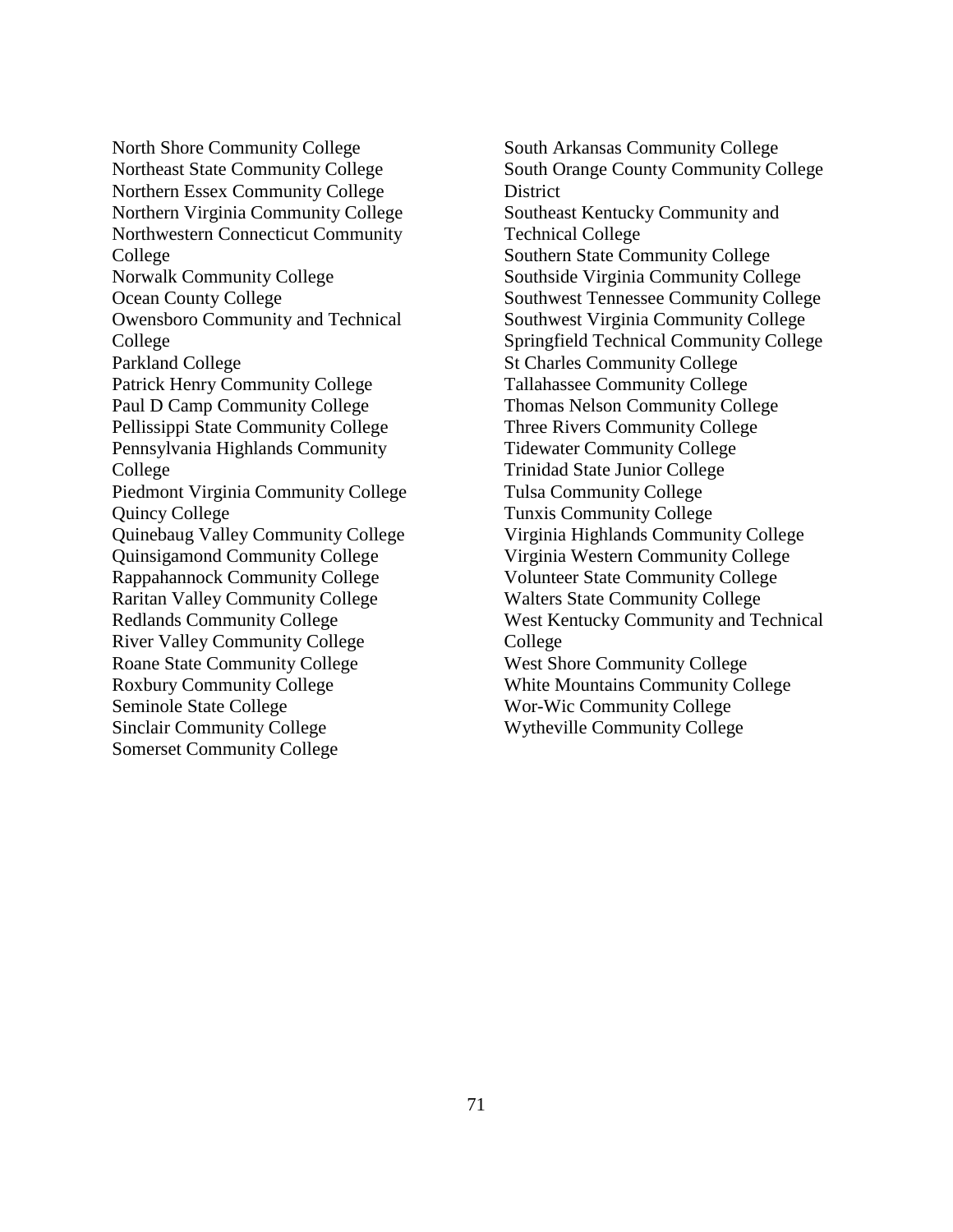North Shore Community College
Northeast State Community College
Northern Essex Community College
Northern Virginia Community College
Northwestern Connecticut Community College
Norwalk Community College
Ocean County College
Owensboro Community and Technical College
Parkland College
Patrick Henry Community College
Paul D Camp Community College
Pellissippi State Community College
Pennsylvania Highlands Community College
Piedmont Virginia Community College
Quincy College
Quinebaug Valley Community College
Quinsigamond Community College
Rappahannock Community College
Raritan Valley Community College
Redlands Community College
River Valley Community College
Roane State Community College
Roxbury Community College
Seminole State College
Sinclair Community College
Somerset Community College
South Arkansas Community College
South Orange County Community College District
Southeast Kentucky Community and Technical College
Southern State Community College
Southside Virginia Community College
Southwest Tennessee Community College
Southwest Virginia Community College
Springfield Technical Community College
St Charles Community College
Tallahassee Community College
Thomas Nelson Community College
Three Rivers Community College
Tidewater Community College
Trinidad State Junior College
Tulsa Community College
Tunxis Community College
Virginia Highlands Community College
Virginia Western Community College
Volunteer State Community College
Walters State Community College
West Kentucky Community and Technical College
West Shore Community College
White Mountains Community College
Wor-Wic Community College
Wytheville Community College